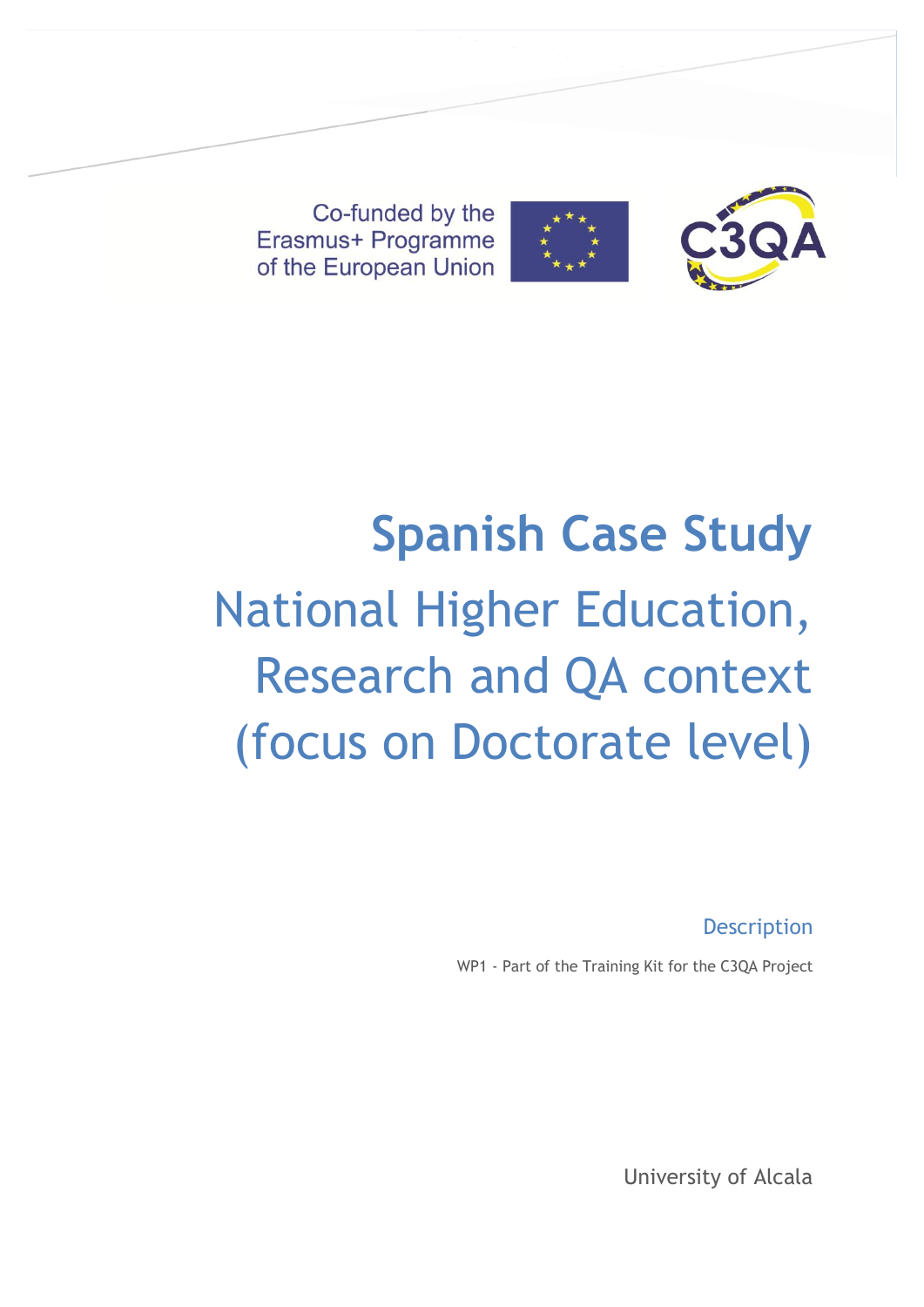Co-funded by the Erasmus+ Programme of the European Union

C3QA

# Spanish Case Study

## National Higher Education, Research and QA context (focus on Doctorate level)

### Description

WP1 - Part of the Training Kit for the C3QA Project

University of Alcala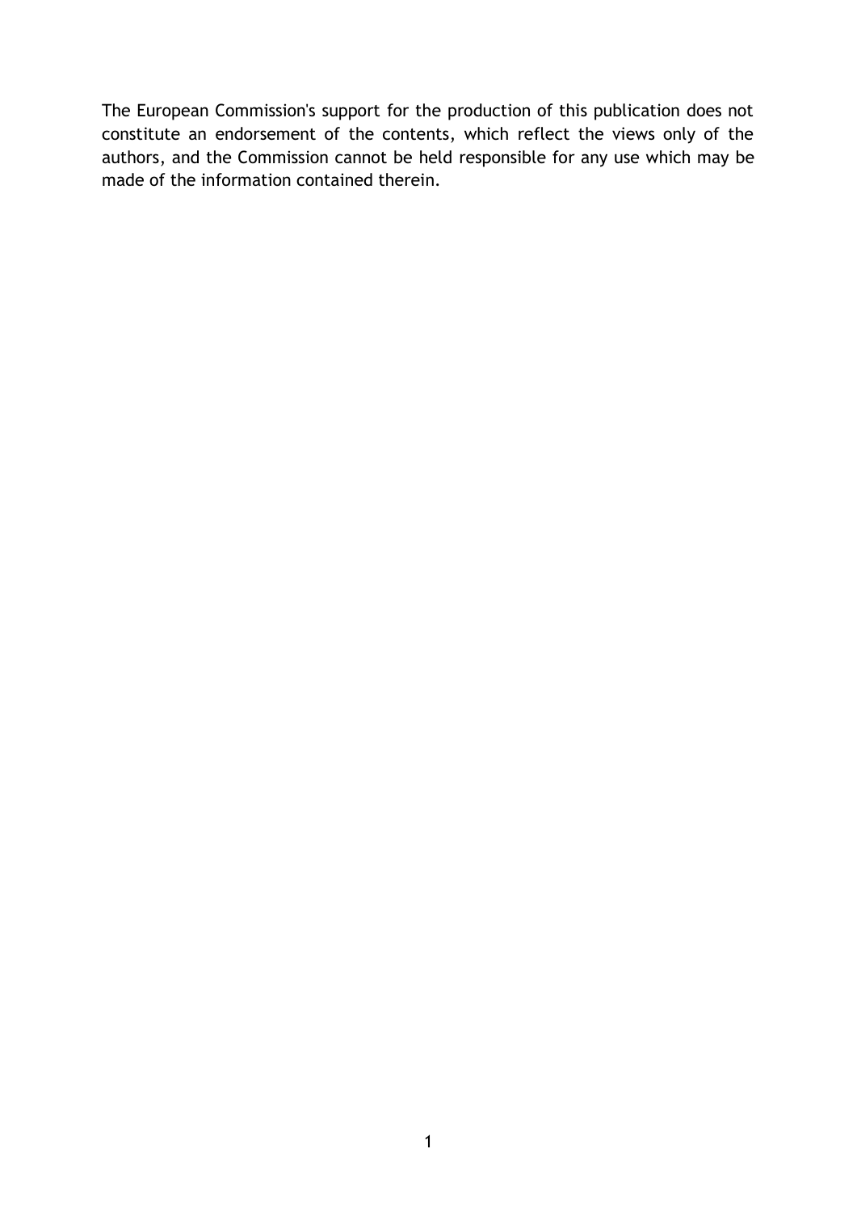The European Commission's support for the production of this publication does not constitute an endorsement of the contents, which reflect the views only of the authors, and the Commission cannot be held responsible for any use which may be made of the information contained therein.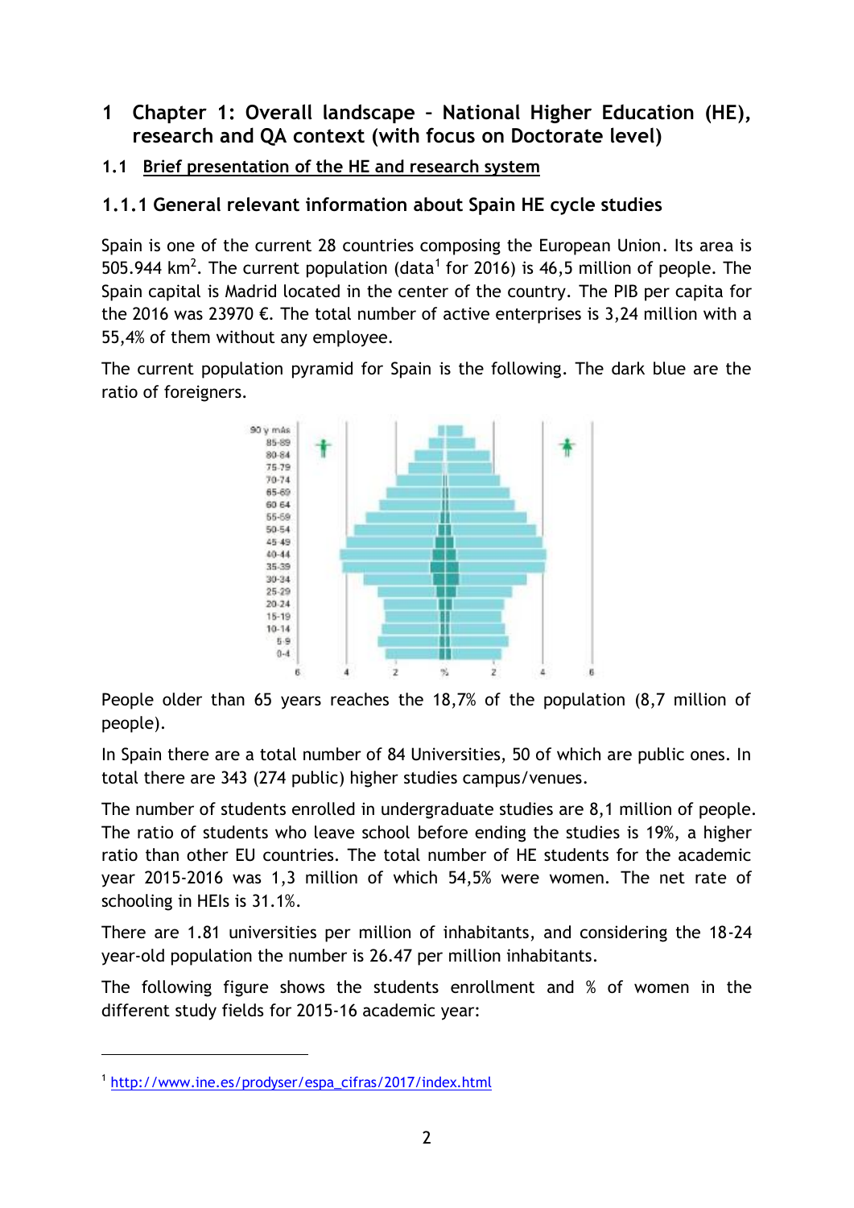# 1 Chapter 1: Overall landscape – National Higher Education (HE), research and QA context (with focus on Doctorate level)

## 1.1 Brief presentation of the HE and research system

### 1.1.1 General relevant information about Spain HE cycle studies

Spain is one of the current 28 countries composing the European Union. Its area is 505.944 km$^2$. The current population (data[1] for 2016) is 46,5 million of people. The Spain capital is Madrid located in the center of the country. The PIB per capita for the 2016 was 23970 €. The total number of active enterprises is 3,24 million with a 55,4% of them without any employee.

The current population pyramid for Spain is the following. The dark blue are the ratio of foreigners.

People older than 65 years reaches the 18,7% of the population (8,7 million of people).

In Spain there are a total number of 84 Universities, 50 of which are public ones. In total there are 343 (274 public) higher studies campus/venues.

The number of students enrolled in undergraduate studies are 8,1 million of people. The ratio of students who leave school before ending the studies is 19%, a higher ratio than other EU countries. The total number of HE students for the academic year 2015-2016 was 1,3 million of which 54,5% were women. The net rate of schooling in HEIs is 31.1%.

There are 1.81 universities per million of inhabitants, and considering the 18-24 year-old population the number is 26.47 per million inhabitants.

The following figure shows the students enrollment and % of women in the different study fields for 2015-16 academic year:

[1] http://www.ine.es/prodyser/espa_cifras/2017/index.html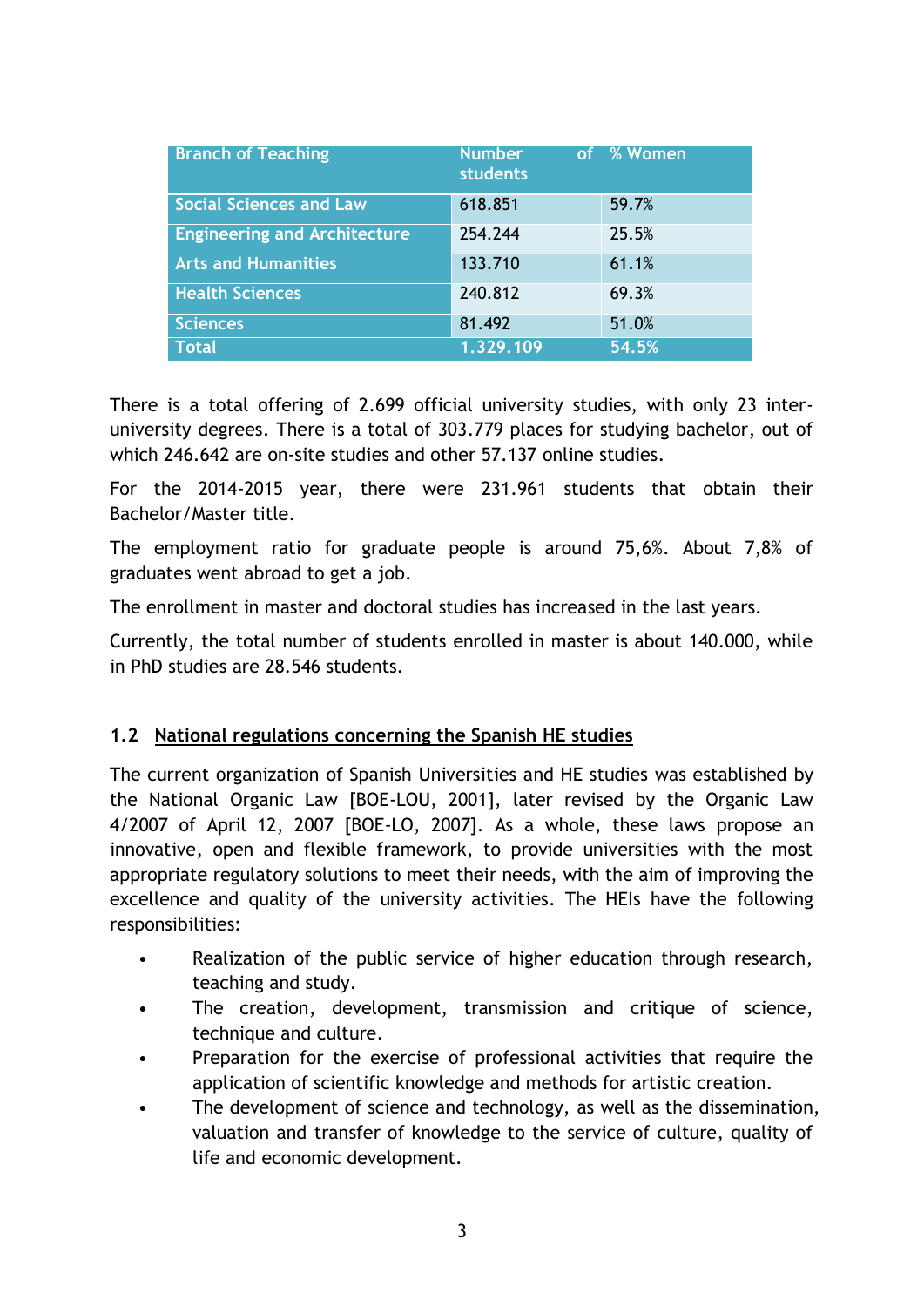| Branch of Teaching | Number of students | % Women |
|---|---|---|
| Social Sciences and Law | 618.851 | 59.7% |
| Engineering and Architecture | 254.244 | 25.5% |
| Arts and Humanities | 133.710 | 61.1% |
| Health Sciences | 240.812 | 69.3% |
| Sciences | 81.492 | 51.0% |
| Total | 1.329.109 | 54.5% |

There is a total offering of 2.699 official university studies, with only 23 inter-university degrees. There is a total of 303.779 places for studying bachelor, out of which 246.642 are on-site studies and other 57.137 online studies.

For the 2014-2015 year, there were 231.961 students that obtain their Bachelor/Master title.

The employment ratio for graduate people is around 75,6%. About 7,8% of graduates went abroad to get a job.

The enrollment in master and doctoral studies has increased in the last years.

Currently, the total number of students enrolled in master is about 140.000, while in PhD studies are 28.546 students.

### 1.2 National regulations concerning the Spanish HE studies

The current organization of Spanish Universities and HE studies was established by the National Organic Law [BOE-LOU, 2001], later revised by the Organic Law 4/2007 of April 12, 2007 [BOE-LO, 2007]. As a whole, these laws propose an innovative, open and flexible framework, to provide universities with the most appropriate regulatory solutions to meet their needs, with the aim of improving the excellence and quality of the university activities. The HEIs have the following responsibilities:

- Realization of the public service of higher education through research, teaching and study.
- The creation, development, transmission and critique of science, technique and culture.
- Preparation for the exercise of professional activities that require the application of scientific knowledge and methods for artistic creation.
- The development of science and technology, as well as the dissemination, valuation and transfer of knowledge to the service of culture, quality of life and economic development.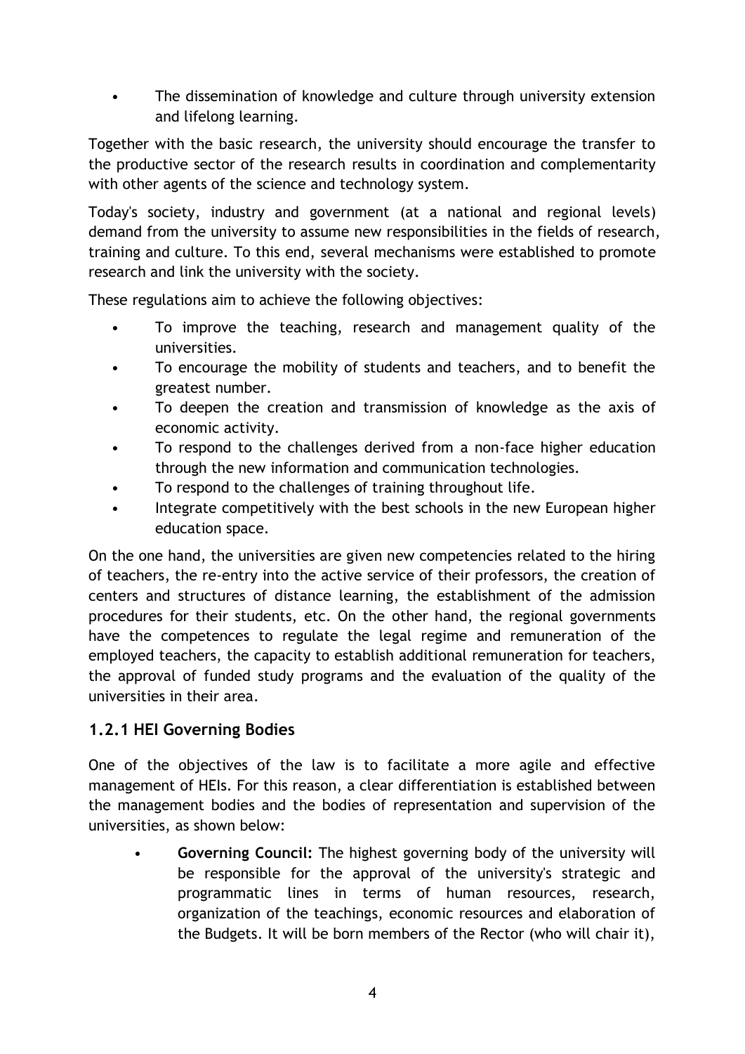- The dissemination of knowledge and culture through university extension and lifelong learning.

Together with the basic research, the university should encourage the transfer to the productive sector of the research results in coordination and complementarity with other agents of the science and technology system.

Today's society, industry and government (at a national and regional levels) demand from the university to assume new responsibilities in the fields of research, training and culture. To this end, several mechanisms were established to promote research and link the university with the society.

These regulations aim to achieve the following objectives:

- To improve the teaching, research and management quality of the universities.
- To encourage the mobility of students and teachers, and to benefit the greatest number.
- To deepen the creation and transmission of knowledge as the axis of economic activity.
- To respond to the challenges derived from a non-face higher education through the new information and communication technologies.
- To respond to the challenges of training throughout life.
- Integrate competitively with the best schools in the new European higher education space.

On the one hand, the universities are given new competencies related to the hiring of teachers, the re-entry into the active service of their professors, the creation of centers and structures of distance learning, the establishment of the admission procedures for their students, etc. On the other hand, the regional governments have the competences to regulate the legal regime and remuneration of the employed teachers, the capacity to establish additional remuneration for teachers, the approval of funded study programs and the evaluation of the quality of the universities in their area.

### 1.2.1 HEI Governing Bodies

One of the objectives of the law is to facilitate a more agile and effective management of HEIs. For this reason, a clear differentiation is established between the management bodies and the bodies of representation and supervision of the universities, as shown below:

- **Governing Council:** The highest governing body of the university will be responsible for the approval of the university's strategic and programmatic lines in terms of human resources, research, organization of the teachings, economic resources and elaboration of the Budgets. It will be born members of the Rector (who will chair it),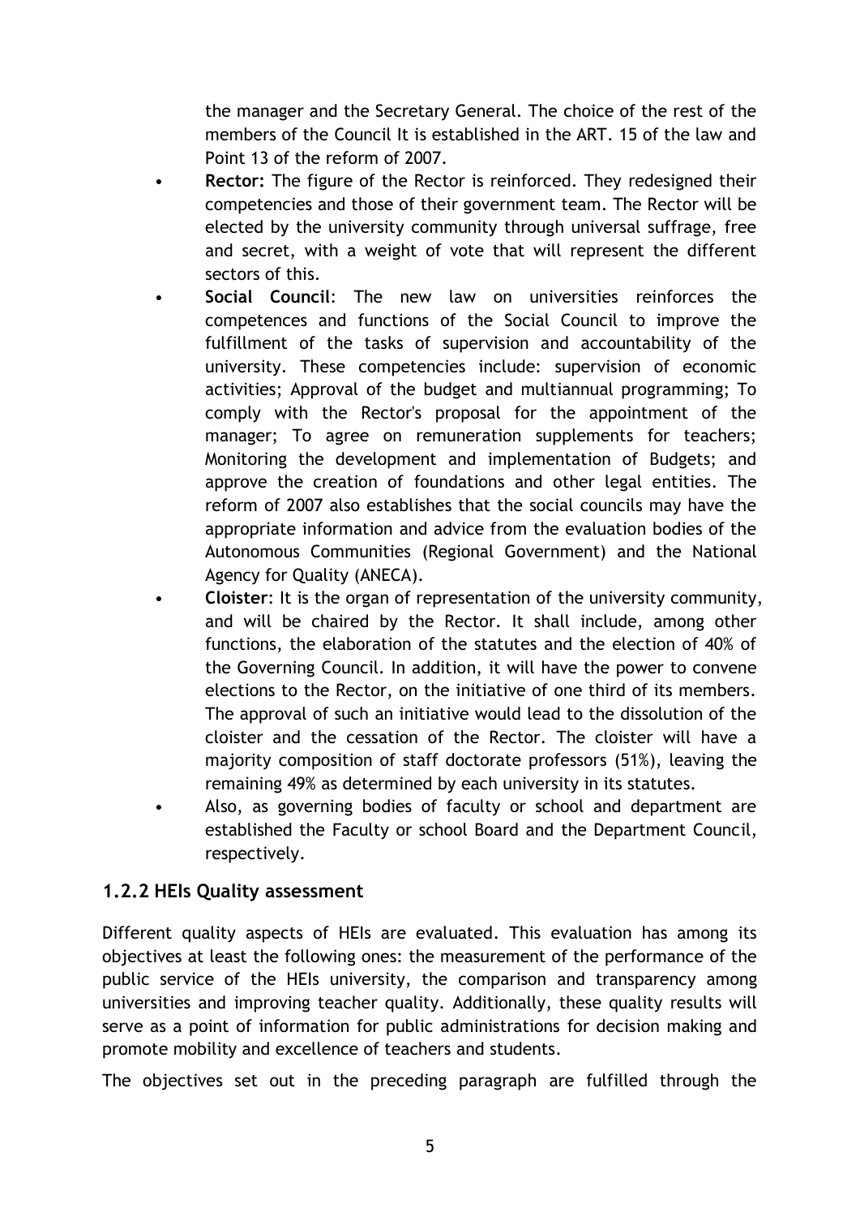the manager and the Secretary General. The choice of the rest of the members of the Council It is established in the ART. 15 of the law and Point 13 of the reform of 2007.

- **Rector:** The figure of the Rector is reinforced. They redesigned their competencies and those of their government team. The Rector will be elected by the university community through universal suffrage, free and secret, with a weight of vote that will represent the different sectors of this.
- **Social Council**: The new law on universities reinforces the competences and functions of the Social Council to improve the fulfillment of the tasks of supervision and accountability of the university. These competencies include: supervision of economic activities; Approval of the budget and multiannual programming; To comply with the Rector's proposal for the appointment of the manager; To agree on remuneration supplements for teachers; Monitoring the development and implementation of Budgets; and approve the creation of foundations and other legal entities. The reform of 2007 also establishes that the social councils may have the appropriate information and advice from the evaluation bodies of the Autonomous Communities (Regional Government) and the National Agency for Quality (ANECA).
- **Cloister**: It is the organ of representation of the university community, and will be chaired by the Rector. It shall include, among other functions, the elaboration of the statutes and the election of 40% of the Governing Council. In addition, it will have the power to convene elections to the Rector, on the initiative of one third of its members. The approval of such an initiative would lead to the dissolution of the cloister and the cessation of the Rector. The cloister will have a majority composition of staff doctorate professors (51%), leaving the remaining 49% as determined by each university in its statutes.
- Also, as governing bodies of faculty or school and department are established the Faculty or school Board and the Department Council, respectively.

### 1.2.2 HEIs Quality assessment

Different quality aspects of HEIs are evaluated. This evaluation has among its objectives at least the following ones: the measurement of the performance of the public service of the HEIs university, the comparison and transparency among universities and improving teacher quality. Additionally, these quality results will serve as a point of information for public administrations for decision making and promote mobility and excellence of teachers and students.

The objectives set out in the preceding paragraph are fulfilled through the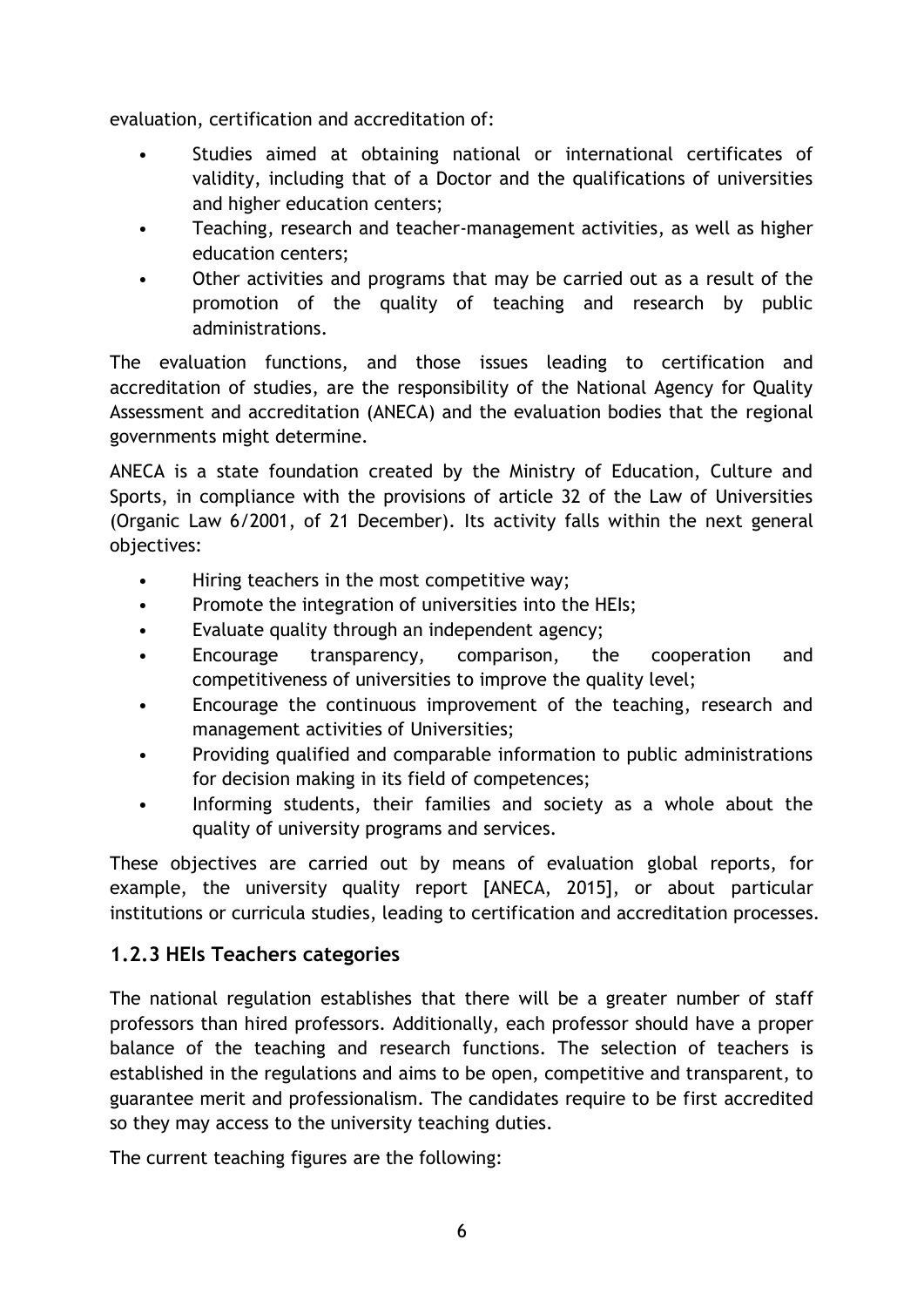evaluation, certification and accreditation of:

- Studies aimed at obtaining national or international certificates of validity, including that of a Doctor and the qualifications of universities and higher education centers;
- Teaching, research and teacher-management activities, as well as higher education centers;
- Other activities and programs that may be carried out as a result of the promotion of the quality of teaching and research by public administrations.

The evaluation functions, and those issues leading to certification and accreditation of studies, are the responsibility of the National Agency for Quality Assessment and accreditation (ANECA) and the evaluation bodies that the regional governments might determine.

ANECA is a state foundation created by the Ministry of Education, Culture and Sports, in compliance with the provisions of article 32 of the Law of Universities (Organic Law 6/2001, of 21 December). Its activity falls within the next general objectives:

- Hiring teachers in the most competitive way;
- Promote the integration of universities into the HEIs;
- Evaluate quality through an independent agency;
- Encourage transparency, comparison, the cooperation and competitiveness of universities to improve the quality level;
- Encourage the continuous improvement of the teaching, research and management activities of Universities;
- Providing qualified and comparable information to public administrations for decision making in its field of competences;
- Informing students, their families and society as a whole about the quality of university programs and services.

These objectives are carried out by means of evaluation global reports, for example, the university quality report [ANECA, 2015], or about particular institutions or curricula studies, leading to certification and accreditation processes.

### 1.2.3 HEIs Teachers categories

The national regulation establishes that there will be a greater number of staff professors than hired professors. Additionally, each professor should have a proper balance of the teaching and research functions. The selection of teachers is established in the regulations and aims to be open, competitive and transparent, to guarantee merit and professionalism. The candidates require to be first accredited so they may access to the university teaching duties.

The current teaching figures are the following: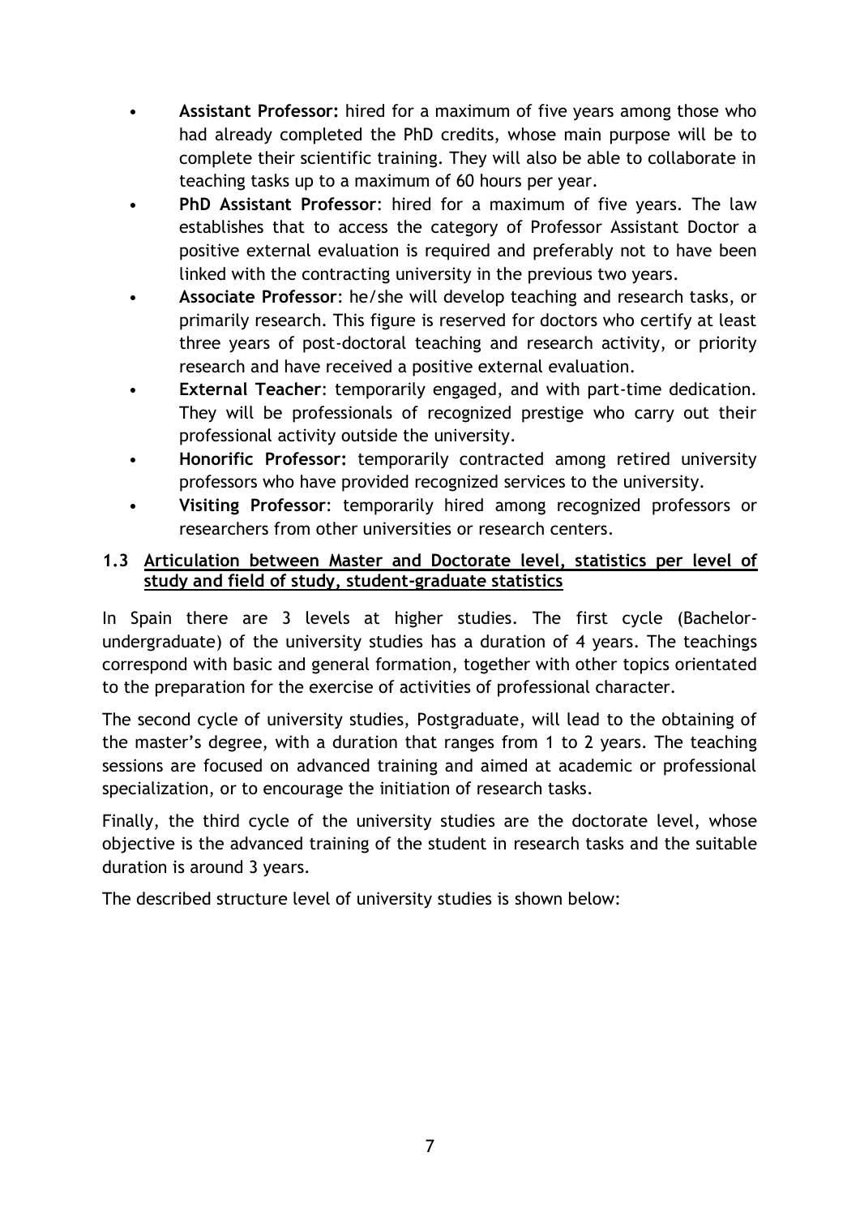- **Assistant Professor:** hired for a maximum of five years among those who had already completed the PhD credits, whose main purpose will be to complete their scientific training. They will also be able to collaborate in teaching tasks up to a maximum of 60 hours per year.
- **PhD Assistant Professor**: hired for a maximum of five years. The law establishes that to access the category of Professor Assistant Doctor a positive external evaluation is required and preferably not to have been linked with the contracting university in the previous two years.
- **Associate Professor**: he/she will develop teaching and research tasks, or primarily research. This figure is reserved for doctors who certify at least three years of post-doctoral teaching and research activity, or priority research and have received a positive external evaluation.
- **External Teacher**: temporarily engaged, and with part-time dedication. They will be professionals of recognized prestige who carry out their professional activity outside the university.
- **Honorific Professor:** temporarily contracted among retired university professors who have provided recognized services to the university.
- **Visiting Professor**: temporarily hired among recognized professors or researchers from other universities or research centers.

### 1.3 Articulation between Master and Doctorate level, statistics per level of study and field of study, student-graduate statistics

In Spain there are 3 levels at higher studies. The first cycle (Bachelor-undergraduate) of the university studies has a duration of 4 years. The teachings correspond with basic and general formation, together with other topics orientated to the preparation for the exercise of activities of professional character.

The second cycle of university studies, Postgraduate, will lead to the obtaining of the master's degree, with a duration that ranges from 1 to 2 years. The teaching sessions are focused on advanced training and aimed at academic or professional specialization, or to encourage the initiation of research tasks.

Finally, the third cycle of the university studies are the doctorate level, whose objective is the advanced training of the student in research tasks and the suitable duration is around 3 years.

The described structure level of university studies is shown below: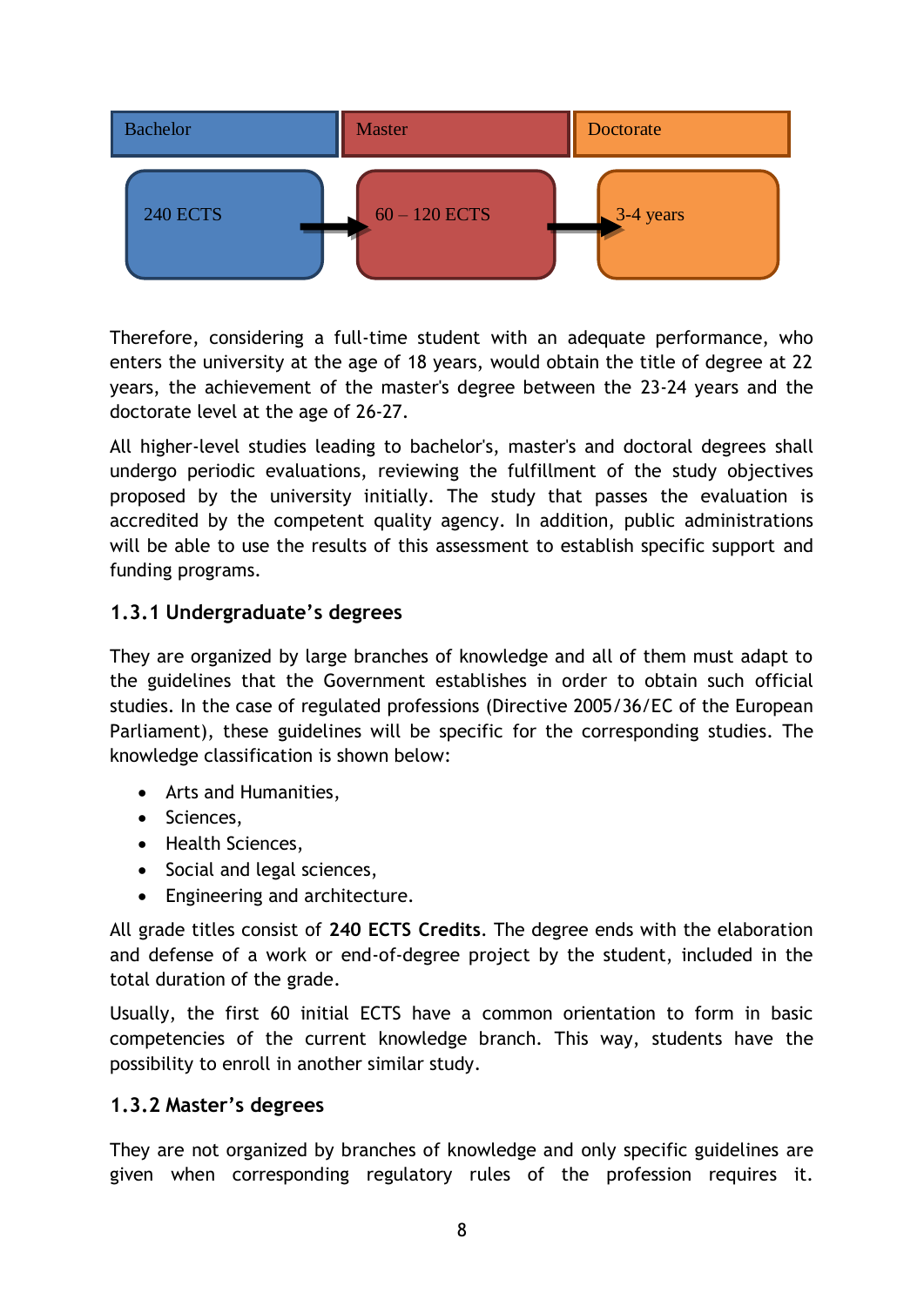| Bachelor | Master | Doctorate |
| --- | --- | --- |
| 240 ECTS | 60 – 120 ECTS | 3-4 years |

Therefore, considering a full-time student with an adequate performance, who enters the university at the age of 18 years, would obtain the title of degree at 22 years, the achievement of the master's degree between the 23-24 years and the doctorate level at the age of 26-27.

All higher-level studies leading to bachelor's, master's and doctoral degrees shall undergo periodic evaluations, reviewing the fulfillment of the study objectives proposed by the university initially. The study that passes the evaluation is accredited by the competent quality agency. In addition, public administrations will be able to use the results of this assessment to establish specific support and funding programs.

### 1.3.1 Undergraduate's degrees

They are organized by large branches of knowledge and all of them must adapt to the guidelines that the Government establishes in order to obtain such official studies. In the case of regulated professions (Directive 2005/36/EC of the European Parliament), these guidelines will be specific for the corresponding studies. The knowledge classification is shown below:

- Arts and Humanities,
- Sciences,
- Health Sciences,
- Social and legal sciences,
- Engineering and architecture.

All grade titles consist of **240 ECTS Credits**. The degree ends with the elaboration and defense of a work or end-of-degree project by the student, included in the total duration of the grade.

Usually, the first 60 initial ECTS have a common orientation to form in basic competencies of the current knowledge branch. This way, students have the possibility to enroll in another similar study.

### 1.3.2 Master's degrees

They are not organized by branches of knowledge and only specific guidelines are given when corresponding regulatory rules of the profession requires it.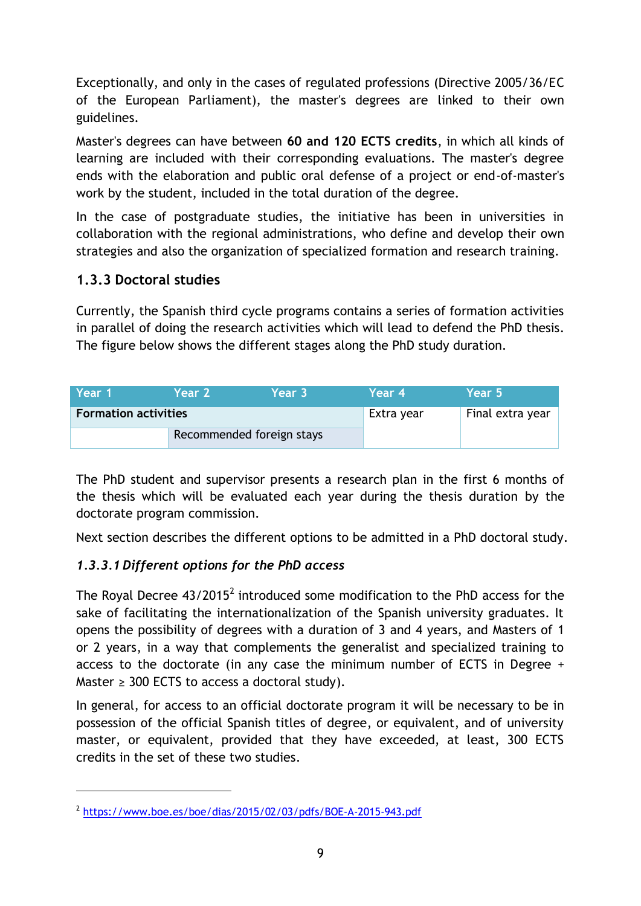Exceptionally, and only in the cases of regulated professions (Directive 2005/36/EC of the European Parliament), the master's degrees are linked to their own guidelines.

Master's degrees can have between **60 and 120 ECTS credits**, in which all kinds of learning are included with their corresponding evaluations. The master's degree ends with the elaboration and public oral defense of a project or end-of-master's work by the student, included in the total duration of the degree.

In the case of postgraduate studies, the initiative has been in universities in collaboration with the regional administrations, who define and develop their own strategies and also the organization of specialized formation and research training.

### 1.3.3 Doctoral studies

Currently, the Spanish third cycle programs contains a series of formation activities in parallel of doing the research activities which will lead to defend the PhD thesis. The figure below shows the different stages along the PhD study duration.

| Year 1 | Year 2 | Year 3 | Year 4 | Year 5 |
|---|---|---|---|---|
| **Formation activities** | | | Extra year | Final extra year |
| | Recommended foreign stays | | | |

The PhD student and supervisor presents a research plan in the first 6 months of the thesis which will be evaluated each year during the thesis duration by the doctorate program commission.

Next section describes the different options to be admitted in a PhD doctoral study.

#### *1.3.3.1 Different options for the PhD access*

The Royal Decree 43/2015[2] introduced some modification to the PhD access for the sake of facilitating the internationalization of the Spanish university graduates. It opens the possibility of degrees with a duration of 3 and 4 years, and Masters of 1 or 2 years, in a way that complements the generalist and specialized training to access to the doctorate (in any case the minimum number of ECTS in Degree + Master ≥ 300 ECTS to access a doctoral study).

In general, for access to an official doctorate program it will be necessary to be in possession of the official Spanish titles of degree, or equivalent, and of university master, or equivalent, provided that they have exceeded, at least, 300 ECTS credits in the set of these two studies.

[2] https://www.boe.es/boe/dias/2015/02/03/pdfs/BOE-A-2015-943.pdf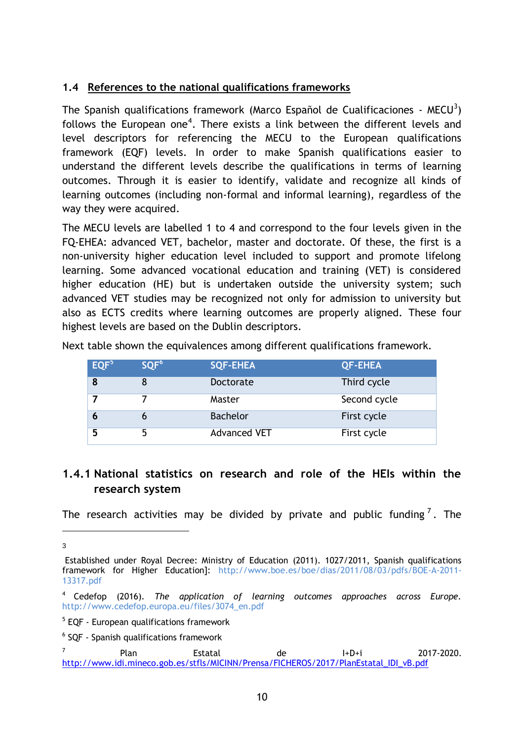## 1.4 References to the national qualifications frameworks

The Spanish qualifications framework (Marco Español de Cualificaciones - MECU[3]) follows the European one[4]. There exists a link between the different levels and level descriptors for referencing the MECU to the European qualifications framework (EQF) levels. In order to make Spanish qualifications easier to understand the different levels describe the qualifications in terms of learning outcomes. Through it is easier to identify, validate and recognize all kinds of learning outcomes (including non-formal and informal learning), regardless of the way they were acquired.

The MECU levels are labelled 1 to 4 and correspond to the four levels given in the FQ-EHEA: advanced VET, bachelor, master and doctorate. Of these, the first is a non-university higher education level included to support and promote lifelong learning. Some advanced vocational education and training (VET) is considered higher education (HE) but is undertaken outside the university system; such advanced VET studies may be recognized not only for admission to university but also as ECTS credits where learning outcomes are properly aligned. These four highest levels are based on the Dublin descriptors.

Next table shown the equivalences among different qualifications framework.

| EQF[5] | SQF[6] | SQF-EHEA | QF-EHEA |
|---|---|---|---|
| **8** | 8 | Doctorate | Third cycle |
| **7** | 7 | Master | Second cycle |
| **6** | 6 | Bachelor | First cycle |
| **5** | 5 | Advanced VET | First cycle |

### 1.4.1 National statistics on research and role of the HEIs within the research system

The research activities may be divided by private and public funding[7]. The

---

[3] Established under Royal Decree: Ministry of Education (2011). 1027/2011, Spanish qualifications framework for Higher Education]: http://www.boe.es/boe/dias/2011/08/03/pdfs/BOE-A-2011-13317.pdf

[4] Cedefop (2016). *The application of learning outcomes approaches across Europe*. http://www.cedefop.europa.eu/files/3074_en.pdf

[5] EQF - European qualifications framework

[6] SQF - Spanish qualifications framework

[7] Plan Estatal de I+D+i 2017-2020. http://www.idi.mineco.gob.es/stfls/MICINN/Prensa/FICHEROS/2017/PlanEstatal_IDI_vB.pdf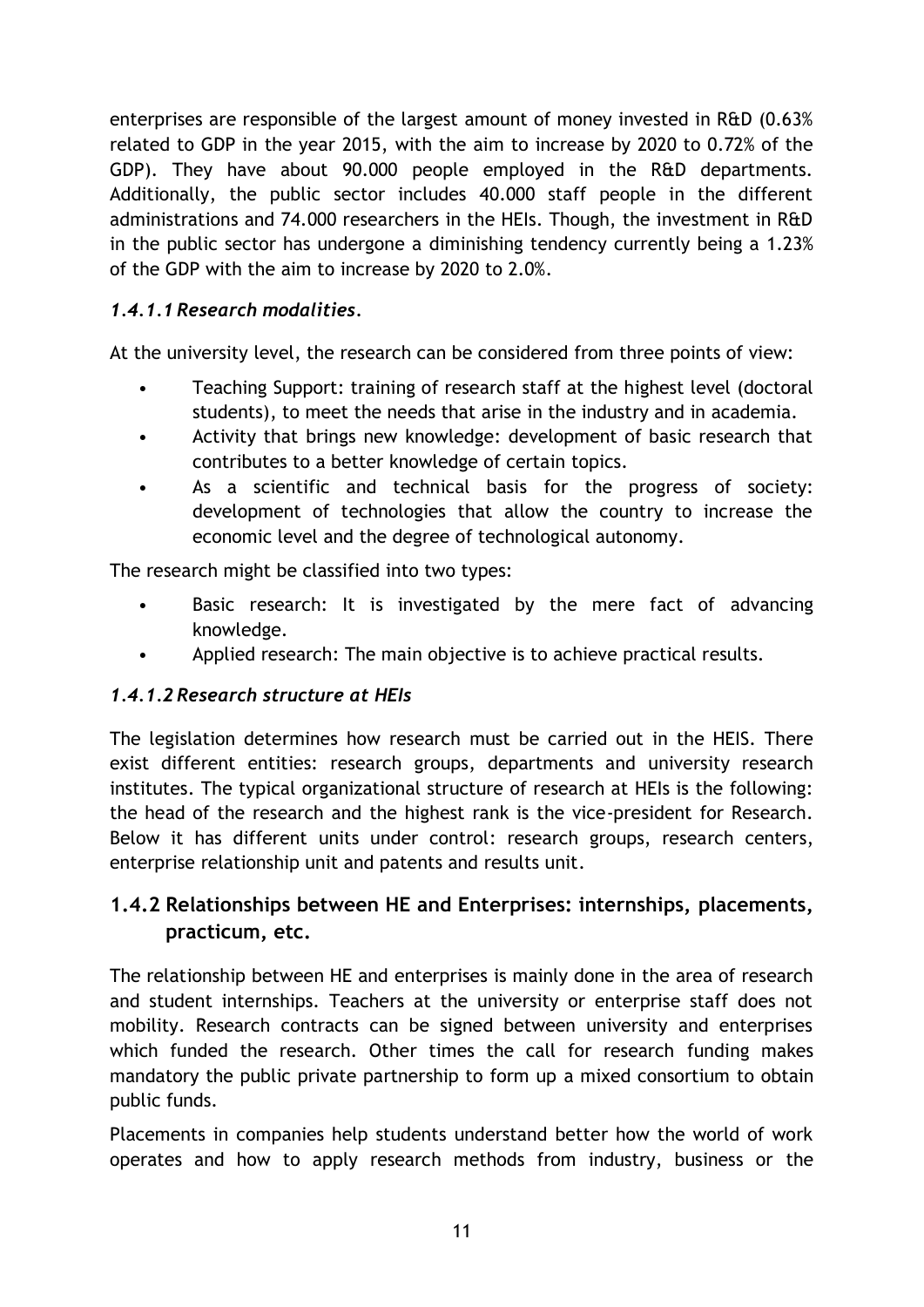enterprises are responsible of the largest amount of money invested in R&D (0.63% related to GDP in the year 2015, with the aim to increase by 2020 to 0.72% of the GDP). They have about 90.000 people employed in the R&D departments. Additionally, the public sector includes 40.000 staff people in the different administrations and 74.000 researchers in the HEIs. Though, the investment in R&D in the public sector has undergone a diminishing tendency currently being a 1.23% of the GDP with the aim to increase by 2020 to 2.0%.

#### *1.4.1.1 Research modalities.*

At the university level, the research can be considered from three points of view:

- Teaching Support: training of research staff at the highest level (doctoral students), to meet the needs that arise in the industry and in academia.
- Activity that brings new knowledge: development of basic research that contributes to a better knowledge of certain topics.
- As a scientific and technical basis for the progress of society: development of technologies that allow the country to increase the economic level and the degree of technological autonomy.

The research might be classified into two types:

- Basic research: It is investigated by the mere fact of advancing knowledge.
- Applied research: The main objective is to achieve practical results.

#### *1.4.1.2 Research structure at HEIs*

The legislation determines how research must be carried out in the HEIS. There exist different entities: research groups, departments and university research institutes. The typical organizational structure of research at HEIs is the following: the head of the research and the highest rank is the vice-president for Research. Below it has different units under control: research groups, research centers, enterprise relationship unit and patents and results unit.

### 1.4.2 Relationships between HE and Enterprises: internships, placements, practicum, etc.

The relationship between HE and enterprises is mainly done in the area of research and student internships. Teachers at the university or enterprise staff does not mobility. Research contracts can be signed between university and enterprises which funded the research. Other times the call for research funding makes mandatory the public private partnership to form up a mixed consortium to obtain public funds.

Placements in companies help students understand better how the world of work operates and how to apply research methods from industry, business or the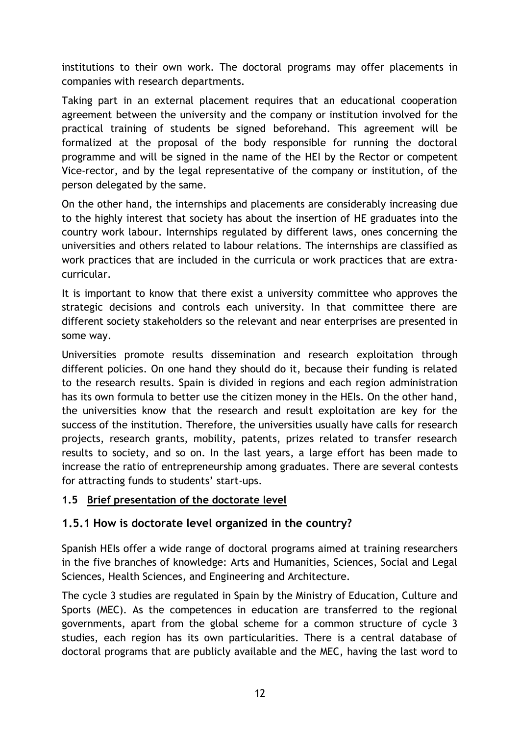institutions to their own work. The doctoral programs may offer placements in companies with research departments.

Taking part in an external placement requires that an educational cooperation agreement between the university and the company or institution involved for the practical training of students be signed beforehand. This agreement will be formalized at the proposal of the body responsible for running the doctoral programme and will be signed in the name of the HEI by the Rector or competent Vice-rector, and by the legal representative of the company or institution, of the person delegated by the same.

On the other hand, the internships and placements are considerably increasing due to the highly interest that society has about the insertion of HE graduates into the country work labour. Internships regulated by different laws, ones concerning the universities and others related to labour relations. The internships are classified as work practices that are included in the curricula or work practices that are extra-curricular.

It is important to know that there exist a university committee who approves the strategic decisions and controls each university. In that committee there are different society stakeholders so the relevant and near enterprises are presented in some way.

Universities promote results dissemination and research exploitation through different policies. On one hand they should do it, because their funding is related to the research results. Spain is divided in regions and each region administration has its own formula to better use the citizen money in the HEIs. On the other hand, the universities know that the research and result exploitation are key for the success of the institution. Therefore, the universities usually have calls for research projects, research grants, mobility, patents, prizes related to transfer research results to society, and so on. In the last years, a large effort has been made to increase the ratio of entrepreneurship among graduates. There are several contests for attracting funds to students' start-ups.

## 1.5 Brief presentation of the doctorate level

### 1.5.1 How is doctorate level organized in the country?

Spanish HEIs offer a wide range of doctoral programs aimed at training researchers in the five branches of knowledge: Arts and Humanities, Sciences, Social and Legal Sciences, Health Sciences, and Engineering and Architecture.

The cycle 3 studies are regulated in Spain by the Ministry of Education, Culture and Sports (MEC). As the competences in education are transferred to the regional governments, apart from the global scheme for a common structure of cycle 3 studies, each region has its own particularities. There is a central database of doctoral programs that are publicly available and the MEC, having the last word to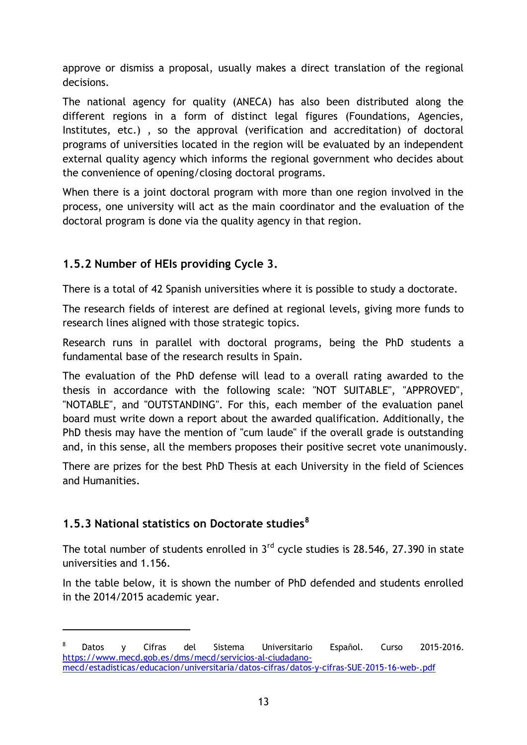approve or dismiss a proposal, usually makes a direct translation of the regional decisions.

The national agency for quality (ANECA) has also been distributed along the different regions in a form of distinct legal figures (Foundations, Agencies, Institutes, etc.) , so the approval (verification and accreditation) of doctoral programs of universities located in the region will be evaluated by an independent external quality agency which informs the regional government who decides about the convenience of opening/closing doctoral programs.

When there is a joint doctoral program with more than one region involved in the process, one university will act as the main coordinator and the evaluation of the doctoral program is done via the quality agency in that region.

### 1.5.2 Number of HEIs providing Cycle 3.

There is a total of 42 Spanish universities where it is possible to study a doctorate.

The research fields of interest are defined at regional levels, giving more funds to research lines aligned with those strategic topics.

Research runs in parallel with doctoral programs, being the PhD students a fundamental base of the research results in Spain.

The evaluation of the PhD defense will lead to a overall rating awarded to the thesis in accordance with the following scale: "NOT SUITABLE", "APPROVED", "NOTABLE", and "OUTSTANDING". For this, each member of the evaluation panel board must write down a report about the awarded qualification. Additionally, the PhD thesis may have the mention of "cum laude" if the overall grade is outstanding and, in this sense, all the members proposes their positive secret vote unanimously.

There are prizes for the best PhD Thesis at each University in the field of Sciences and Humanities.

### 1.5.3 National statistics on Doctorate studies[8]

The total number of students enrolled in 3rd cycle studies is 28.546, 27.390 in state universities and 1.156.

In the table below, it is shown the number of PhD defended and students enrolled in the 2014/2015 academic year.

---

[8] Datos y Cifras del Sistema Universitario Español. Curso 2015-2016. https://www.mecd.gob.es/dms/mecd/servicios-al-ciudadano-mecd/estadisticas/educacion/universitaria/datos-cifras/datos-y-cifras-SUE-2015-16-web-.pdf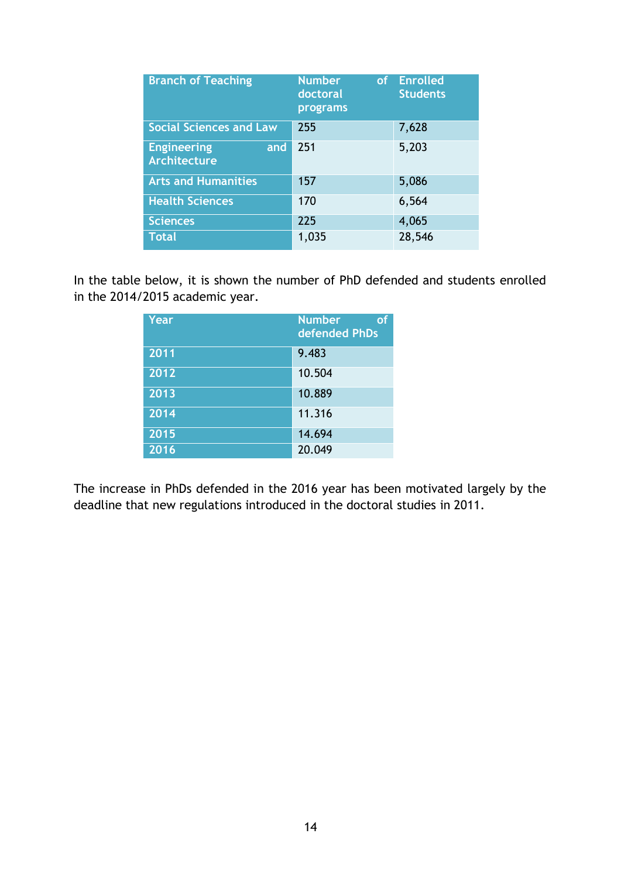| Branch of Teaching | Number of doctoral programs | Enrolled Students |
|---|---|---|
| Social Sciences and Law | 255 | 7,628 |
| Engineering and Architecture | 251 | 5,203 |
| Arts and Humanities | 157 | 5,086 |
| Health Sciences | 170 | 6,564 |
| Sciences | 225 | 4,065 |
| Total | 1,035 | 28,546 |

In the table below, it is shown the number of PhD defended and students enrolled in the 2014/2015 academic year.

| Year | Number of defended PhDs |
|---|---|
| 2011 | 9.483 |
| 2012 | 10.504 |
| 2013 | 10.889 |
| 2014 | 11.316 |
| 2015 | 14.694 |
| 2016 | 20.049 |

The increase in PhDs defended in the 2016 year has been motivated largely by the deadline that new regulations introduced in the doctoral studies in 2011.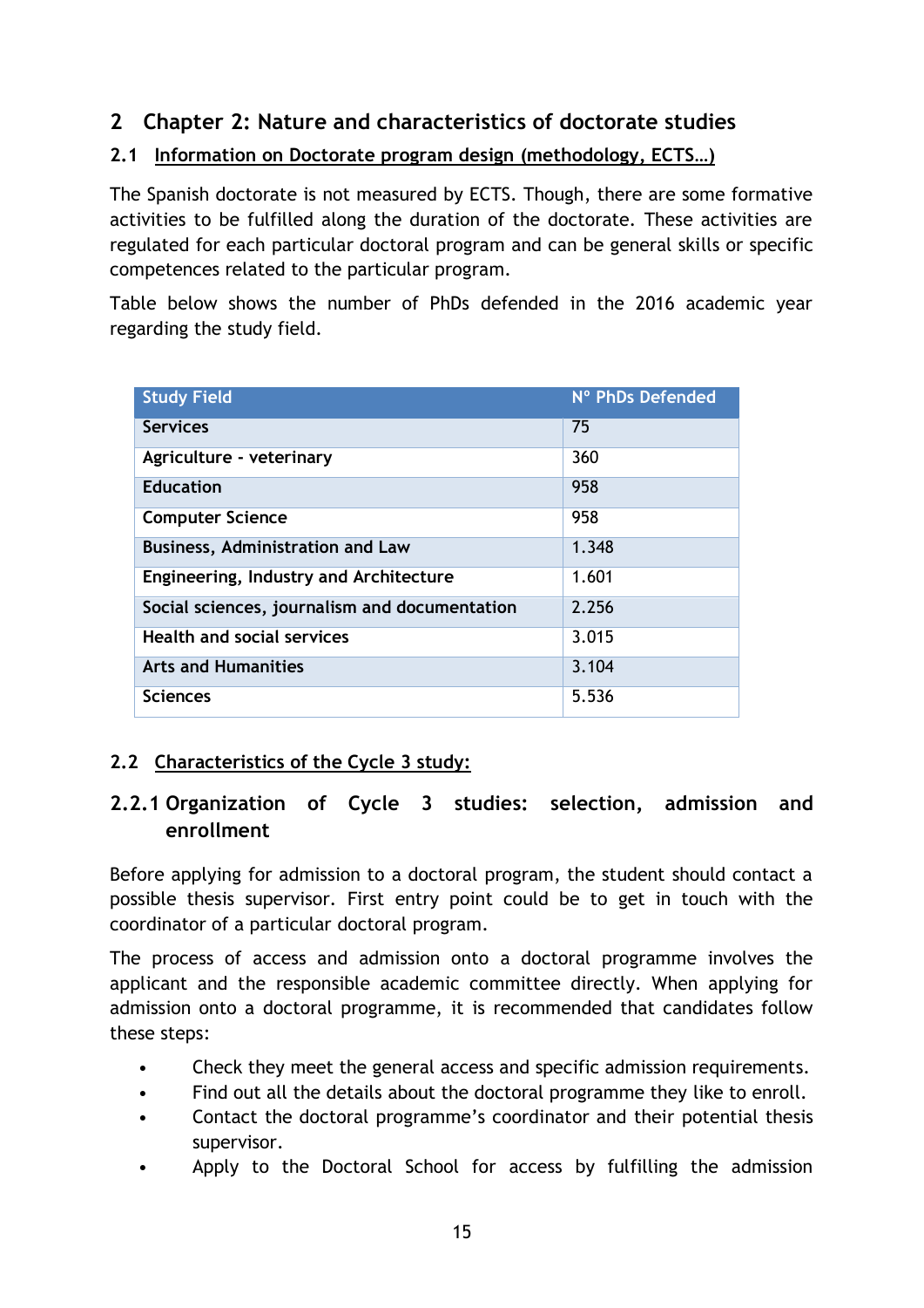# 2 Chapter 2: Nature and characteristics of doctorate studies

## 2.1 Information on Doctorate program design (methodology, ECTS…)

The Spanish doctorate is not measured by ECTS. Though, there are some formative activities to be fulfilled along the duration of the doctorate. These activities are regulated for each particular doctoral program and can be general skills or specific competences related to the particular program.

Table below shows the number of PhDs defended in the 2016 academic year regarding the study field.

| Study Field | Nº PhDs Defended |
|---|---|
| Services | 75 |
| Agriculture - veterinary | 360 |
| Education | 958 |
| Computer Science | 958 |
| Business, Administration and Law | 1.348 |
| Engineering, Industry and Architecture | 1.601 |
| Social sciences, journalism and documentation | 2.256 |
| Health and social services | 3.015 |
| Arts and Humanities | 3.104 |
| Sciences | 5.536 |

## 2.2 Characteristics of the Cycle 3 study:

### 2.2.1 Organization of Cycle 3 studies: selection, admission and enrollment

Before applying for admission to a doctoral program, the student should contact a possible thesis supervisor. First entry point could be to get in touch with the coordinator of a particular doctoral program.

The process of access and admission onto a doctoral programme involves the applicant and the responsible academic committee directly. When applying for admission onto a doctoral programme, it is recommended that candidates follow these steps:

- Check they meet the general access and specific admission requirements.
- Find out all the details about the doctoral programme they like to enroll.
- Contact the doctoral programme's coordinator and their potential thesis supervisor.
- Apply to the Doctoral School for access by fulfilling the admission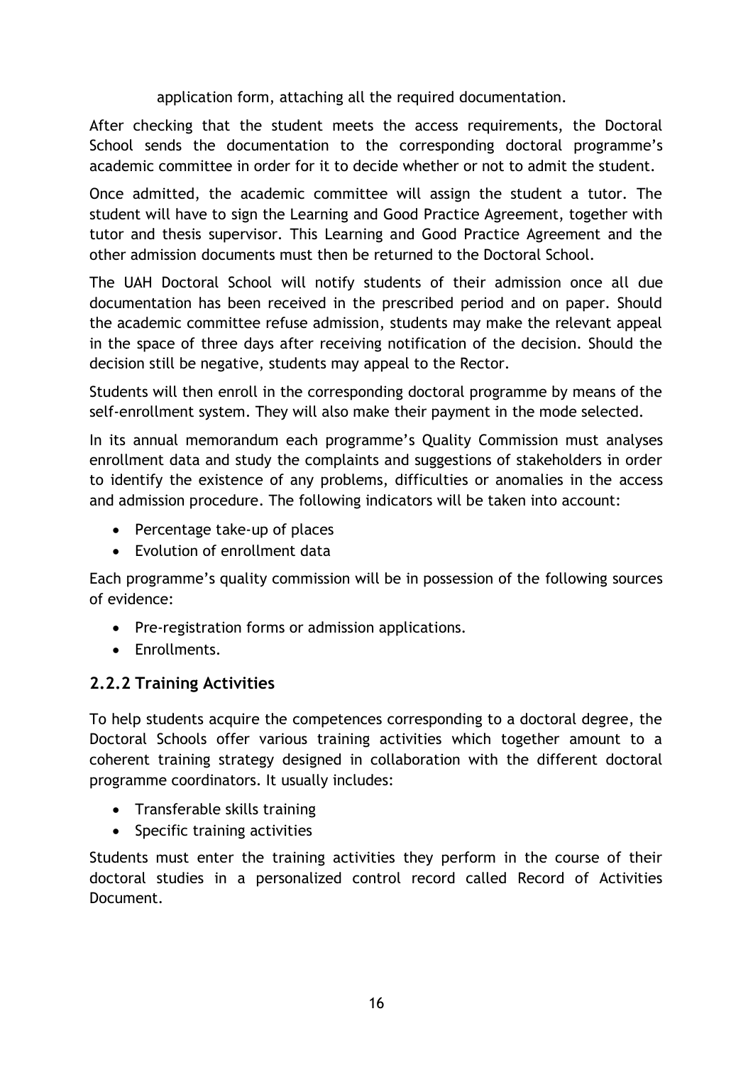application form, attaching all the required documentation.

After checking that the student meets the access requirements, the Doctoral School sends the documentation to the corresponding doctoral programme's academic committee in order for it to decide whether or not to admit the student.

Once admitted, the academic committee will assign the student a tutor. The student will have to sign the Learning and Good Practice Agreement, together with tutor and thesis supervisor. This Learning and Good Practice Agreement and the other admission documents must then be returned to the Doctoral School.

The UAH Doctoral School will notify students of their admission once all due documentation has been received in the prescribed period and on paper. Should the academic committee refuse admission, students may make the relevant appeal in the space of three days after receiving notification of the decision. Should the decision still be negative, students may appeal to the Rector.

Students will then enroll in the corresponding doctoral programme by means of the self-enrollment system. They will also make their payment in the mode selected.

In its annual memorandum each programme's Quality Commission must analyses enrollment data and study the complaints and suggestions of stakeholders in order to identify the existence of any problems, difficulties or anomalies in the access and admission procedure. The following indicators will be taken into account:

- Percentage take-up of places
- Evolution of enrollment data

Each programme's quality commission will be in possession of the following sources of evidence:

- Pre-registration forms or admission applications.
- Enrollments.

### 2.2.2 Training Activities

To help students acquire the competences corresponding to a doctoral degree, the Doctoral Schools offer various training activities which together amount to a coherent training strategy designed in collaboration with the different doctoral programme coordinators. It usually includes:

- Transferable skills training
- Specific training activities

Students must enter the training activities they perform in the course of their doctoral studies in a personalized control record called Record of Activities Document.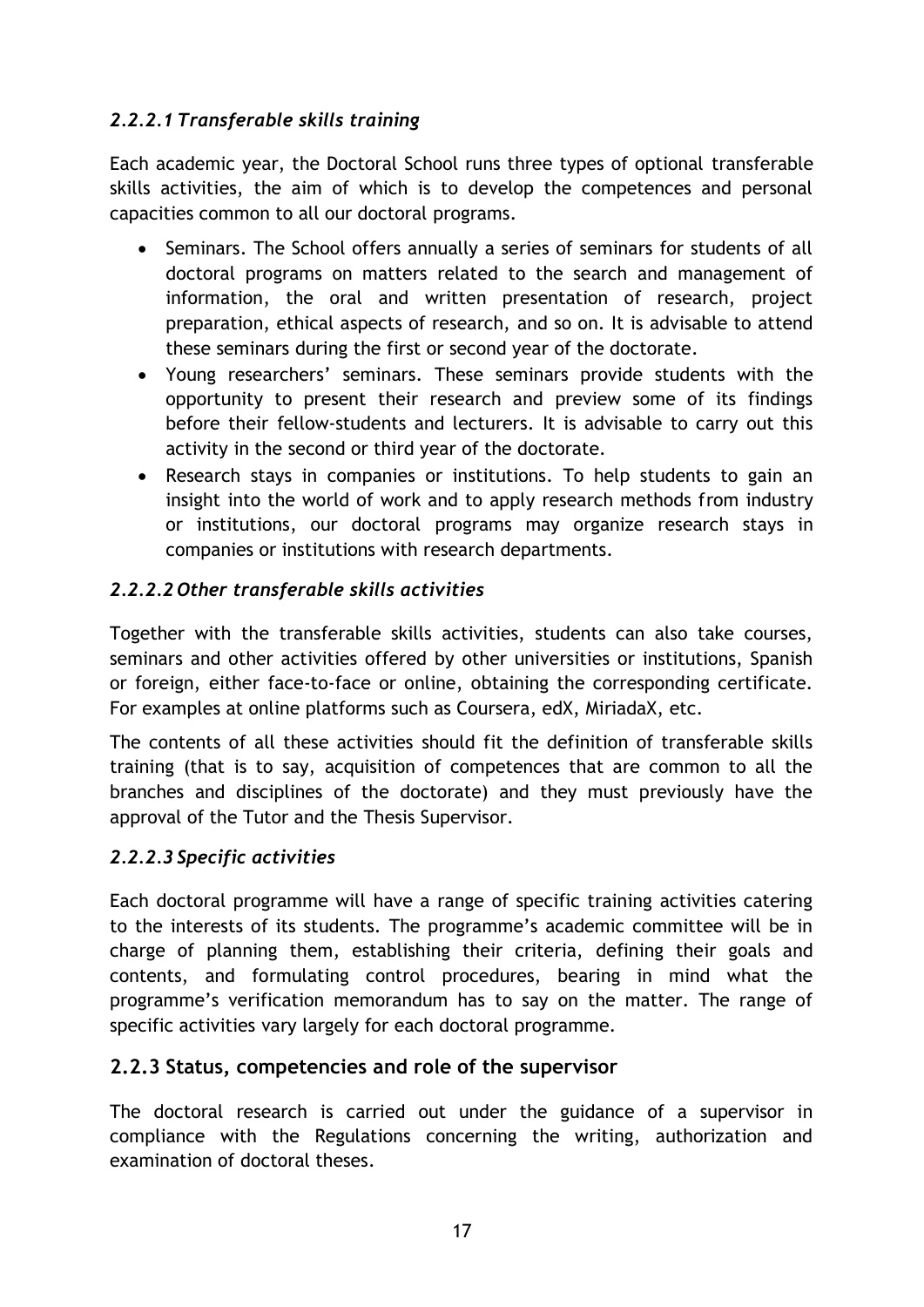#### *2.2.2.1 Transferable skills training*

Each academic year, the Doctoral School runs three types of optional transferable skills activities, the aim of which is to develop the competences and personal capacities common to all our doctoral programs.

- Seminars. The School offers annually a series of seminars for students of all doctoral programs on matters related to the search and management of information, the oral and written presentation of research, project preparation, ethical aspects of research, and so on. It is advisable to attend these seminars during the first or second year of the doctorate.
- Young researchers' seminars. These seminars provide students with the opportunity to present their research and preview some of its findings before their fellow-students and lecturers. It is advisable to carry out this activity in the second or third year of the doctorate.
- Research stays in companies or institutions. To help students to gain an insight into the world of work and to apply research methods from industry or institutions, our doctoral programs may organize research stays in companies or institutions with research departments.

#### *2.2.2.2 Other transferable skills activities*

Together with the transferable skills activities, students can also take courses, seminars and other activities offered by other universities or institutions, Spanish or foreign, either face-to-face or online, obtaining the corresponding certificate. For examples at online platforms such as Coursera, edX, MiriadaX, etc.

The contents of all these activities should fit the definition of transferable skills training (that is to say, acquisition of competences that are common to all the branches and disciplines of the doctorate) and they must previously have the approval of the Tutor and the Thesis Supervisor.

#### *2.2.2.3 Specific activities*

Each doctoral programme will have a range of specific training activities catering to the interests of its students. The programme's academic committee will be in charge of planning them, establishing their criteria, defining their goals and contents, and formulating control procedures, bearing in mind what the programme's verification memorandum has to say on the matter. The range of specific activities vary largely for each doctoral programme.

### 2.2.3 Status, competencies and role of the supervisor

The doctoral research is carried out under the guidance of a supervisor in compliance with the Regulations concerning the writing, authorization and examination of doctoral theses.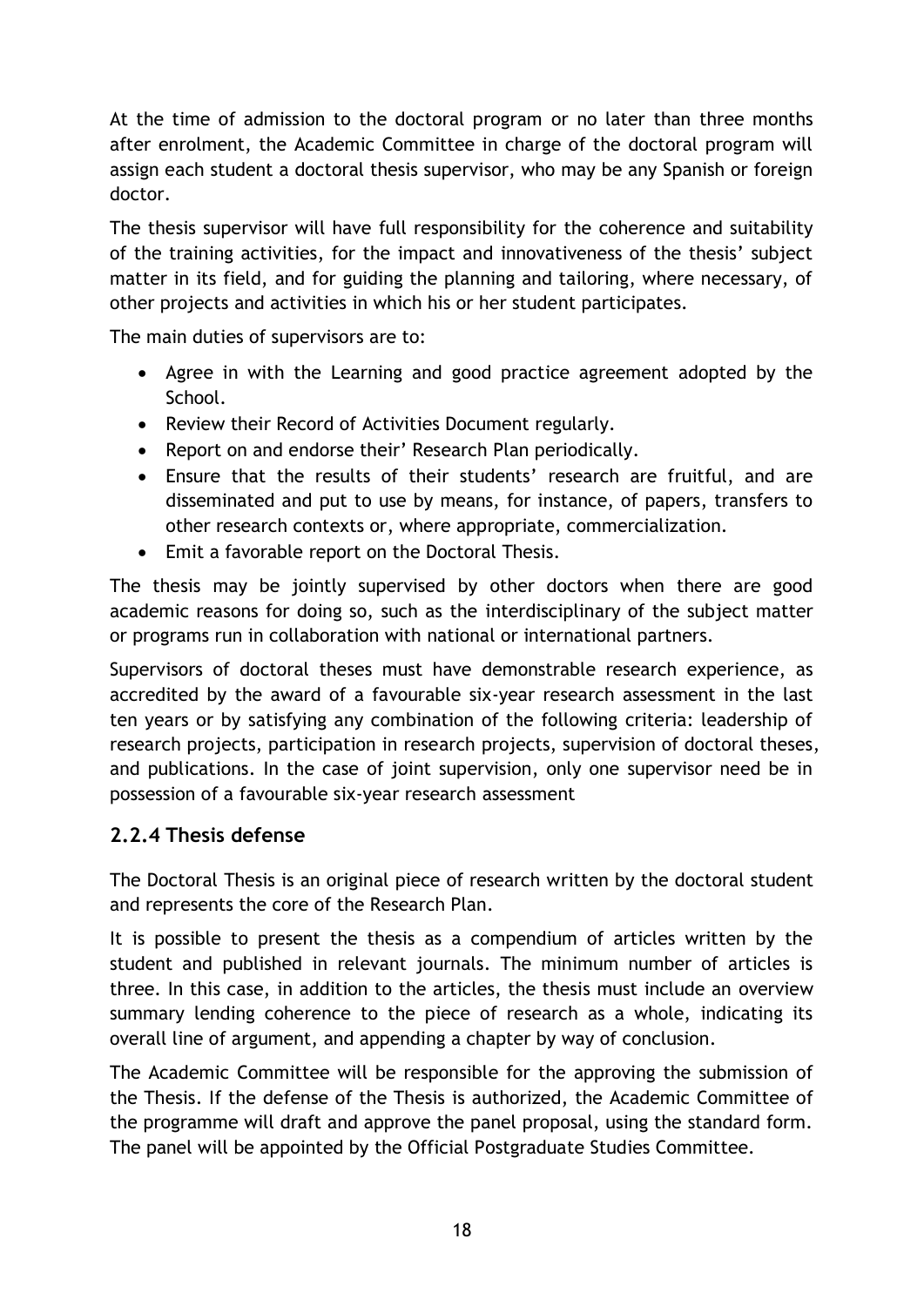At the time of admission to the doctoral program or no later than three months after enrolment, the Academic Committee in charge of the doctoral program will assign each student a doctoral thesis supervisor, who may be any Spanish or foreign doctor.

The thesis supervisor will have full responsibility for the coherence and suitability of the training activities, for the impact and innovativeness of the thesis' subject matter in its field, and for guiding the planning and tailoring, where necessary, of other projects and activities in which his or her student participates.

The main duties of supervisors are to:

- Agree in with the Learning and good practice agreement adopted by the School.
- Review their Record of Activities Document regularly.
- Report on and endorse their' Research Plan periodically.
- Ensure that the results of their students' research are fruitful, and are disseminated and put to use by means, for instance, of papers, transfers to other research contexts or, where appropriate, commercialization.
- Emit a favorable report on the Doctoral Thesis.

The thesis may be jointly supervised by other doctors when there are good academic reasons for doing so, such as the interdisciplinary of the subject matter or programs run in collaboration with national or international partners.

Supervisors of doctoral theses must have demonstrable research experience, as accredited by the award of a favourable six-year research assessment in the last ten years or by satisfying any combination of the following criteria: leadership of research projects, participation in research projects, supervision of doctoral theses, and publications. In the case of joint supervision, only one supervisor need be in possession of a favourable six-year research assessment

### 2.2.4 Thesis defense

The Doctoral Thesis is an original piece of research written by the doctoral student and represents the core of the Research Plan.

It is possible to present the thesis as a compendium of articles written by the student and published in relevant journals. The minimum number of articles is three. In this case, in addition to the articles, the thesis must include an overview summary lending coherence to the piece of research as a whole, indicating its overall line of argument, and appending a chapter by way of conclusion.

The Academic Committee will be responsible for the approving the submission of the Thesis. If the defense of the Thesis is authorized, the Academic Committee of the programme will draft and approve the panel proposal, using the standard form. The panel will be appointed by the Official Postgraduate Studies Committee.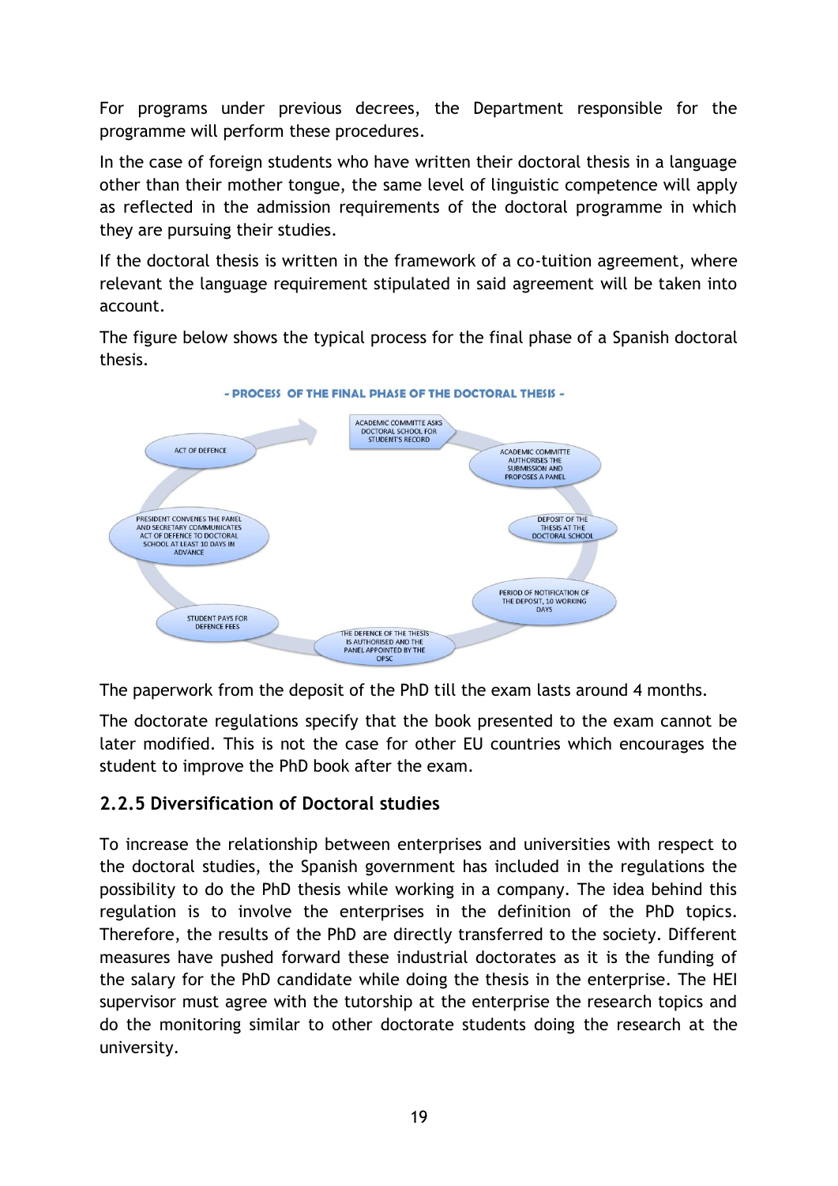For programs under previous decrees, the Department responsible for the programme will perform these procedures.

In the case of foreign students who have written their doctoral thesis in a language other than their mother tongue, the same level of linguistic competence will apply as reflected in the admission requirements of the doctoral programme in which they are pursuing their studies.

If the doctoral thesis is written in the framework of a co-tuition agreement, where relevant the language requirement stipulated in said agreement will be taken into account.

The figure below shows the typical process for the final phase of a Spanish doctoral thesis.

- PROCESS OF THE FINAL PHASE OF THE DOCTORAL THESIS -

ACADEMIC COMMITTE ASKS DOCTORAL SCHOOL FOR STUDENT'S RECORD

ACADEMIC COMMITTE AUTHORISES THE SUBMISSION AND PROPOSES A PANEL

DEPOSIT OF THE THESIS AT THE DOCTORAL SCHOOL

PERIOD OF NOTIFICATION OF THE DEPOSIT, 10 WORKING DAYS

THE DEFENCE OF THE THESIS IS AUTHORISED AND THE PANEL APPOINTED BY THE OPSC

STUDENT PAYS FOR DEFENCE FEES

PRESIDENT CONVENES THE PANEL AND SECRETARY COMMUNICATES ACT OF DEFENCE TO DOCTORAL SCHOOL AT LEAST 10 DAYS IN ADVANCE

ACT OF DEFENCE

The paperwork from the deposit of the PhD till the exam lasts around 4 months.

The doctorate regulations specify that the book presented to the exam cannot be later modified. This is not the case for other EU countries which encourages the student to improve the PhD book after the exam.

### 2.2.5 Diversification of Doctoral studies

To increase the relationship between enterprises and universities with respect to the doctoral studies, the Spanish government has included in the regulations the possibility to do the PhD thesis while working in a company. The idea behind this regulation is to involve the enterprises in the definition of the PhD topics. Therefore, the results of the PhD are directly transferred to the society. Different measures have pushed forward these industrial doctorates as it is the funding of the salary for the PhD candidate while doing the thesis in the enterprise. The HEI supervisor must agree with the tutorship at the enterprise the research topics and do the monitoring similar to other doctorate students doing the research at the university.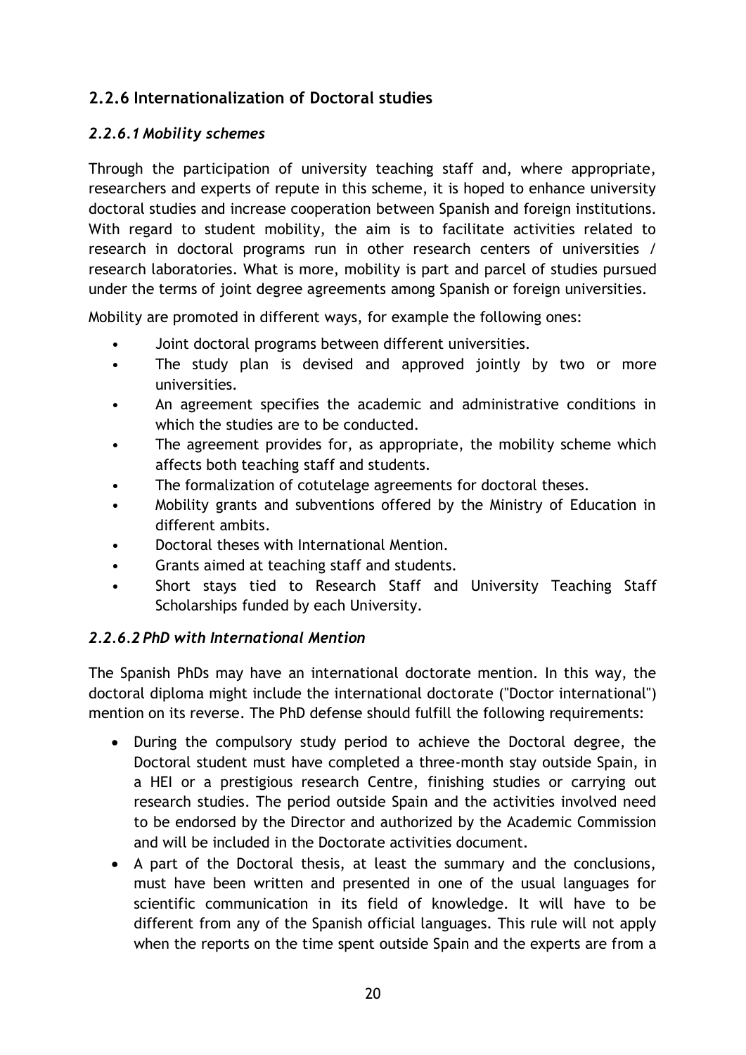## 2.2.6 Internationalization of Doctoral studies

### *2.2.6.1 Mobility schemes*

Through the participation of university teaching staff and, where appropriate, researchers and experts of repute in this scheme, it is hoped to enhance university doctoral studies and increase cooperation between Spanish and foreign institutions. With regard to student mobility, the aim is to facilitate activities related to research in doctoral programs run in other research centers of universities / research laboratories. What is more, mobility is part and parcel of studies pursued under the terms of joint degree agreements among Spanish or foreign universities.

Mobility are promoted in different ways, for example the following ones:

- Joint doctoral programs between different universities.
- The study plan is devised and approved jointly by two or more universities.
- An agreement specifies the academic and administrative conditions in which the studies are to be conducted.
- The agreement provides for, as appropriate, the mobility scheme which affects both teaching staff and students.
- The formalization of cotutelage agreements for doctoral theses.
- Mobility grants and subventions offered by the Ministry of Education in different ambits.
- Doctoral theses with International Mention.
- Grants aimed at teaching staff and students.
- Short stays tied to Research Staff and University Teaching Staff Scholarships funded by each University.

### *2.2.6.2 PhD with International Mention*

The Spanish PhDs may have an international doctorate mention. In this way, the doctoral diploma might include the international doctorate ("Doctor international") mention on its reverse. The PhD defense should fulfill the following requirements:

- During the compulsory study period to achieve the Doctoral degree, the Doctoral student must have completed a three-month stay outside Spain, in a HEI or a prestigious research Centre, finishing studies or carrying out research studies. The period outside Spain and the activities involved need to be endorsed by the Director and authorized by the Academic Commission and will be included in the Doctorate activities document.
- A part of the Doctoral thesis, at least the summary and the conclusions, must have been written and presented in one of the usual languages for scientific communication in its field of knowledge. It will have to be different from any of the Spanish official languages. This rule will not apply when the reports on the time spent outside Spain and the experts are from a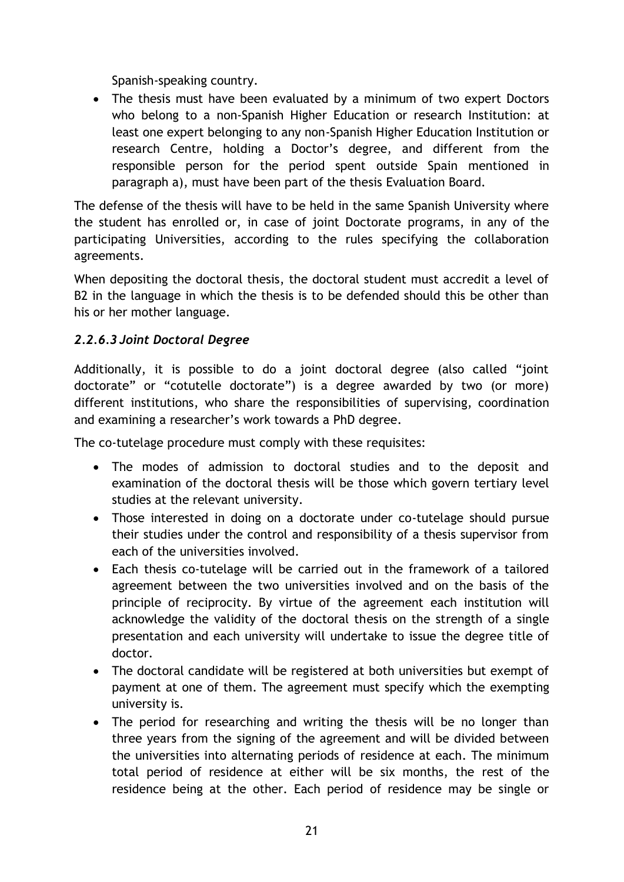Spanish-speaking country.

- The thesis must have been evaluated by a minimum of two expert Doctors who belong to a non-Spanish Higher Education or research Institution: at least one expert belonging to any non-Spanish Higher Education Institution or research Centre, holding a Doctor's degree, and different from the responsible person for the period spent outside Spain mentioned in paragraph a), must have been part of the thesis Evaluation Board.

The defense of the thesis will have to be held in the same Spanish University where the student has enrolled or, in case of joint Doctorate programs, in any of the participating Universities, according to the rules specifying the collaboration agreements.

When depositing the doctoral thesis, the doctoral student must accredit a level of B2 in the language in which the thesis is to be defended should this be other than his or her mother language.

#### *2.2.6.3 Joint Doctoral Degree*

Additionally, it is possible to do a joint doctoral degree (also called "joint doctorate" or "cotutelle doctorate") is a degree awarded by two (or more) different institutions, who share the responsibilities of supervising, coordination and examining a researcher's work towards a PhD degree.

The co-tutelage procedure must comply with these requisites:

- The modes of admission to doctoral studies and to the deposit and examination of the doctoral thesis will be those which govern tertiary level studies at the relevant university.
- Those interested in doing on a doctorate under co-tutelage should pursue their studies under the control and responsibility of a thesis supervisor from each of the universities involved.
- Each thesis co-tutelage will be carried out in the framework of a tailored agreement between the two universities involved and on the basis of the principle of reciprocity. By virtue of the agreement each institution will acknowledge the validity of the doctoral thesis on the strength of a single presentation and each university will undertake to issue the degree title of doctor.
- The doctoral candidate will be registered at both universities but exempt of payment at one of them. The agreement must specify which the exempting university is.
- The period for researching and writing the thesis will be no longer than three years from the signing of the agreement and will be divided between the universities into alternating periods of residence at each. The minimum total period of residence at either will be six months, the rest of the residence being at the other. Each period of residence may be single or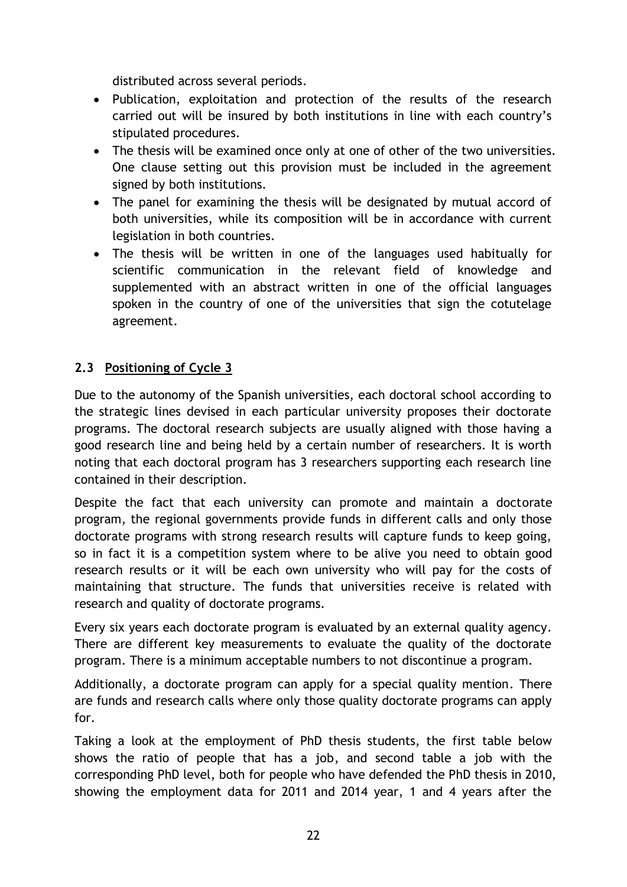distributed across several periods.

- Publication, exploitation and protection of the results of the research carried out will be insured by both institutions in line with each country's stipulated procedures.
- The thesis will be examined once only at one of other of the two universities. One clause setting out this provision must be included in the agreement signed by both institutions.
- The panel for examining the thesis will be designated by mutual accord of both universities, while its composition will be in accordance with current legislation in both countries.
- The thesis will be written in one of the languages used habitually for scientific communication in the relevant field of knowledge and supplemented with an abstract written in one of the official languages spoken in the country of one of the universities that sign the cotutelage agreement.

## 2.3 Positioning of Cycle 3

Due to the autonomy of the Spanish universities, each doctoral school according to the strategic lines devised in each particular university proposes their doctorate programs. The doctoral research subjects are usually aligned with those having a good research line and being held by a certain number of researchers. It is worth noting that each doctoral program has 3 researchers supporting each research line contained in their description.

Despite the fact that each university can promote and maintain a doctorate program, the regional governments provide funds in different calls and only those doctorate programs with strong research results will capture funds to keep going, so in fact it is a competition system where to be alive you need to obtain good research results or it will be each own university who will pay for the costs of maintaining that structure. The funds that universities receive is related with research and quality of doctorate programs.

Every six years each doctorate program is evaluated by an external quality agency. There are different key measurements to evaluate the quality of the doctorate program. There is a minimum acceptable numbers to not discontinue a program.

Additionally, a doctorate program can apply for a special quality mention. There are funds and research calls where only those quality doctorate programs can apply for.

Taking a look at the employment of PhD thesis students, the first table below shows the ratio of people that has a job, and second table a job with the corresponding PhD level, both for people who have defended the PhD thesis in 2010, showing the employment data for 2011 and 2014 year, 1 and 4 years after the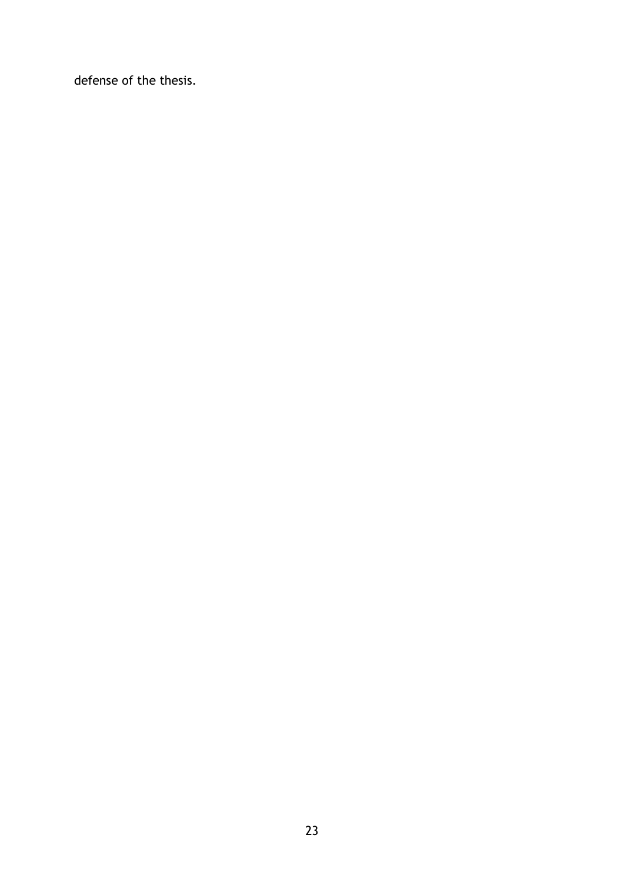defense of the thesis.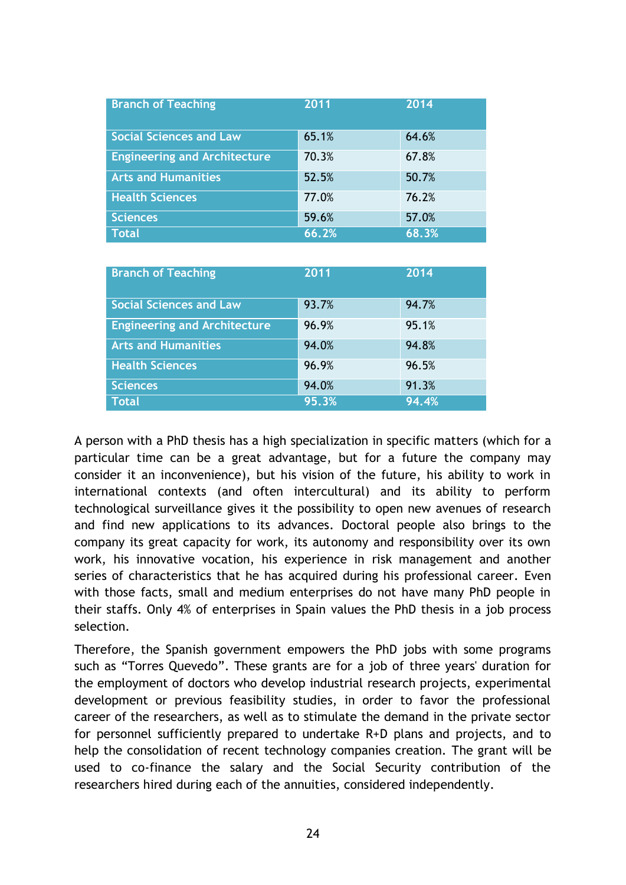| Branch of Teaching | 2011 | 2014 |
|---|---|---|
| Social Sciences and Law | 65.1% | 64.6% |
| Engineering and Architecture | 70.3% | 67.8% |
| Arts and Humanities | 52.5% | 50.7% |
| Health Sciences | 77.0% | 76.2% |
| Sciences | 59.6% | 57.0% |
| Total | 66.2% | 68.3% |

| Branch of Teaching | 2011 | 2014 |
|---|---|---|
| Social Sciences and Law | 93.7% | 94.7% |
| Engineering and Architecture | 96.9% | 95.1% |
| Arts and Humanities | 94.0% | 94.8% |
| Health Sciences | 96.9% | 96.5% |
| Sciences | 94.0% | 91.3% |
| Total | 95.3% | 94.4% |

A person with a PhD thesis has a high specialization in specific matters (which for a particular time can be a great advantage, but for a future the company may consider it an inconvenience), but his vision of the future, his ability to work in international contexts (and often intercultural) and its ability to perform technological surveillance gives it the possibility to open new avenues of research and find new applications to its advances. Doctoral people also brings to the company its great capacity for work, its autonomy and responsibility over its own work, his innovative vocation, his experience in risk management and another series of characteristics that he has acquired during his professional career. Even with those facts, small and medium enterprises do not have many PhD people in their staffs. Only 4% of enterprises in Spain values the PhD thesis in a job process selection.

Therefore, the Spanish government empowers the PhD jobs with some programs such as "Torres Quevedo". These grants are for a job of three years' duration for the employment of doctors who develop industrial research projects, experimental development or previous feasibility studies, in order to favor the professional career of the researchers, as well as to stimulate the demand in the private sector for personnel sufficiently prepared to undertake R+D plans and projects, and to help the consolidation of recent technology companies creation. The grant will be used to co-finance the salary and the Social Security contribution of the researchers hired during each of the annuities, considered independently.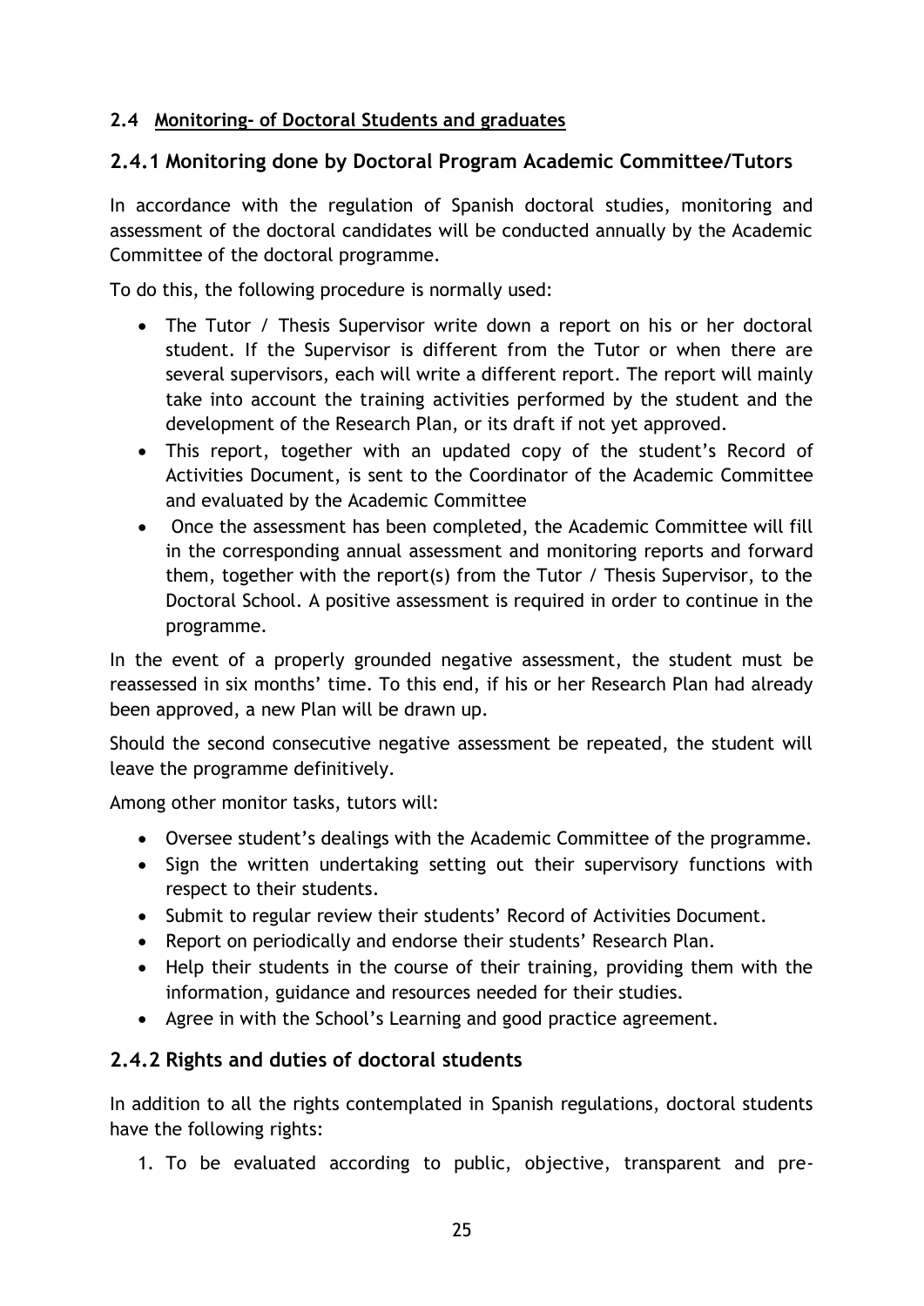### 2.4 Monitoring- of Doctoral Students and graduates

### 2.4.1 Monitoring done by Doctoral Program Academic Committee/Tutors

In accordance with the regulation of Spanish doctoral studies, monitoring and assessment of the doctoral candidates will be conducted annually by the Academic Committee of the doctoral programme.

To do this, the following procedure is normally used:

- The Tutor / Thesis Supervisor write down a report on his or her doctoral student. If the Supervisor is different from the Tutor or when there are several supervisors, each will write a different report. The report will mainly take into account the training activities performed by the student and the development of the Research Plan, or its draft if not yet approved.
- This report, together with an updated copy of the student's Record of Activities Document, is sent to the Coordinator of the Academic Committee and evaluated by the Academic Committee
- Once the assessment has been completed, the Academic Committee will fill in the corresponding annual assessment and monitoring reports and forward them, together with the report(s) from the Tutor / Thesis Supervisor, to the Doctoral School. A positive assessment is required in order to continue in the programme.

In the event of a properly grounded negative assessment, the student must be reassessed in six months' time. To this end, if his or her Research Plan had already been approved, a new Plan will be drawn up.

Should the second consecutive negative assessment be repeated, the student will leave the programme definitively.

Among other monitor tasks, tutors will:

- Oversee student's dealings with the Academic Committee of the programme.
- Sign the written undertaking setting out their supervisory functions with respect to their students.
- Submit to regular review their students' Record of Activities Document.
- Report on periodically and endorse their students' Research Plan.
- Help their students in the course of their training, providing them with the information, guidance and resources needed for their studies.
- Agree in with the School's Learning and good practice agreement.

### 2.4.2 Rights and duties of doctoral students

In addition to all the rights contemplated in Spanish regulations, doctoral students have the following rights:

1. To be evaluated according to public, objective, transparent and pre-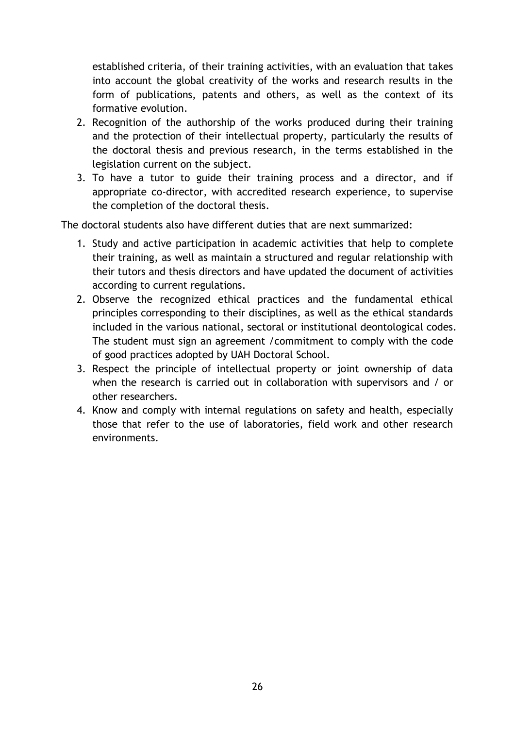established criteria, of their training activities, with an evaluation that takes into account the global creativity of the works and research results in the form of publications, patents and others, as well as the context of its formative evolution.

2. Recognition of the authorship of the works produced during their training and the protection of their intellectual property, particularly the results of the doctoral thesis and previous research, in the terms established in the legislation current on the subject.
3. To have a tutor to guide their training process and a director, and if appropriate co-director, with accredited research experience, to supervise the completion of the doctoral thesis.

The doctoral students also have different duties that are next summarized:

1. Study and active participation in academic activities that help to complete their training, as well as maintain a structured and regular relationship with their tutors and thesis directors and have updated the document of activities according to current regulations.
2. Observe the recognized ethical practices and the fundamental ethical principles corresponding to their disciplines, as well as the ethical standards included in the various national, sectoral or institutional deontological codes. The student must sign an agreement /commitment to comply with the code of good practices adopted by UAH Doctoral School.
3. Respect the principle of intellectual property or joint ownership of data when the research is carried out in collaboration with supervisors and / or other researchers.
4. Know and comply with internal regulations on safety and health, especially those that refer to the use of laboratories, field work and other research environments.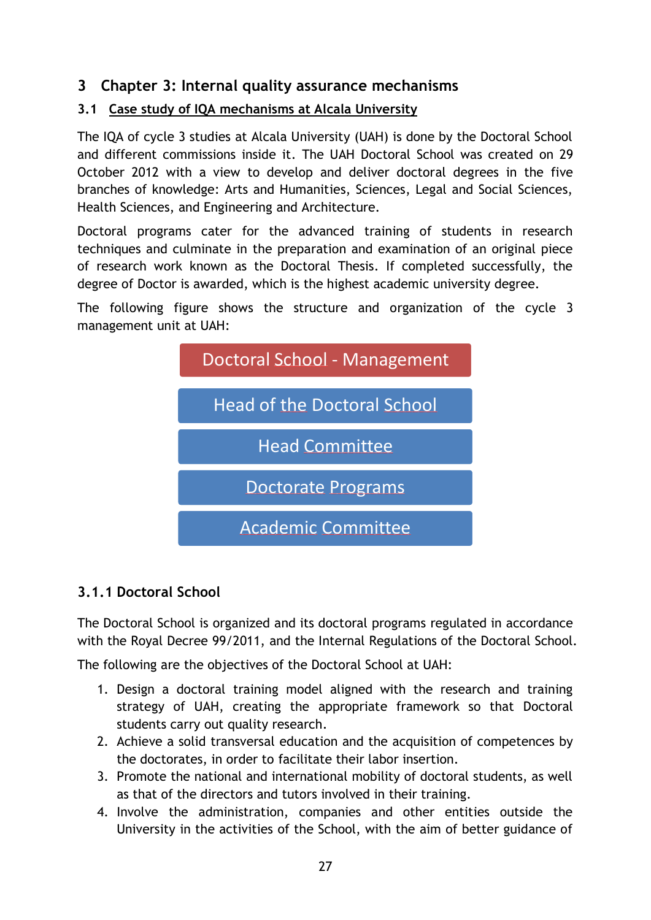# 3 Chapter 3: Internal quality assurance mechanisms

## 3.1 Case study of IQA mechanisms at Alcala University

The IQA of cycle 3 studies at Alcala University (UAH) is done by the Doctoral School and different commissions inside it. The UAH Doctoral School was created on 29 October 2012 with a view to develop and deliver doctoral degrees in the five branches of knowledge: Arts and Humanities, Sciences, Legal and Social Sciences, Health Sciences, and Engineering and Architecture.

Doctoral programs cater for the advanced training of students in research techniques and culminate in the preparation and examination of an original piece of research work known as the Doctoral Thesis. If completed successfully, the degree of Doctor is awarded, which is the highest academic university degree.

The following figure shows the structure and organization of the cycle 3 management unit at UAH:

Doctoral School - Management

Head of the Doctoral School

Head Committee

Doctorate Programs

Academic Committee

### 3.1.1 Doctoral School

The Doctoral School is organized and its doctoral programs regulated in accordance with the Royal Decree 99/2011, and the Internal Regulations of the Doctoral School.

The following are the objectives of the Doctoral School at UAH:

1. Design a doctoral training model aligned with the research and training strategy of UAH, creating the appropriate framework so that Doctoral students carry out quality research.
2. Achieve a solid transversal education and the acquisition of competences by the doctorates, in order to facilitate their labor insertion.
3. Promote the national and international mobility of doctoral students, as well as that of the directors and tutors involved in their training.
4. Involve the administration, companies and other entities outside the University in the activities of the School, with the aim of better guidance of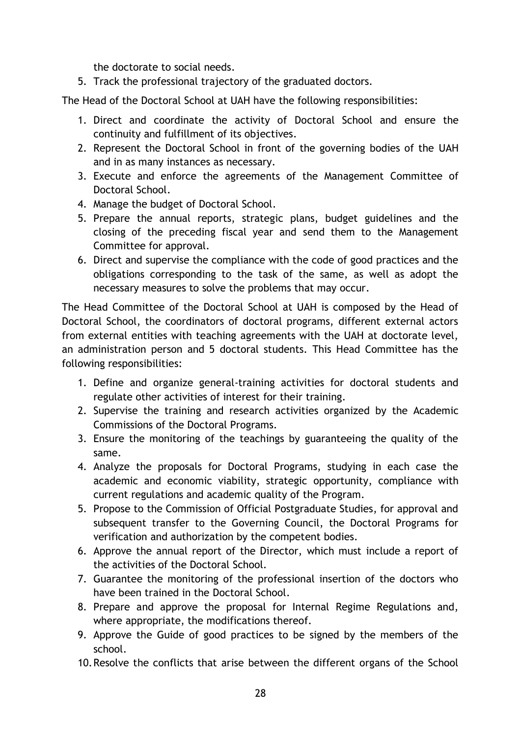the doctorate to social needs.

5. Track the professional trajectory of the graduated doctors.

The Head of the Doctoral School at UAH have the following responsibilities:

1. Direct and coordinate the activity of Doctoral School and ensure the continuity and fulfillment of its objectives.
2. Represent the Doctoral School in front of the governing bodies of the UAH and in as many instances as necessary.
3. Execute and enforce the agreements of the Management Committee of Doctoral School.
4. Manage the budget of Doctoral School.
5. Prepare the annual reports, strategic plans, budget guidelines and the closing of the preceding fiscal year and send them to the Management Committee for approval.
6. Direct and supervise the compliance with the code of good practices and the obligations corresponding to the task of the same, as well as adopt the necessary measures to solve the problems that may occur.

The Head Committee of the Doctoral School at UAH is composed by the Head of Doctoral School, the coordinators of doctoral programs, different external actors from external entities with teaching agreements with the UAH at doctorate level, an administration person and 5 doctoral students. This Head Committee has the following responsibilities:

1. Define and organize general-training activities for doctoral students and regulate other activities of interest for their training.
2. Supervise the training and research activities organized by the Academic Commissions of the Doctoral Programs.
3. Ensure the monitoring of the teachings by guaranteeing the quality of the same.
4. Analyze the proposals for Doctoral Programs, studying in each case the academic and economic viability, strategic opportunity, compliance with current regulations and academic quality of the Program.
5. Propose to the Commission of Official Postgraduate Studies, for approval and subsequent transfer to the Governing Council, the Doctoral Programs for verification and authorization by the competent bodies.
6. Approve the annual report of the Director, which must include a report of the activities of the Doctoral School.
7. Guarantee the monitoring of the professional insertion of the doctors who have been trained in the Doctoral School.
8. Prepare and approve the proposal for Internal Regime Regulations and, where appropriate, the modifications thereof.
9. Approve the Guide of good practices to be signed by the members of the school.
10. Resolve the conflicts that arise between the different organs of the School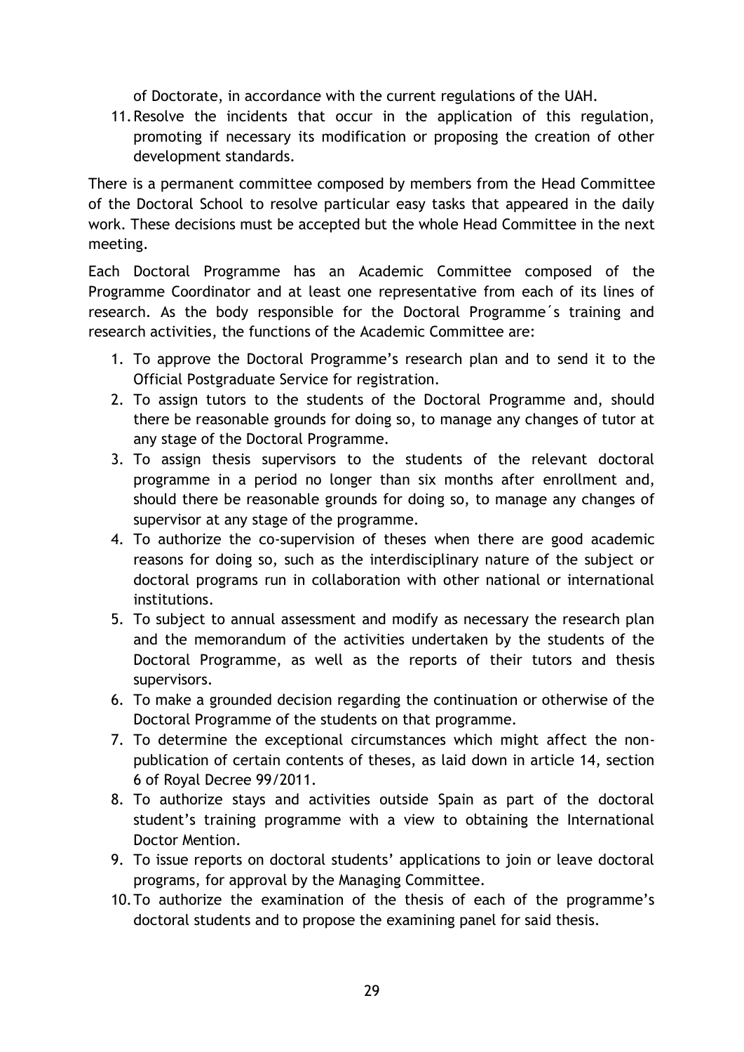of Doctorate, in accordance with the current regulations of the UAH.

11. Resolve the incidents that occur in the application of this regulation, promoting if necessary its modification or proposing the creation of other development standards.

There is a permanent committee composed by members from the Head Committee of the Doctoral School to resolve particular easy tasks that appeared in the daily work. These decisions must be accepted but the whole Head Committee in the next meeting.

Each Doctoral Programme has an Academic Committee composed of the Programme Coordinator and at least one representative from each of its lines of research. As the body responsible for the Doctoral Programme´s training and research activities, the functions of the Academic Committee are:

1. To approve the Doctoral Programme's research plan and to send it to the Official Postgraduate Service for registration.
2. To assign tutors to the students of the Doctoral Programme and, should there be reasonable grounds for doing so, to manage any changes of tutor at any stage of the Doctoral Programme.
3. To assign thesis supervisors to the students of the relevant doctoral programme in a period no longer than six months after enrollment and, should there be reasonable grounds for doing so, to manage any changes of supervisor at any stage of the programme.
4. To authorize the co-supervision of theses when there are good academic reasons for doing so, such as the interdisciplinary nature of the subject or doctoral programs run in collaboration with other national or international institutions.
5. To subject to annual assessment and modify as necessary the research plan and the memorandum of the activities undertaken by the students of the Doctoral Programme, as well as the reports of their tutors and thesis supervisors.
6. To make a grounded decision regarding the continuation or otherwise of the Doctoral Programme of the students on that programme.
7. To determine the exceptional circumstances which might affect the non-publication of certain contents of theses, as laid down in article 14, section 6 of Royal Decree 99/2011.
8. To authorize stays and activities outside Spain as part of the doctoral student's training programme with a view to obtaining the International Doctor Mention.
9. To issue reports on doctoral students' applications to join or leave doctoral programs, for approval by the Managing Committee.
10. To authorize the examination of the thesis of each of the programme's doctoral students and to propose the examining panel for said thesis.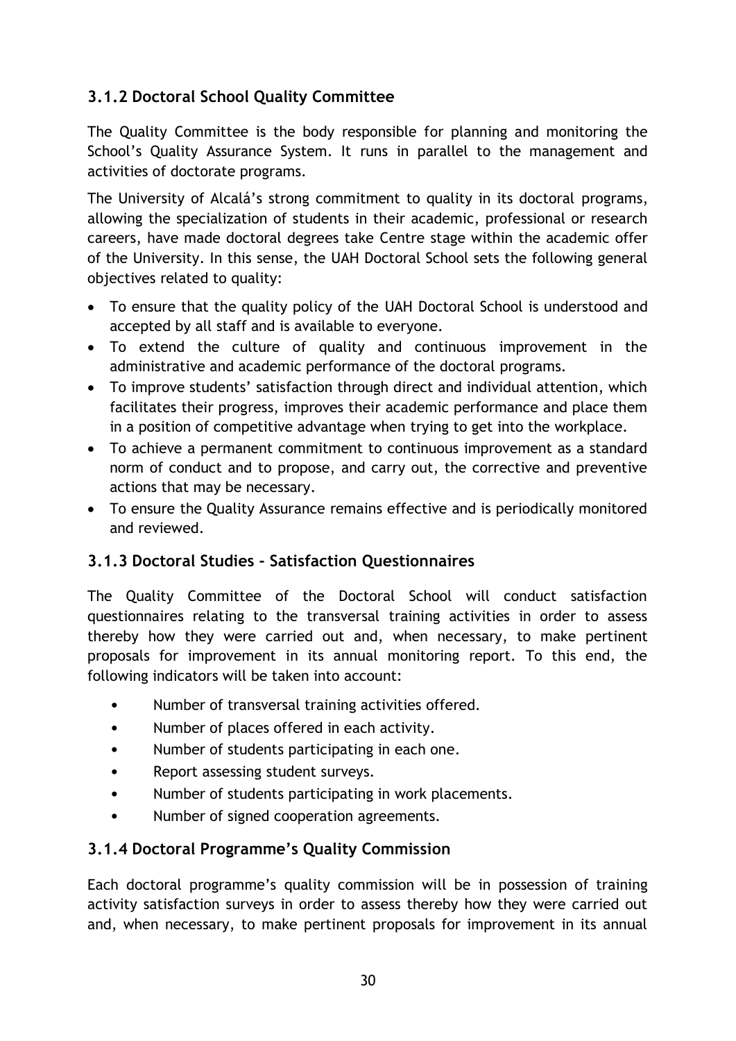### 3.1.2 Doctoral School Quality Committee

The Quality Committee is the body responsible for planning and monitoring the School's Quality Assurance System. It runs in parallel to the management and activities of doctorate programs.

The University of Alcalá's strong commitment to quality in its doctoral programs, allowing the specialization of students in their academic, professional or research careers, have made doctoral degrees take Centre stage within the academic offer of the University. In this sense, the UAH Doctoral School sets the following general objectives related to quality:

- To ensure that the quality policy of the UAH Doctoral School is understood and accepted by all staff and is available to everyone.
- To extend the culture of quality and continuous improvement in the administrative and academic performance of the doctoral programs.
- To improve students' satisfaction through direct and individual attention, which facilitates their progress, improves their academic performance and place them in a position of competitive advantage when trying to get into the workplace.
- To achieve a permanent commitment to continuous improvement as a standard norm of conduct and to propose, and carry out, the corrective and preventive actions that may be necessary.
- To ensure the Quality Assurance remains effective and is periodically monitored and reviewed.

### 3.1.3 Doctoral Studies - Satisfaction Questionnaires

The Quality Committee of the Doctoral School will conduct satisfaction questionnaires relating to the transversal training activities in order to assess thereby how they were carried out and, when necessary, to make pertinent proposals for improvement in its annual monitoring report. To this end, the following indicators will be taken into account:

- Number of transversal training activities offered.
- Number of places offered in each activity.
- Number of students participating in each one.
- Report assessing student surveys.
- Number of students participating in work placements.
- Number of signed cooperation agreements.

### 3.1.4 Doctoral Programme's Quality Commission

Each doctoral programme's quality commission will be in possession of training activity satisfaction surveys in order to assess thereby how they were carried out and, when necessary, to make pertinent proposals for improvement in its annual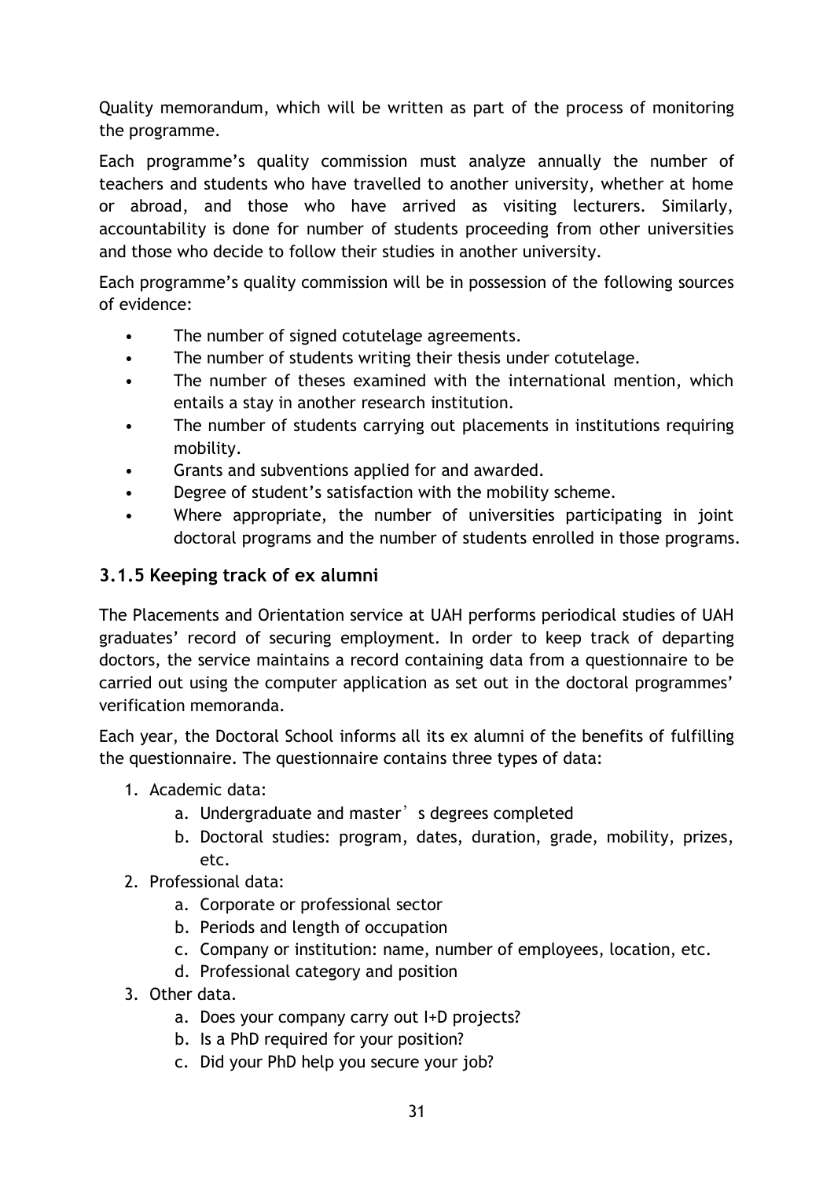Quality memorandum, which will be written as part of the process of monitoring the programme.

Each programme's quality commission must analyze annually the number of teachers and students who have travelled to another university, whether at home or abroad, and those who have arrived as visiting lecturers. Similarly, accountability is done for number of students proceeding from other universities and those who decide to follow their studies in another university.

Each programme's quality commission will be in possession of the following sources of evidence:

- The number of signed cotutelage agreements.
- The number of students writing their thesis under cotutelage.
- The number of theses examined with the international mention, which entails a stay in another research institution.
- The number of students carrying out placements in institutions requiring mobility.
- Grants and subventions applied for and awarded.
- Degree of student's satisfaction with the mobility scheme.
- Where appropriate, the number of universities participating in joint doctoral programs and the number of students enrolled in those programs.

### 3.1.5 Keeping track of ex alumni

The Placements and Orientation service at UAH performs periodical studies of UAH graduates' record of securing employment. In order to keep track of departing doctors, the service maintains a record containing data from a questionnaire to be carried out using the computer application as set out in the doctoral programmes' verification memoranda.

Each year, the Doctoral School informs all its ex alumni of the benefits of fulfilling the questionnaire. The questionnaire contains three types of data:

1. Academic data:
    a. Undergraduate and master's degrees completed
    b. Doctoral studies: program, dates, duration, grade, mobility, prizes, etc.
2. Professional data:
    a. Corporate or professional sector
    b. Periods and length of occupation
    c. Company or institution: name, number of employees, location, etc.
    d. Professional category and position
3. Other data.
    a. Does your company carry out I+D projects?
    b. Is a PhD required for your position?
    c. Did your PhD help you secure your job?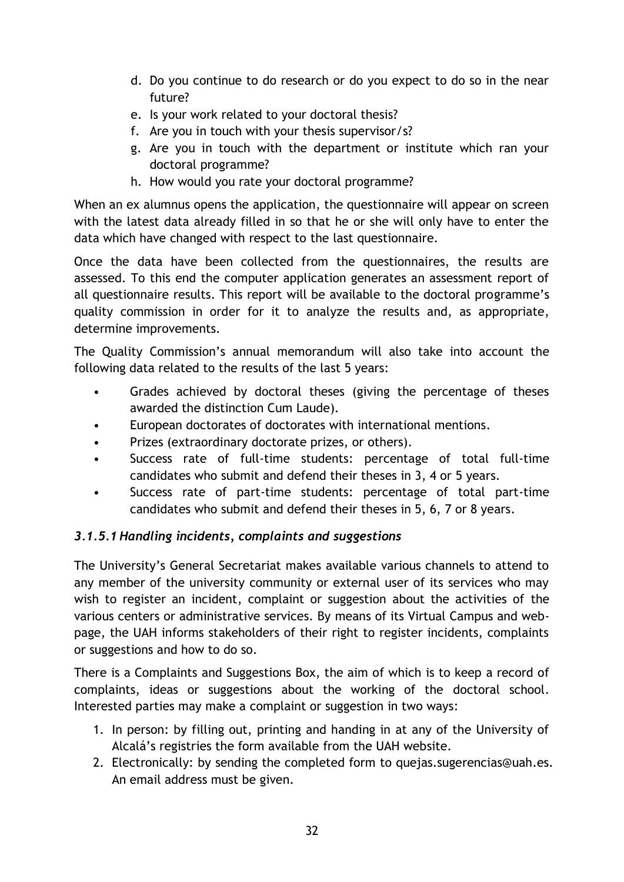d. Do you continue to do research or do you expect to do so in the near future?
e. Is your work related to your doctoral thesis?
f. Are you in touch with your thesis supervisor/s?
g. Are you in touch with the department or institute which ran your doctoral programme?
h. How would you rate your doctoral programme?

When an ex alumnus opens the application, the questionnaire will appear on screen with the latest data already filled in so that he or she will only have to enter the data which have changed with respect to the last questionnaire.

Once the data have been collected from the questionnaires, the results are assessed. To this end the computer application generates an assessment report of all questionnaire results. This report will be available to the doctoral programme's quality commission in order for it to analyze the results and, as appropriate, determine improvements.

The Quality Commission's annual memorandum will also take into account the following data related to the results of the last 5 years:

- Grades achieved by doctoral theses (giving the percentage of theses awarded the distinction Cum Laude).
- European doctorates of doctorates with international mentions.
- Prizes (extraordinary doctorate prizes, or others).
- Success rate of full-time students: percentage of total full-time candidates who submit and defend their theses in 3, 4 or 5 years.
- Success rate of part-time students: percentage of total part-time candidates who submit and defend their theses in 5, 6, 7 or 8 years.

### *3.1.5.1 Handling incidents, complaints and suggestions*

The University's General Secretariat makes available various channels to attend to any member of the university community or external user of its services who may wish to register an incident, complaint or suggestion about the activities of the various centers or administrative services. By means of its Virtual Campus and web-page, the UAH informs stakeholders of their right to register incidents, complaints or suggestions and how to do so.

There is a Complaints and Suggestions Box, the aim of which is to keep a record of complaints, ideas or suggestions about the working of the doctoral school. Interested parties may make a complaint or suggestion in two ways:

1. In person: by filling out, printing and handing in at any of the University of Alcalá's registries the form available from the UAH website.
2. Electronically: by sending the completed form to quejas.sugerencias@uah.es. An email address must be given.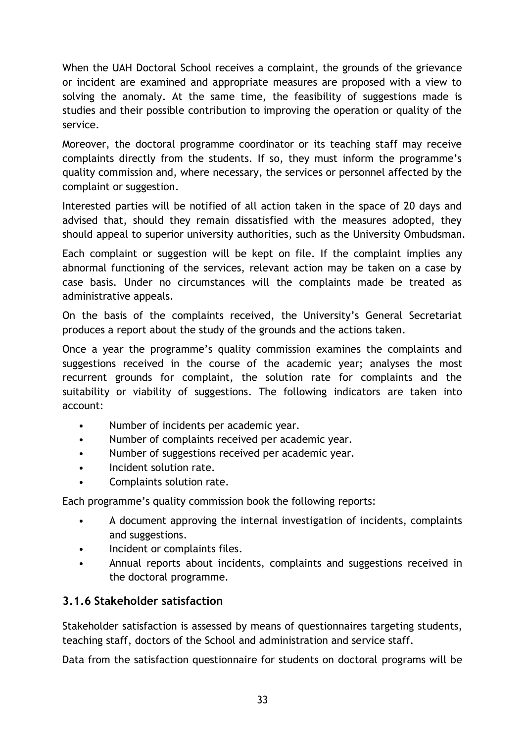When the UAH Doctoral School receives a complaint, the grounds of the grievance or incident are examined and appropriate measures are proposed with a view to solving the anomaly. At the same time, the feasibility of suggestions made is studies and their possible contribution to improving the operation or quality of the service.

Moreover, the doctoral programme coordinator or its teaching staff may receive complaints directly from the students. If so, they must inform the programme's quality commission and, where necessary, the services or personnel affected by the complaint or suggestion.

Interested parties will be notified of all action taken in the space of 20 days and advised that, should they remain dissatisfied with the measures adopted, they should appeal to superior university authorities, such as the University Ombudsman.

Each complaint or suggestion will be kept on file. If the complaint implies any abnormal functioning of the services, relevant action may be taken on a case by case basis. Under no circumstances will the complaints made be treated as administrative appeals.

On the basis of the complaints received, the University's General Secretariat produces a report about the study of the grounds and the actions taken.

Once a year the programme's quality commission examines the complaints and suggestions received in the course of the academic year; analyses the most recurrent grounds for complaint, the solution rate for complaints and the suitability or viability of suggestions. The following indicators are taken into account:

- Number of incidents per academic year.
- Number of complaints received per academic year.
- Number of suggestions received per academic year.
- Incident solution rate.
- Complaints solution rate.

Each programme's quality commission book the following reports:

- A document approving the internal investigation of incidents, complaints and suggestions.
- Incident or complaints files.
- Annual reports about incidents, complaints and suggestions received in the doctoral programme.

### 3.1.6 Stakeholder satisfaction

Stakeholder satisfaction is assessed by means of questionnaires targeting students, teaching staff, doctors of the School and administration and service staff.

Data from the satisfaction questionnaire for students on doctoral programs will be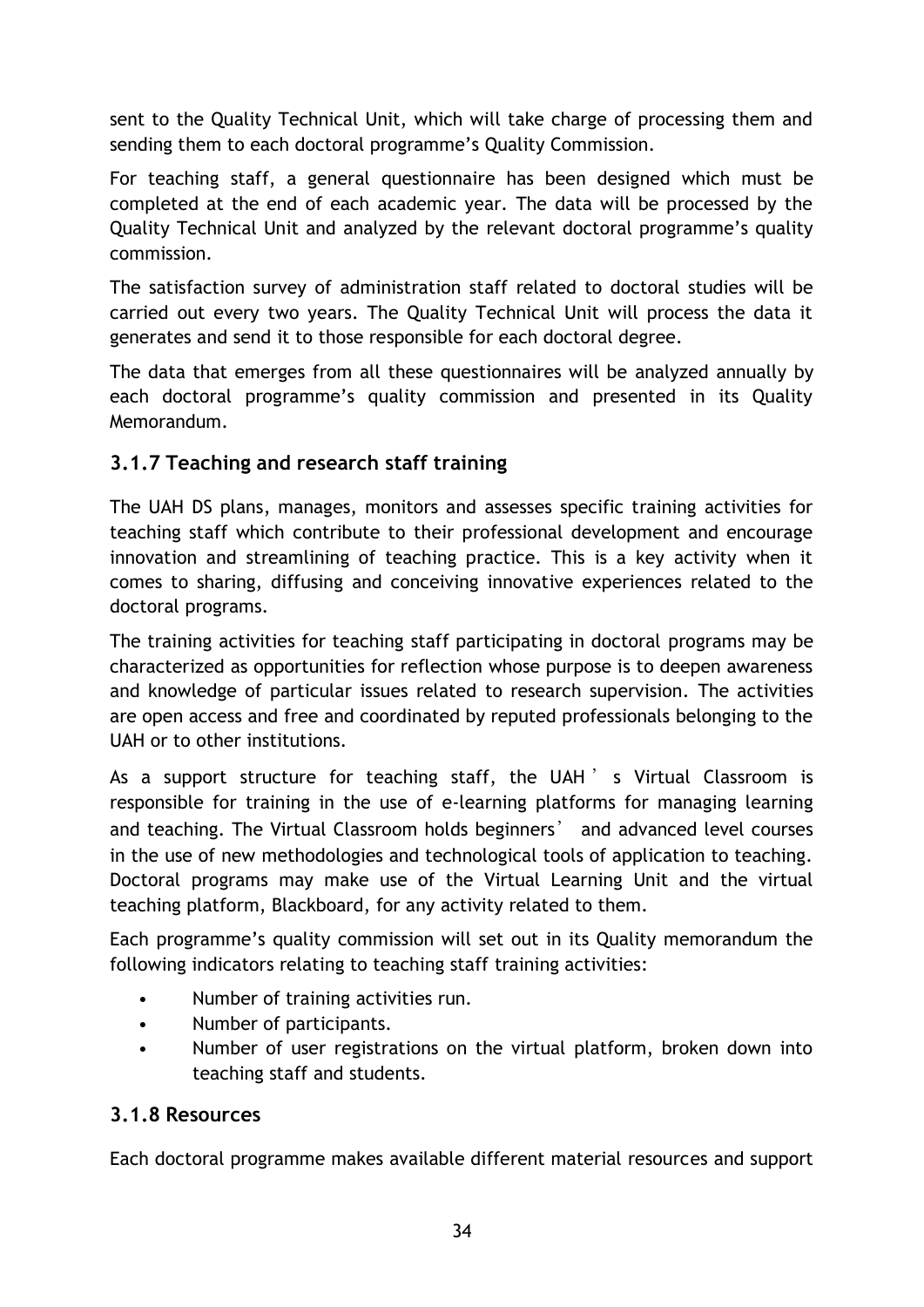sent to the Quality Technical Unit, which will take charge of processing them and sending them to each doctoral programme's Quality Commission.

For teaching staff, a general questionnaire has been designed which must be completed at the end of each academic year. The data will be processed by the Quality Technical Unit and analyzed by the relevant doctoral programme's quality commission.

The satisfaction survey of administration staff related to doctoral studies will be carried out every two years. The Quality Technical Unit will process the data it generates and send it to those responsible for each doctoral degree.

The data that emerges from all these questionnaires will be analyzed annually by each doctoral programme's quality commission and presented in its Quality Memorandum.

### 3.1.7 Teaching and research staff training

The UAH DS plans, manages, monitors and assesses specific training activities for teaching staff which contribute to their professional development and encourage innovation and streamlining of teaching practice. This is a key activity when it comes to sharing, diffusing and conceiving innovative experiences related to the doctoral programs.

The training activities for teaching staff participating in doctoral programs may be characterized as opportunities for reflection whose purpose is to deepen awareness and knowledge of particular issues related to research supervision. The activities are open access and free and coordinated by reputed professionals belonging to the UAH or to other institutions.

As a support structure for teaching staff, the UAH's Virtual Classroom is responsible for training in the use of e-learning platforms for managing learning and teaching. The Virtual Classroom holds beginners' and advanced level courses in the use of new methodologies and technological tools of application to teaching. Doctoral programs may make use of the Virtual Learning Unit and the virtual teaching platform, Blackboard, for any activity related to them.

Each programme's quality commission will set out in its Quality memorandum the following indicators relating to teaching staff training activities:

- Number of training activities run.
- Number of participants.
- Number of user registrations on the virtual platform, broken down into teaching staff and students.

### 3.1.8 Resources

Each doctoral programme makes available different material resources and support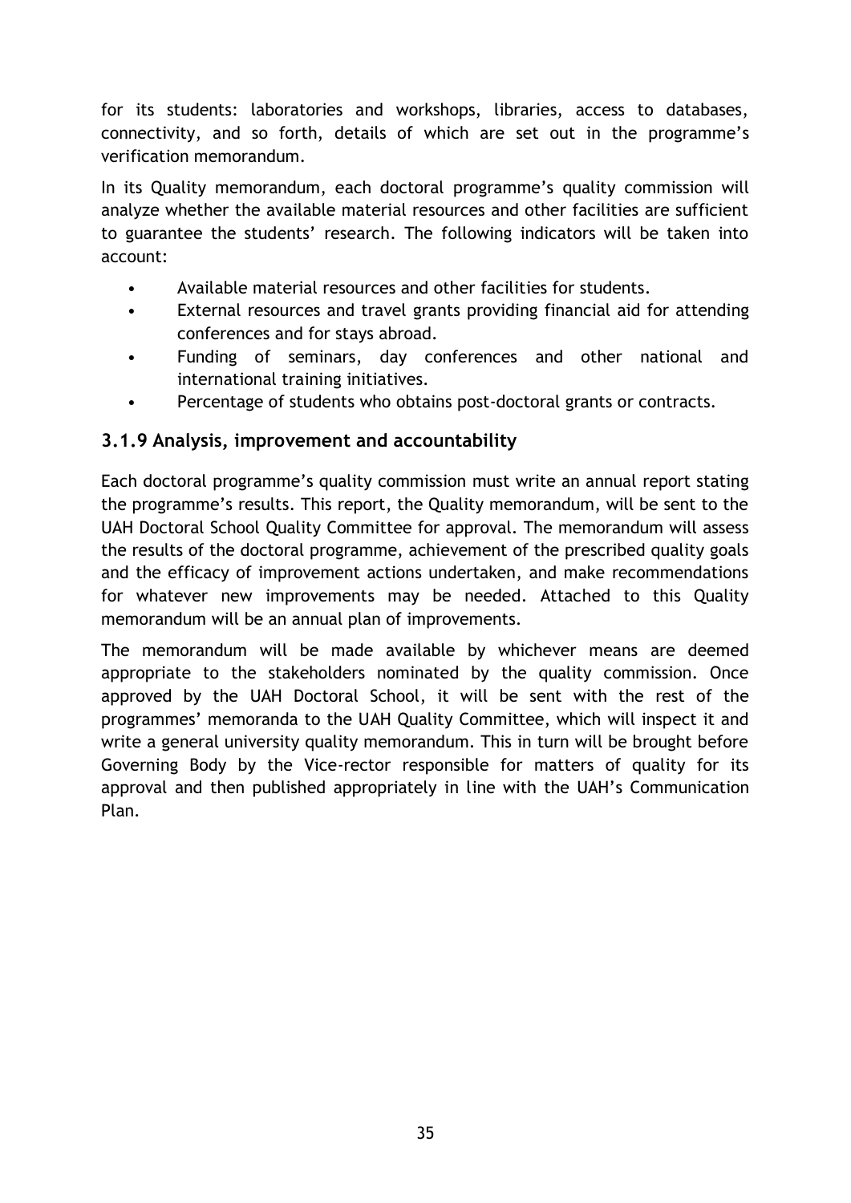for its students: laboratories and workshops, libraries, access to databases, connectivity, and so forth, details of which are set out in the programme's verification memorandum.

In its Quality memorandum, each doctoral programme's quality commission will analyze whether the available material resources and other facilities are sufficient to guarantee the students' research. The following indicators will be taken into account:

- Available material resources and other facilities for students.
- External resources and travel grants providing financial aid for attending conferences and for stays abroad.
- Funding of seminars, day conferences and other national and international training initiatives.
- Percentage of students who obtains post-doctoral grants or contracts.

### 3.1.9 Analysis, improvement and accountability

Each doctoral programme's quality commission must write an annual report stating the programme's results. This report, the Quality memorandum, will be sent to the UAH Doctoral School Quality Committee for approval. The memorandum will assess the results of the doctoral programme, achievement of the prescribed quality goals and the efficacy of improvement actions undertaken, and make recommendations for whatever new improvements may be needed. Attached to this Quality memorandum will be an annual plan of improvements.

The memorandum will be made available by whichever means are deemed appropriate to the stakeholders nominated by the quality commission. Once approved by the UAH Doctoral School, it will be sent with the rest of the programmes' memoranda to the UAH Quality Committee, which will inspect it and write a general university quality memorandum. This in turn will be brought before Governing Body by the Vice-rector responsible for matters of quality for its approval and then published appropriately in line with the UAH's Communication Plan.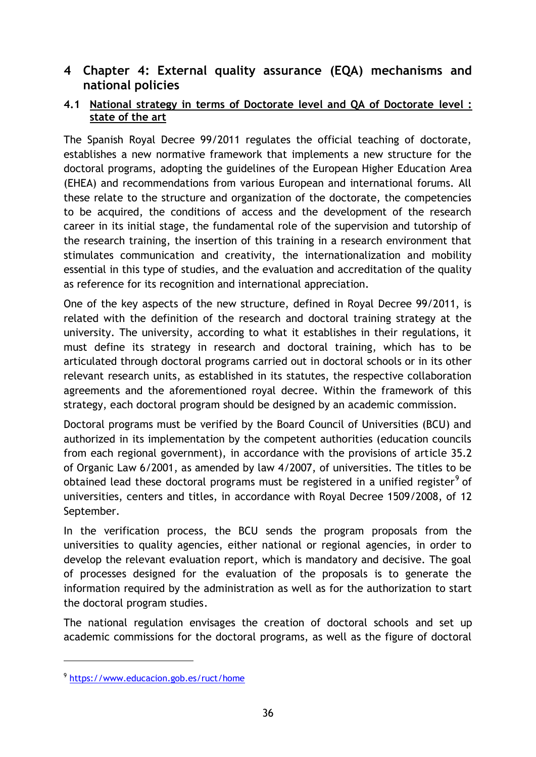# 4 Chapter 4: External quality assurance (EQA) mechanisms and national policies

## 4.1 National strategy in terms of Doctorate level and QA of Doctorate level : state of the art

The Spanish Royal Decree 99/2011 regulates the official teaching of doctorate, establishes a new normative framework that implements a new structure for the doctoral programs, adopting the guidelines of the European Higher Education Area (EHEA) and recommendations from various European and international forums. All these relate to the structure and organization of the doctorate, the competencies to be acquired, the conditions of access and the development of the research career in its initial stage, the fundamental role of the supervision and tutorship of the research training, the insertion of this training in a research environment that stimulates communication and creativity, the internationalization and mobility essential in this type of studies, and the evaluation and accreditation of the quality as reference for its recognition and international appreciation.

One of the key aspects of the new structure, defined in Royal Decree 99/2011, is related with the definition of the research and doctoral training strategy at the university. The university, according to what it establishes in their regulations, it must define its strategy in research and doctoral training, which has to be articulated through doctoral programs carried out in doctoral schools or in its other relevant research units, as established in its statutes, the respective collaboration agreements and the aforementioned royal decree. Within the framework of this strategy, each doctoral program should be designed by an academic commission.

Doctoral programs must be verified by the Board Council of Universities (BCU) and authorized in its implementation by the competent authorities (education councils from each regional government), in accordance with the provisions of article 35.2 of Organic Law 6/2001, as amended by law 4/2007, of universities. The titles to be obtained lead these doctoral programs must be registered in a unified register[9] of universities, centers and titles, in accordance with Royal Decree 1509/2008, of 12 September.

In the verification process, the BCU sends the program proposals from the universities to quality agencies, either national or regional agencies, in order to develop the relevant evaluation report, which is mandatory and decisive. The goal of processes designed for the evaluation of the proposals is to generate the information required by the administration as well as for the authorization to start the doctoral program studies.

The national regulation envisages the creation of doctoral schools and set up academic commissions for the doctoral programs, as well as the figure of doctoral

[9] https://www.educacion.gob.es/ruct/home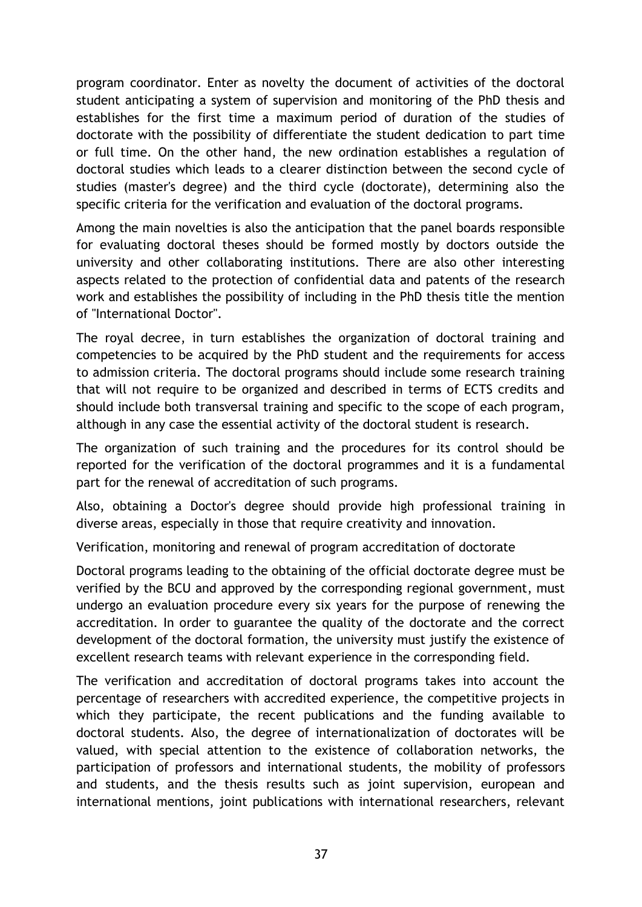program coordinator. Enter as novelty the document of activities of the doctoral student anticipating a system of supervision and monitoring of the PhD thesis and establishes for the first time a maximum period of duration of the studies of doctorate with the possibility of differentiate the student dedication to part time or full time. On the other hand, the new ordination establishes a regulation of doctoral studies which leads to a clearer distinction between the second cycle of studies (master's degree) and the third cycle (doctorate), determining also the specific criteria for the verification and evaluation of the doctoral programs.

Among the main novelties is also the anticipation that the panel boards responsible for evaluating doctoral theses should be formed mostly by doctors outside the university and other collaborating institutions. There are also other interesting aspects related to the protection of confidential data and patents of the research work and establishes the possibility of including in the PhD thesis title the mention of "International Doctor".

The royal decree, in turn establishes the organization of doctoral training and competencies to be acquired by the PhD student and the requirements for access to admission criteria. The doctoral programs should include some research training that will not require to be organized and described in terms of ECTS credits and should include both transversal training and specific to the scope of each program, although in any case the essential activity of the doctoral student is research.

The organization of such training and the procedures for its control should be reported for the verification of the doctoral programmes and it is a fundamental part for the renewal of accreditation of such programs.

Also, obtaining a Doctor's degree should provide high professional training in diverse areas, especially in those that require creativity and innovation.

Verification, monitoring and renewal of program accreditation of doctorate

Doctoral programs leading to the obtaining of the official doctorate degree must be verified by the BCU and approved by the corresponding regional government, must undergo an evaluation procedure every six years for the purpose of renewing the accreditation. In order to guarantee the quality of the doctorate and the correct development of the doctoral formation, the university must justify the existence of excellent research teams with relevant experience in the corresponding field.

The verification and accreditation of doctoral programs takes into account the percentage of researchers with accredited experience, the competitive projects in which they participate, the recent publications and the funding available to doctoral students. Also, the degree of internationalization of doctorates will be valued, with special attention to the existence of collaboration networks, the participation of professors and international students, the mobility of professors and students, and the thesis results such as joint supervision, european and international mentions, joint publications with international researchers, relevant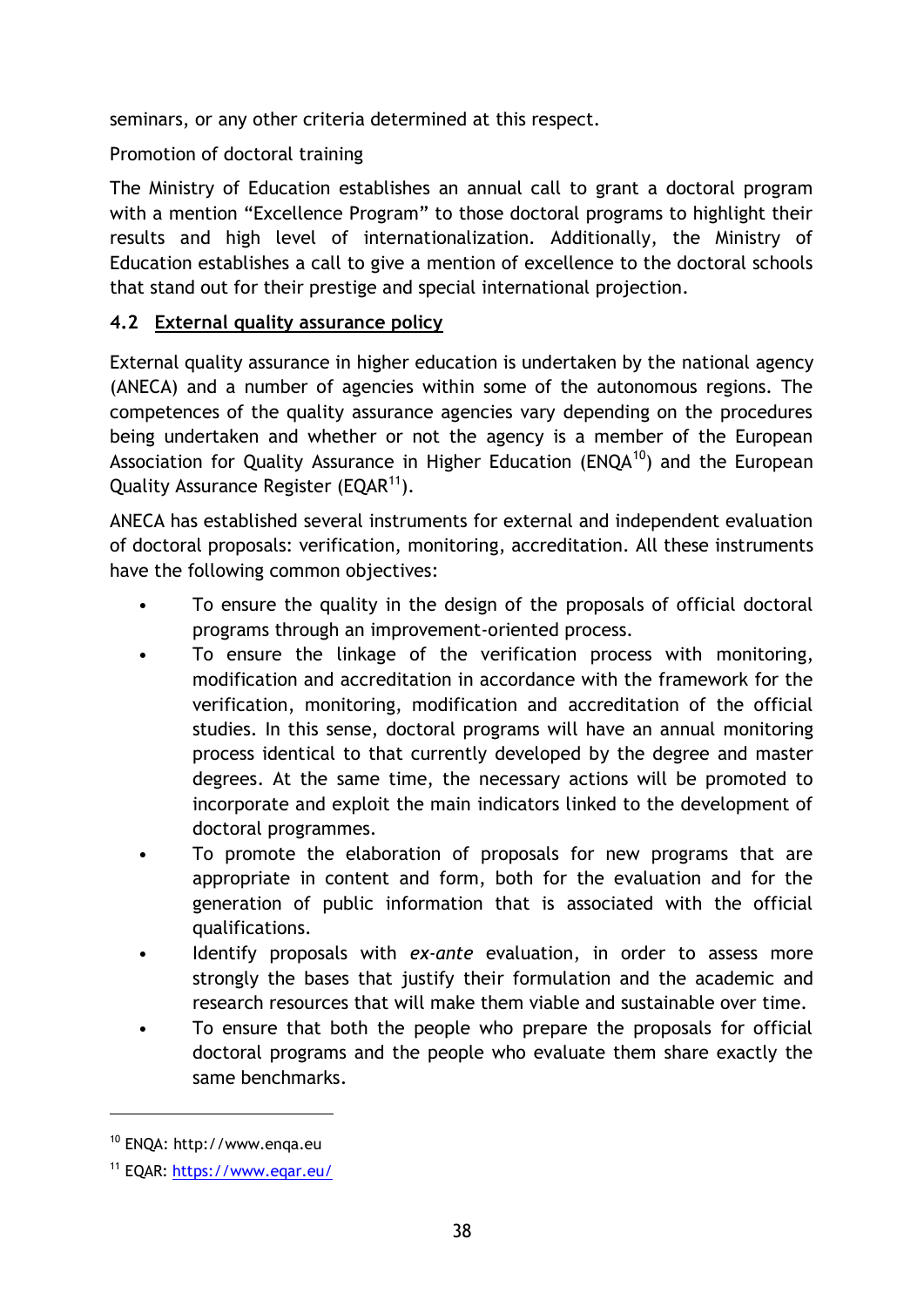seminars, or any other criteria determined at this respect.

Promotion of doctoral training

The Ministry of Education establishes an annual call to grant a doctoral program with a mention "Excellence Program" to those doctoral programs to highlight their results and high level of internationalization. Additionally, the Ministry of Education establishes a call to give a mention of excellence to the doctoral schools that stand out for their prestige and special international projection.

### 4.2 External quality assurance policy

External quality assurance in higher education is undertaken by the national agency (ANECA) and a number of agencies within some of the autonomous regions. The competences of the quality assurance agencies vary depending on the procedures being undertaken and whether or not the agency is a member of the European Association for Quality Assurance in Higher Education (ENQA[10]) and the European Quality Assurance Register (EQAR[11]).

ANECA has established several instruments for external and independent evaluation of doctoral proposals: verification, monitoring, accreditation. All these instruments have the following common objectives:

- To ensure the quality in the design of the proposals of official doctoral programs through an improvement-oriented process.
- To ensure the linkage of the verification process with monitoring, modification and accreditation in accordance with the framework for the verification, monitoring, modification and accreditation of the official studies. In this sense, doctoral programs will have an annual monitoring process identical to that currently developed by the degree and master degrees. At the same time, the necessary actions will be promoted to incorporate and exploit the main indicators linked to the development of doctoral programmes.
- To promote the elaboration of proposals for new programs that are appropriate in content and form, both for the evaluation and for the generation of public information that is associated with the official qualifications.
- Identify proposals with *ex-ante* evaluation, in order to assess more strongly the bases that justify their formulation and the academic and research resources that will make them viable and sustainable over time.
- To ensure that both the people who prepare the proposals for official doctoral programs and the people who evaluate them share exactly the same benchmarks.

---

[10] ENQA: http://www.enqa.eu

[11] EQAR: https://www.eqar.eu/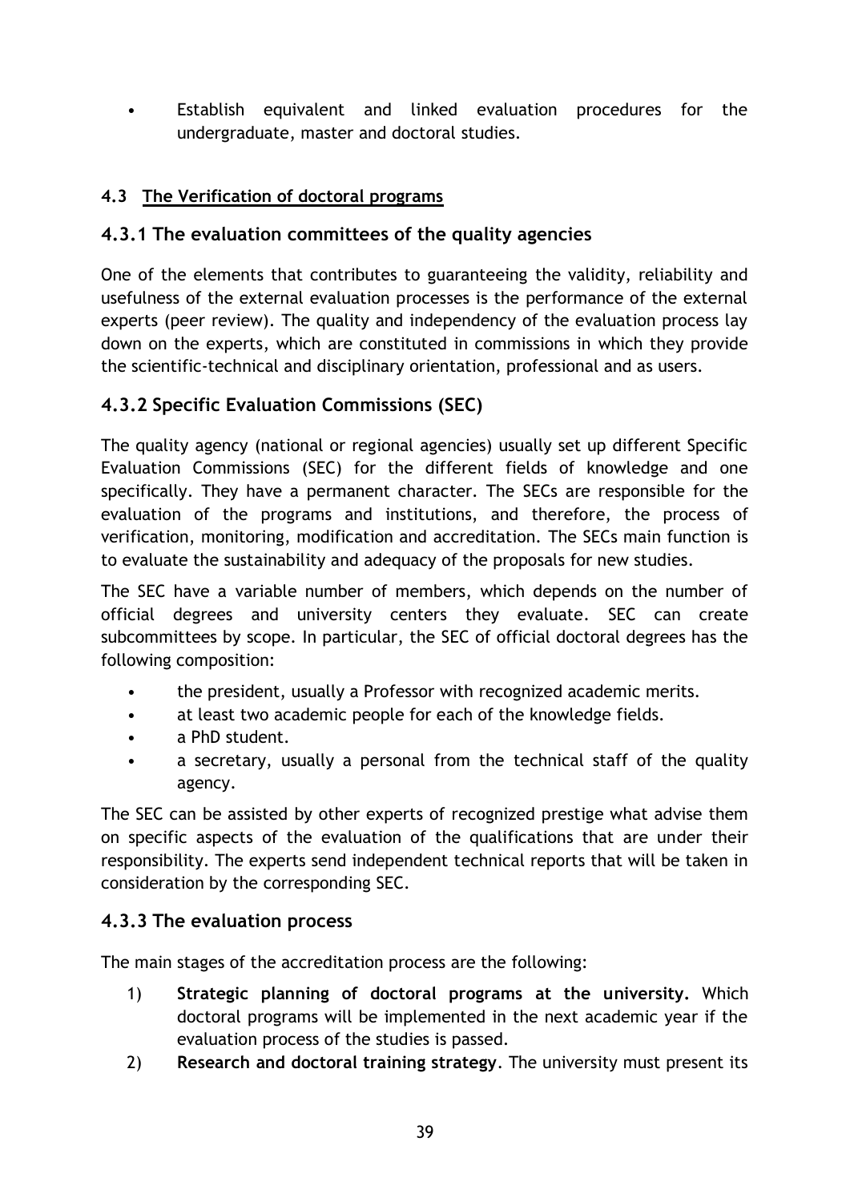- Establish equivalent and linked evaluation procedures for the undergraduate, master and doctoral studies.

## 4.3 The Verification of doctoral programs

### 4.3.1 The evaluation committees of the quality agencies

One of the elements that contributes to guaranteeing the validity, reliability and usefulness of the external evaluation processes is the performance of the external experts (peer review). The quality and independency of the evaluation process lay down on the experts, which are constituted in commissions in which they provide the scientific-technical and disciplinary orientation, professional and as users.

### 4.3.2 Specific Evaluation Commissions (SEC)

The quality agency (national or regional agencies) usually set up different Specific Evaluation Commissions (SEC) for the different fields of knowledge and one specifically. They have a permanent character. The SECs are responsible for the evaluation of the programs and institutions, and therefore, the process of verification, monitoring, modification and accreditation. The SECs main function is to evaluate the sustainability and adequacy of the proposals for new studies.

The SEC have a variable number of members, which depends on the number of official degrees and university centers they evaluate. SEC can create subcommittees by scope. In particular, the SEC of official doctoral degrees has the following composition:

- the president, usually a Professor with recognized academic merits.
- at least two academic people for each of the knowledge fields.
- a PhD student.
- a secretary, usually a personal from the technical staff of the quality agency.

The SEC can be assisted by other experts of recognized prestige what advise them on specific aspects of the evaluation of the qualifications that are under their responsibility. The experts send independent technical reports that will be taken in consideration by the corresponding SEC.

### 4.3.3 The evaluation process

The main stages of the accreditation process are the following:

1) **Strategic planning of doctoral programs at the university.** Which doctoral programs will be implemented in the next academic year if the evaluation process of the studies is passed.
2) **Research and doctoral training strategy**. The university must present its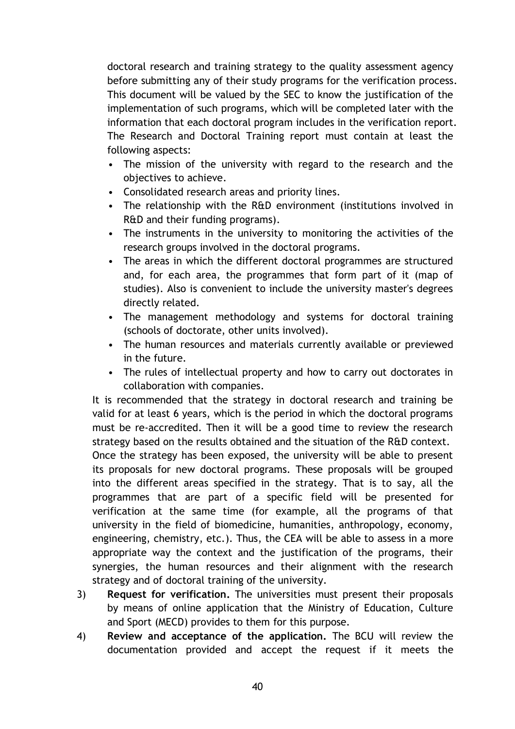doctoral research and training strategy to the quality assessment agency before submitting any of their study programs for the verification process. This document will be valued by the SEC to know the justification of the implementation of such programs, which will be completed later with the information that each doctoral program includes in the verification report. The Research and Doctoral Training report must contain at least the following aspects:

- The mission of the university with regard to the research and the objectives to achieve.
- Consolidated research areas and priority lines.
- The relationship with the R&D environment (institutions involved in R&D and their funding programs).
- The instruments in the university to monitoring the activities of the research groups involved in the doctoral programs.
- The areas in which the different doctoral programmes are structured and, for each area, the programmes that form part of it (map of studies). Also is convenient to include the university master's degrees directly related.
- The management methodology and systems for doctoral training (schools of doctorate, other units involved).
- The human resources and materials currently available or previewed in the future.
- The rules of intellectual property and how to carry out doctorates in collaboration with companies.

It is recommended that the strategy in doctoral research and training be valid for at least 6 years, which is the period in which the doctoral programs must be re-accredited. Then it will be a good time to review the research strategy based on the results obtained and the situation of the R&D context.

Once the strategy has been exposed, the university will be able to present its proposals for new doctoral programs. These proposals will be grouped into the different areas specified in the strategy. That is to say, all the programmes that are part of a specific field will be presented for verification at the same time (for example, all the programs of that university in the field of biomedicine, humanities, anthropology, economy, engineering, chemistry, etc.). Thus, the CEA will be able to assess in a more appropriate way the context and the justification of the programs, their synergies, the human resources and their alignment with the research strategy and of doctoral training of the university.

3) **Request for verification.** The universities must present their proposals by means of online application that the Ministry of Education, Culture and Sport (MECD) provides to them for this purpose.
4) **Review and acceptance of the application.** The BCU will review the documentation provided and accept the request if it meets the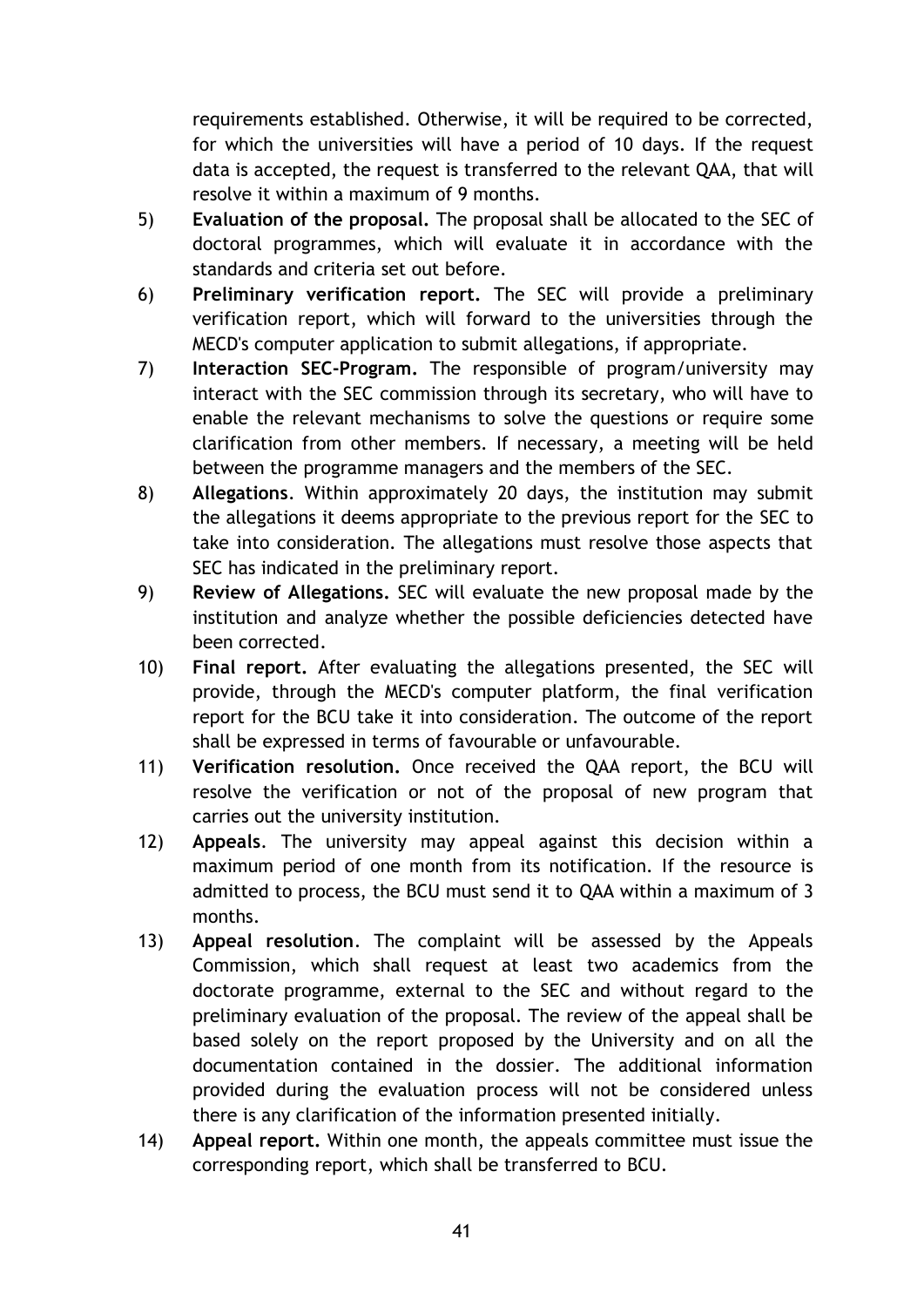requirements established. Otherwise, it will be required to be corrected, for which the universities will have a period of 10 days. If the request data is accepted, the request is transferred to the relevant QAA, that will resolve it within a maximum of 9 months.

5) **Evaluation of the proposal.** The proposal shall be allocated to the SEC of doctoral programmes, which will evaluate it in accordance with the standards and criteria set out before.
6) **Preliminary verification report.** The SEC will provide a preliminary verification report, which will forward to the universities through the MECD's computer application to submit allegations, if appropriate.
7) **Interaction SEC-Program.** The responsible of program/university may interact with the SEC commission through its secretary, who will have to enable the relevant mechanisms to solve the questions or require some clarification from other members. If necessary, a meeting will be held between the programme managers and the members of the SEC.
8) **Allegations**. Within approximately 20 days, the institution may submit the allegations it deems appropriate to the previous report for the SEC to take into consideration. The allegations must resolve those aspects that SEC has indicated in the preliminary report.
9) **Review of Allegations.** SEC will evaluate the new proposal made by the institution and analyze whether the possible deficiencies detected have been corrected.
10) **Final report.** After evaluating the allegations presented, the SEC will provide, through the MECD's computer platform, the final verification report for the BCU take it into consideration. The outcome of the report shall be expressed in terms of favourable or unfavourable.
11) **Verification resolution.** Once received the QAA report, the BCU will resolve the verification or not of the proposal of new program that carries out the university institution.
12) **Appeals**. The university may appeal against this decision within a maximum period of one month from its notification. If the resource is admitted to process, the BCU must send it to QAA within a maximum of 3 months.
13) **Appeal resolution**. The complaint will be assessed by the Appeals Commission, which shall request at least two academics from the doctorate programme, external to the SEC and without regard to the preliminary evaluation of the proposal. The review of the appeal shall be based solely on the report proposed by the University and on all the documentation contained in the dossier. The additional information provided during the evaluation process will not be considered unless there is any clarification of the information presented initially.
14) **Appeal report.** Within one month, the appeals committee must issue the corresponding report, which shall be transferred to BCU.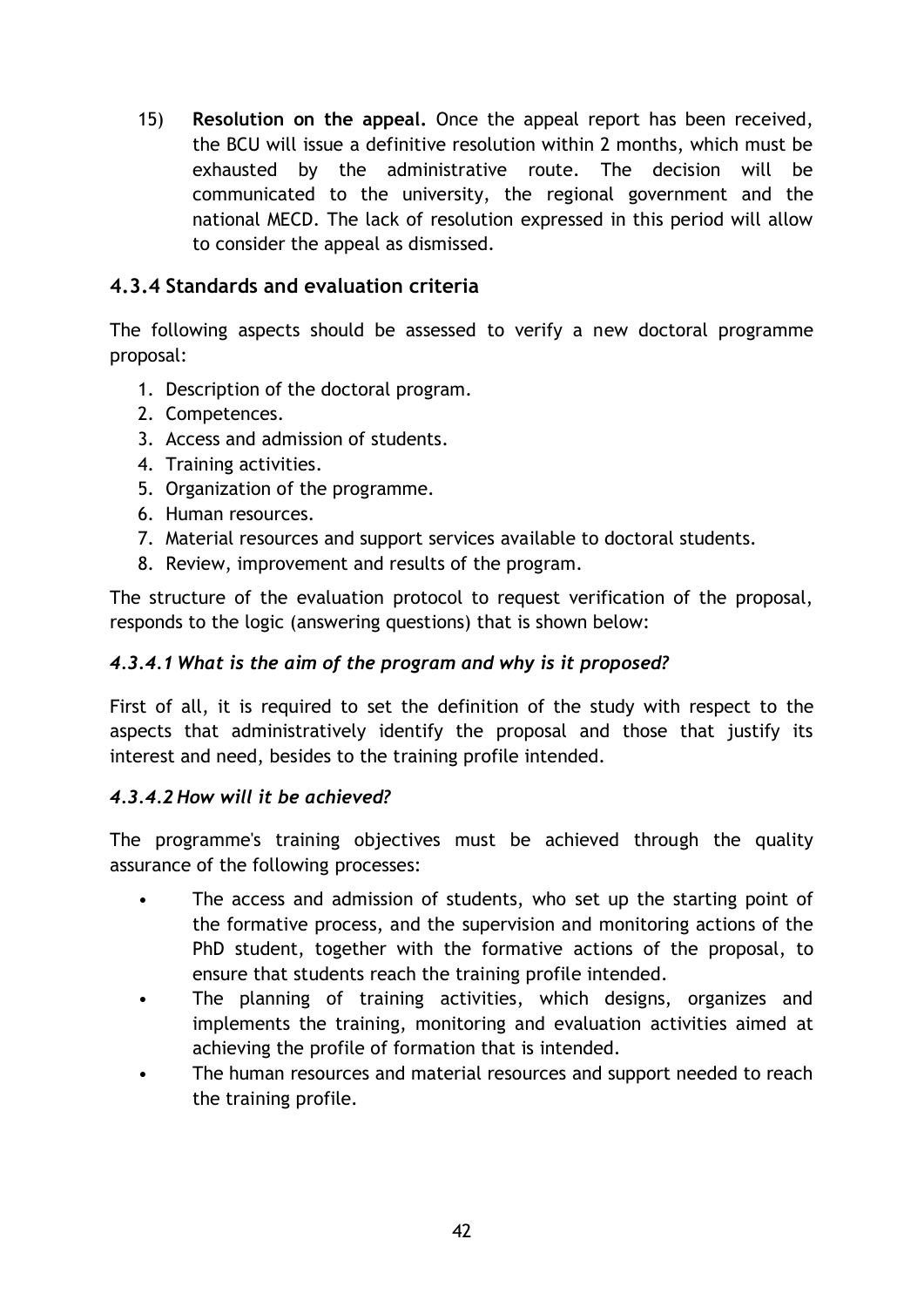15) **Resolution on the appeal.** Once the appeal report has been received, the BCU will issue a definitive resolution within 2 months, which must be exhausted by the administrative route. The decision will be communicated to the university, the regional government and the national MECD. The lack of resolution expressed in this period will allow to consider the appeal as dismissed.

### 4.3.4 Standards and evaluation criteria

The following aspects should be assessed to verify a new doctoral programme proposal:

1. Description of the doctoral program.
2. Competences.
3. Access and admission of students.
4. Training activities.
5. Organization of the programme.
6. Human resources.
7. Material resources and support services available to doctoral students.
8. Review, improvement and results of the program.

The structure of the evaluation protocol to request verification of the proposal, responds to the logic (answering questions) that is shown below:

#### *4.3.4.1 What is the aim of the program and why is it proposed?*

First of all, it is required to set the definition of the study with respect to the aspects that administratively identify the proposal and those that justify its interest and need, besides to the training profile intended.

#### *4.3.4.2 How will it be achieved?*

The programme's training objectives must be achieved through the quality assurance of the following processes:

- The access and admission of students, who set up the starting point of the formative process, and the supervision and monitoring actions of the PhD student, together with the formative actions of the proposal, to ensure that students reach the training profile intended.
- The planning of training activities, which designs, organizes and implements the training, monitoring and evaluation activities aimed at achieving the profile of formation that is intended.
- The human resources and material resources and support needed to reach the training profile.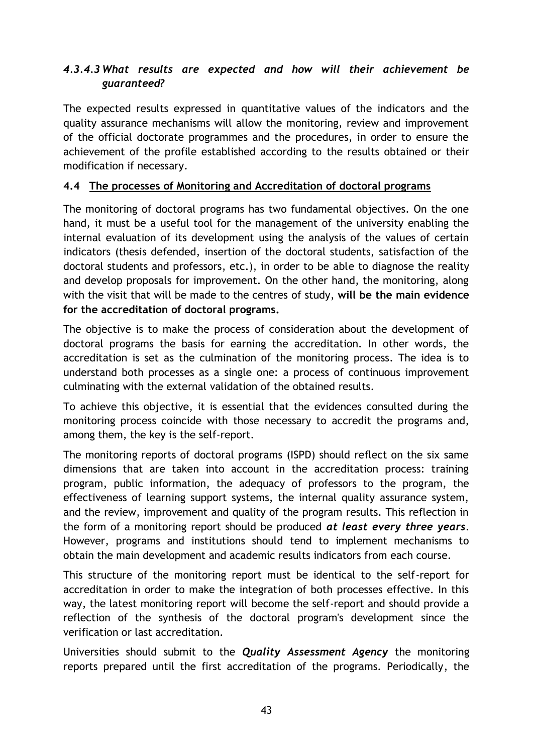#### *4.3.4.3 What results are expected and how will their achievement be guaranteed?*

The expected results expressed in quantitative values of the indicators and the quality assurance mechanisms will allow the monitoring, review and improvement of the official doctorate programmes and the procedures, in order to ensure the achievement of the profile established according to the results obtained or their modification if necessary.

### 4.4 The processes of Monitoring and Accreditation of doctoral programs

The monitoring of doctoral programs has two fundamental objectives. On the one hand, it must be a useful tool for the management of the university enabling the internal evaluation of its development using the analysis of the values of certain indicators (thesis defended, insertion of the doctoral students, satisfaction of the doctoral students and professors, etc.), in order to be able to diagnose the reality and develop proposals for improvement. On the other hand, the monitoring, along with the visit that will be made to the centres of study, **will be the main evidence for the accreditation of doctoral programs.**

The objective is to make the process of consideration about the development of doctoral programs the basis for earning the accreditation. In other words, the accreditation is set as the culmination of the monitoring process. The idea is to understand both processes as a single one: a process of continuous improvement culminating with the external validation of the obtained results.

To achieve this objective, it is essential that the evidences consulted during the monitoring process coincide with those necessary to accredit the programs and, among them, the key is the self-report.

The monitoring reports of doctoral programs (ISPD) should reflect on the six same dimensions that are taken into account in the accreditation process: training program, public information, the adequacy of professors to the program, the effectiveness of learning support systems, the internal quality assurance system, and the review, improvement and quality of the program results. This reflection in the form of a monitoring report should be produced ***at least every three years***. However, programs and institutions should tend to implement mechanisms to obtain the main development and academic results indicators from each course.

This structure of the monitoring report must be identical to the self-report for accreditation in order to make the integration of both processes effective. In this way, the latest monitoring report will become the self-report and should provide a reflection of the synthesis of the doctoral program's development since the verification or last accreditation.

Universities should submit to the ***Quality Assessment Agency*** the monitoring reports prepared until the first accreditation of the programs. Periodically, the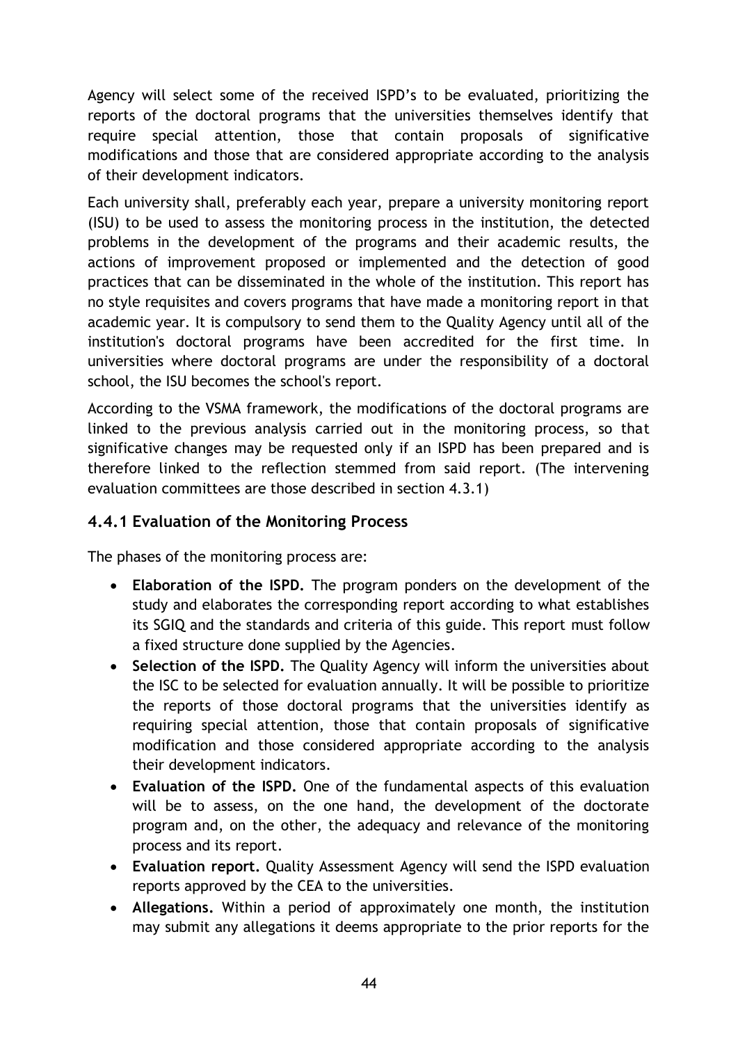Agency will select some of the received ISPD's to be evaluated, prioritizing the reports of the doctoral programs that the universities themselves identify that require special attention, those that contain proposals of significative modifications and those that are considered appropriate according to the analysis of their development indicators.

Each university shall, preferably each year, prepare a university monitoring report (ISU) to be used to assess the monitoring process in the institution, the detected problems in the development of the programs and their academic results, the actions of improvement proposed or implemented and the detection of good practices that can be disseminated in the whole of the institution. This report has no style requisites and covers programs that have made a monitoring report in that academic year. It is compulsory to send them to the Quality Agency until all of the institution's doctoral programs have been accredited for the first time. In universities where doctoral programs are under the responsibility of a doctoral school, the ISU becomes the school's report.

According to the VSMA framework, the modifications of the doctoral programs are linked to the previous analysis carried out in the monitoring process, so that significative changes may be requested only if an ISPD has been prepared and is therefore linked to the reflection stemmed from said report. (The intervening evaluation committees are those described in section 4.3.1)

### 4.4.1 Evaluation of the Monitoring Process

The phases of the monitoring process are:

- **Elaboration of the ISPD.** The program ponders on the development of the study and elaborates the corresponding report according to what establishes its SGIQ and the standards and criteria of this guide. This report must follow a fixed structure done supplied by the Agencies.
- **Selection of the ISPD.** The Quality Agency will inform the universities about the ISC to be selected for evaluation annually. It will be possible to prioritize the reports of those doctoral programs that the universities identify as requiring special attention, those that contain proposals of significative modification and those considered appropriate according to the analysis their development indicators.
- **Evaluation of the ISPD.** One of the fundamental aspects of this evaluation will be to assess, on the one hand, the development of the doctorate program and, on the other, the adequacy and relevance of the monitoring process and its report.
- **Evaluation report.** Quality Assessment Agency will send the ISPD evaluation reports approved by the CEA to the universities.
- **Allegations.** Within a period of approximately one month, the institution may submit any allegations it deems appropriate to the prior reports for the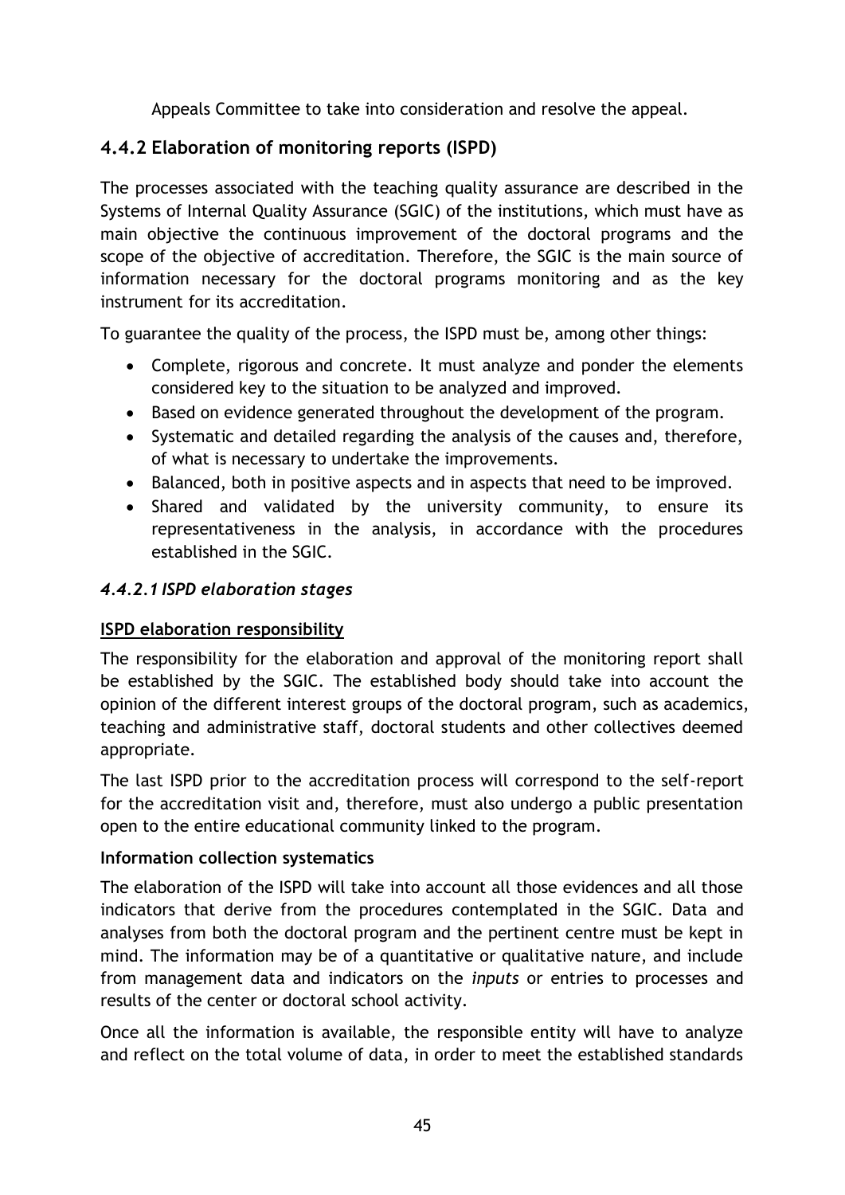Appeals Committee to take into consideration and resolve the appeal.

### 4.4.2 Elaboration of monitoring reports (ISPD)

The processes associated with the teaching quality assurance are described in the Systems of Internal Quality Assurance (SGIC) of the institutions, which must have as main objective the continuous improvement of the doctoral programs and the scope of the objective of accreditation. Therefore, the SGIC is the main source of information necessary for the doctoral programs monitoring and as the key instrument for its accreditation.

To guarantee the quality of the process, the ISPD must be, among other things:

- Complete, rigorous and concrete. It must analyze and ponder the elements considered key to the situation to be analyzed and improved.
- Based on evidence generated throughout the development of the program.
- Systematic and detailed regarding the analysis of the causes and, therefore, of what is necessary to undertake the improvements.
- Balanced, both in positive aspects and in aspects that need to be improved.
- Shared and validated by the university community, to ensure its representativeness in the analysis, in accordance with the procedures established in the SGIC.

#### *4.4.2.1 ISPD elaboration stages*

**ISPD elaboration responsibility**

The responsibility for the elaboration and approval of the monitoring report shall be established by the SGIC. The established body should take into account the opinion of the different interest groups of the doctoral program, such as academics, teaching and administrative staff, doctoral students and other collectives deemed appropriate.

The last ISPD prior to the accreditation process will correspond to the self-report for the accreditation visit and, therefore, must also undergo a public presentation open to the entire educational community linked to the program.

**Information collection systematics**

The elaboration of the ISPD will take into account all those evidences and all those indicators that derive from the procedures contemplated in the SGIC. Data and analyses from both the doctoral program and the pertinent centre must be kept in mind. The information may be of a quantitative or qualitative nature, and include from management data and indicators on the *inputs* or entries to processes and results of the center or doctoral school activity.

Once all the information is available, the responsible entity will have to analyze and reflect on the total volume of data, in order to meet the established standards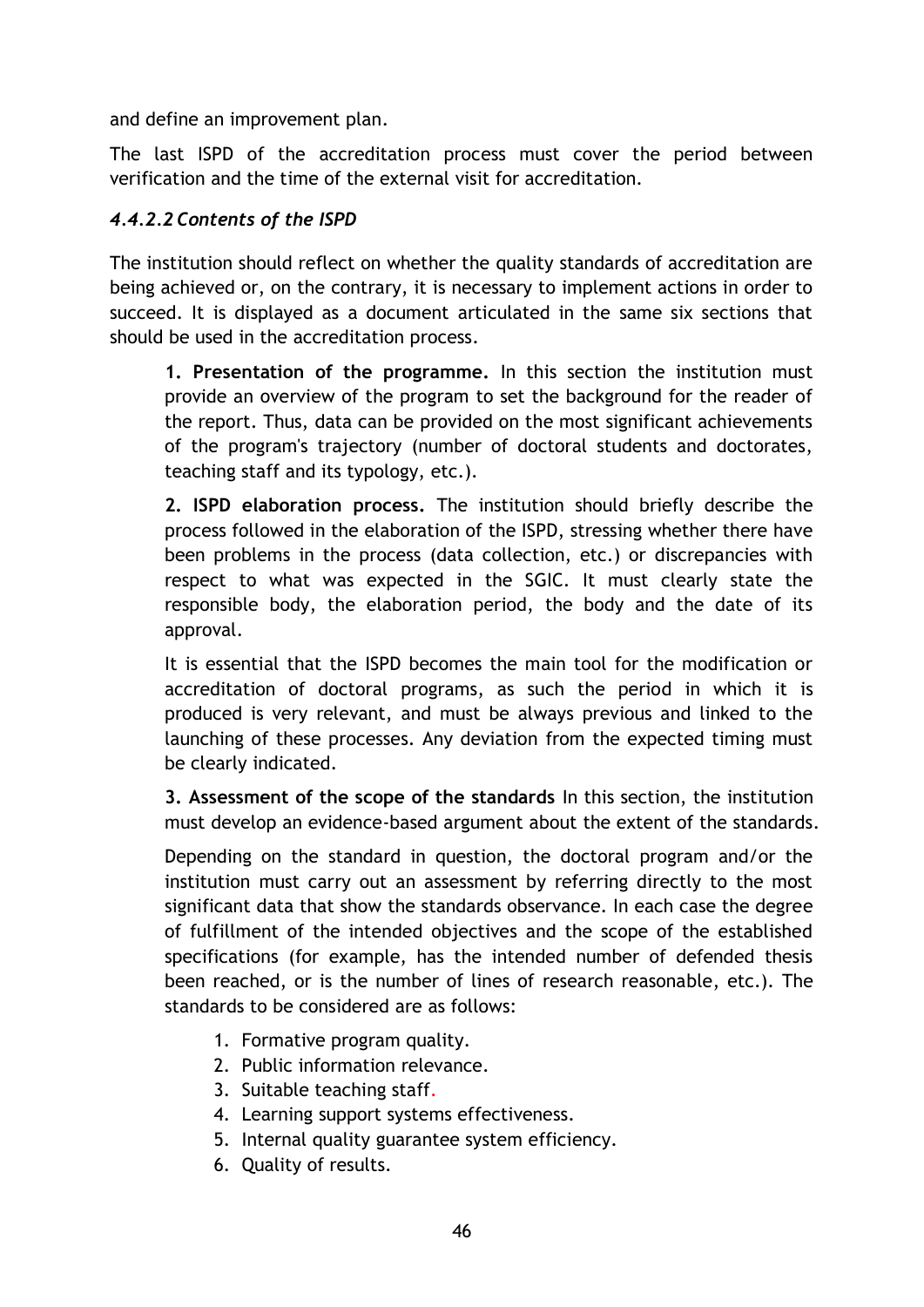and define an improvement plan.

The last ISPD of the accreditation process must cover the period between verification and the time of the external visit for accreditation.

#### *4.4.2.2 Contents of the ISPD*

The institution should reflect on whether the quality standards of accreditation are being achieved or, on the contrary, it is necessary to implement actions in order to succeed. It is displayed as a document articulated in the same six sections that should be used in the accreditation process.

**1. Presentation of the programme.** In this section the institution must provide an overview of the program to set the background for the reader of the report. Thus, data can be provided on the most significant achievements of the program's trajectory (number of doctoral students and doctorates, teaching staff and its typology, etc.).

**2. ISPD elaboration process.** The institution should briefly describe the process followed in the elaboration of the ISPD, stressing whether there have been problems in the process (data collection, etc.) or discrepancies with respect to what was expected in the SGIC. It must clearly state the responsible body, the elaboration period, the body and the date of its approval.

It is essential that the ISPD becomes the main tool for the modification or accreditation of doctoral programs, as such the period in which it is produced is very relevant, and must be always previous and linked to the launching of these processes. Any deviation from the expected timing must be clearly indicated.

**3. Assessment of the scope of the standards** In this section, the institution must develop an evidence-based argument about the extent of the standards.

Depending on the standard in question, the doctoral program and/or the institution must carry out an assessment by referring directly to the most significant data that show the standards observance. In each case the degree of fulfillment of the intended objectives and the scope of the established specifications (for example, has the intended number of defended thesis been reached, or is the number of lines of research reasonable, etc.). The standards to be considered are as follows:

1. Formative program quality.
2. Public information relevance.
3. Suitable teaching staff.
4. Learning support systems effectiveness.
5. Internal quality guarantee system efficiency.
6. Quality of results.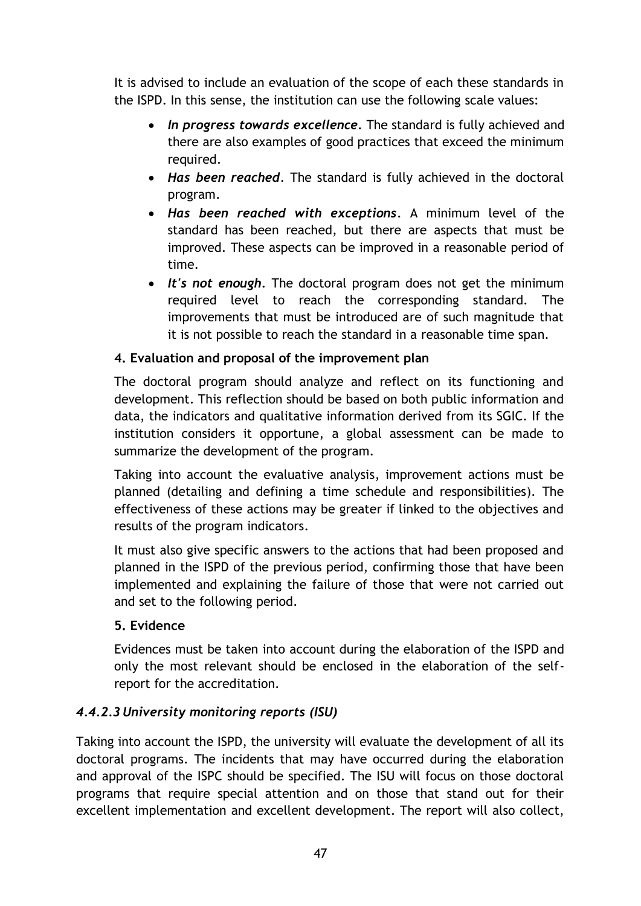It is advised to include an evaluation of the scope of each these standards in the ISPD. In this sense, the institution can use the following scale values:

- ***In progress towards excellence***. The standard is fully achieved and there are also examples of good practices that exceed the minimum required.
- ***Has been reached***. The standard is fully achieved in the doctoral program.
- ***Has been reached with exceptions***. A minimum level of the standard has been reached, but there are aspects that must be improved. These aspects can be improved in a reasonable period of time.
- ***It's not enough***. The doctoral program does not get the minimum required level to reach the corresponding standard. The improvements that must be introduced are of such magnitude that it is not possible to reach the standard in a reasonable time span.

**4. Evaluation and proposal of the improvement plan**

The doctoral program should analyze and reflect on its functioning and development. This reflection should be based on both public information and data, the indicators and qualitative information derived from its SGIC. If the institution considers it opportune, a global assessment can be made to summarize the development of the program.

Taking into account the evaluative analysis, improvement actions must be planned (detailing and defining a time schedule and responsibilities). The effectiveness of these actions may be greater if linked to the objectives and results of the program indicators.

It must also give specific answers to the actions that had been proposed and planned in the ISPD of the previous period, confirming those that have been implemented and explaining the failure of those that were not carried out and set to the following period.

**5. Evidence**

Evidences must be taken into account during the elaboration of the ISPD and only the most relevant should be enclosed in the elaboration of the self-report for the accreditation.

#### *4.4.2.3 University monitoring reports (ISU)*

Taking into account the ISPD, the university will evaluate the development of all its doctoral programs. The incidents that may have occurred during the elaboration and approval of the ISPC should be specified. The ISU will focus on those doctoral programs that require special attention and on those that stand out for their excellent implementation and excellent development. The report will also collect,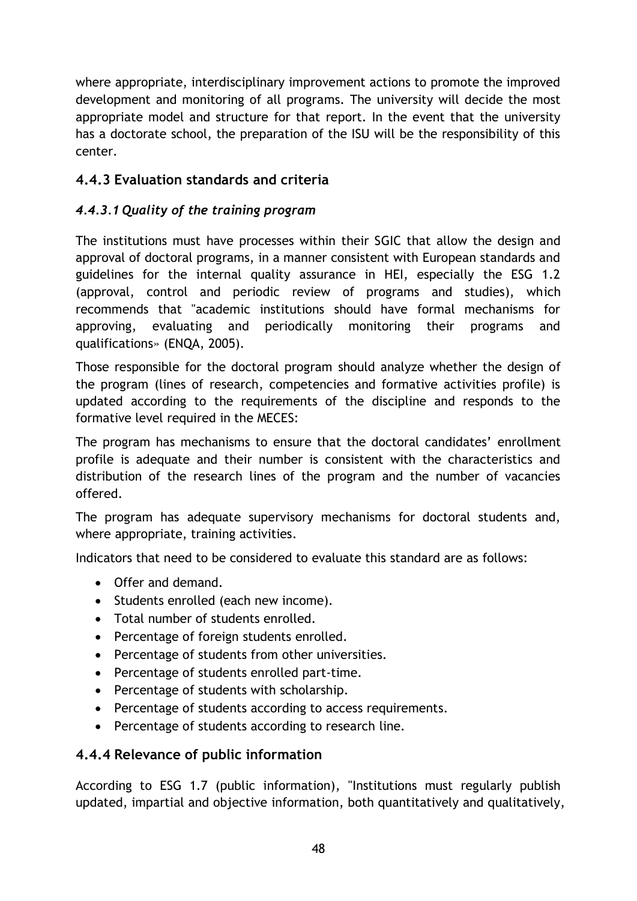where appropriate, interdisciplinary improvement actions to promote the improved development and monitoring of all programs. The university will decide the most appropriate model and structure for that report. In the event that the university has a doctorate school, the preparation of the ISU will be the responsibility of this center.

### 4.4.3 Evaluation standards and criteria

#### *4.4.3.1 Quality of the training program*

The institutions must have processes within their SGIC that allow the design and approval of doctoral programs, in a manner consistent with European standards and guidelines for the internal quality assurance in HEI, especially the ESG 1.2 (approval, control and periodic review of programs and studies), which recommends that "academic institutions should have formal mechanisms for approving, evaluating and periodically monitoring their programs and qualifications» (ENQA, 2005).

Those responsible for the doctoral program should analyze whether the design of the program (lines of research, competencies and formative activities profile) is updated according to the requirements of the discipline and responds to the formative level required in the MECES:

The program has mechanisms to ensure that the doctoral candidates' enrollment profile is adequate and their number is consistent with the characteristics and distribution of the research lines of the program and the number of vacancies offered.

The program has adequate supervisory mechanisms for doctoral students and, where appropriate, training activities.

Indicators that need to be considered to evaluate this standard are as follows:

- Offer and demand.
- Students enrolled (each new income).
- Total number of students enrolled.
- Percentage of foreign students enrolled.
- Percentage of students from other universities.
- Percentage of students enrolled part-time.
- Percentage of students with scholarship.
- Percentage of students according to access requirements.
- Percentage of students according to research line.

### 4.4.4 Relevance of public information

According to ESG 1.7 (public information), "Institutions must regularly publish updated, impartial and objective information, both quantitatively and qualitatively,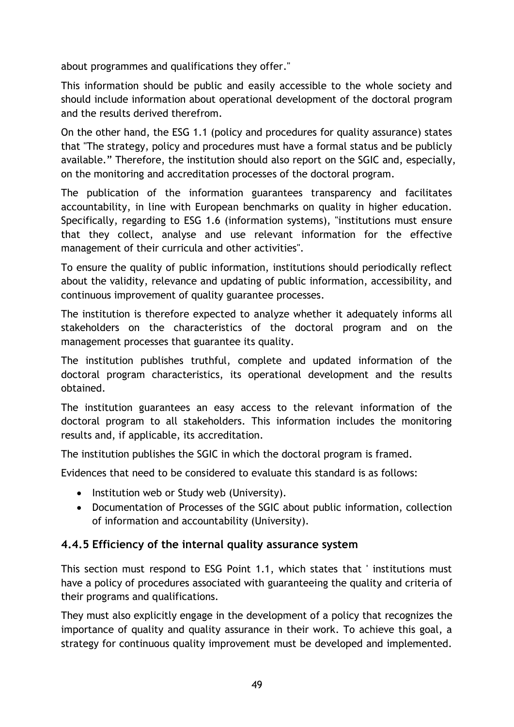about programmes and qualifications they offer."

This information should be public and easily accessible to the whole society and should include information about operational development of the doctoral program and the results derived therefrom.

On the other hand, the ESG 1.1 (policy and procedures for quality assurance) states that "The strategy, policy and procedures must have a formal status and be publicly available." Therefore, the institution should also report on the SGIC and, especially, on the monitoring and accreditation processes of the doctoral program.

The publication of the information guarantees transparency and facilitates accountability, in line with European benchmarks on quality in higher education. Specifically, regarding to ESG 1.6 (information systems), "institutions must ensure that they collect, analyse and use relevant information for the effective management of their curricula and other activities".

To ensure the quality of public information, institutions should periodically reflect about the validity, relevance and updating of public information, accessibility, and continuous improvement of quality guarantee processes.

The institution is therefore expected to analyze whether it adequately informs all stakeholders on the characteristics of the doctoral program and on the management processes that guarantee its quality.

The institution publishes truthful, complete and updated information of the doctoral program characteristics, its operational development and the results obtained.

The institution guarantees an easy access to the relevant information of the doctoral program to all stakeholders. This information includes the monitoring results and, if applicable, its accreditation.

The institution publishes the SGIC in which the doctoral program is framed.

Evidences that need to be considered to evaluate this standard is as follows:

- Institution web or Study web (University).
- Documentation of Processes of the SGIC about public information, collection of information and accountability (University).

### 4.4.5 Efficiency of the internal quality assurance system

This section must respond to ESG Point 1.1, which states that ' institutions must have a policy of procedures associated with guaranteeing the quality and criteria of their programs and qualifications.

They must also explicitly engage in the development of a policy that recognizes the importance of quality and quality assurance in their work. To achieve this goal, a strategy for continuous quality improvement must be developed and implemented.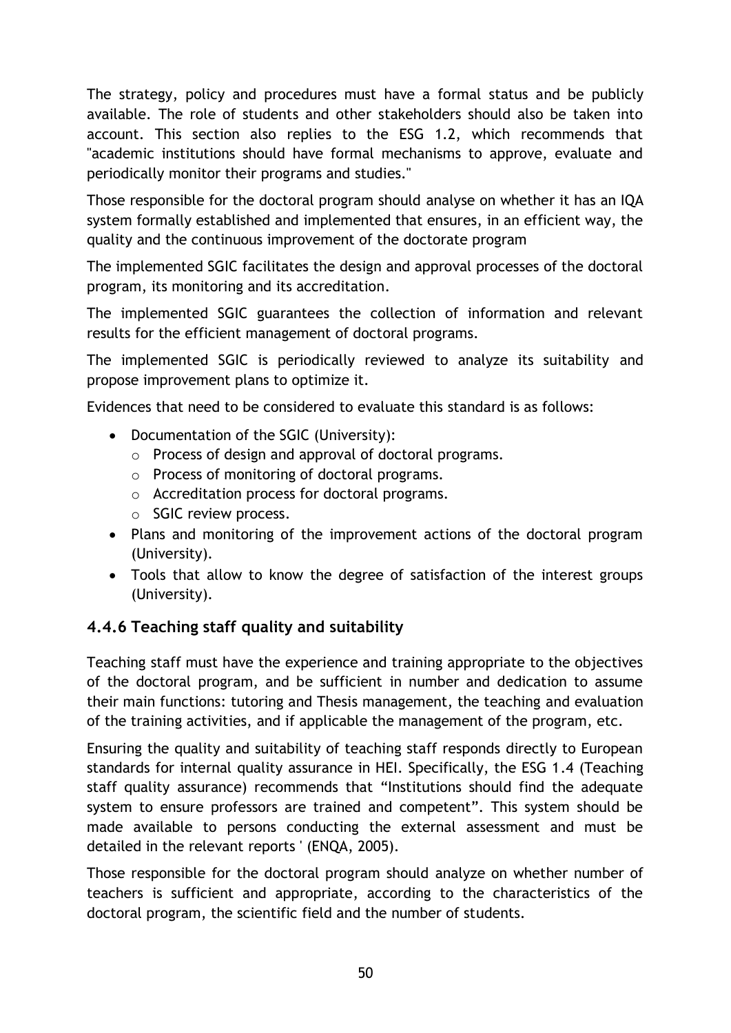The strategy, policy and procedures must have a formal status and be publicly available. The role of students and other stakeholders should also be taken into account. This section also replies to the ESG 1.2, which recommends that "academic institutions should have formal mechanisms to approve, evaluate and periodically monitor their programs and studies."

Those responsible for the doctoral program should analyse on whether it has an IQA system formally established and implemented that ensures, in an efficient way, the quality and the continuous improvement of the doctorate program

The implemented SGIC facilitates the design and approval processes of the doctoral program, its monitoring and its accreditation.

The implemented SGIC guarantees the collection of information and relevant results for the efficient management of doctoral programs.

The implemented SGIC is periodically reviewed to analyze its suitability and propose improvement plans to optimize it.

Evidences that need to be considered to evaluate this standard is as follows:

- Documentation of the SGIC (University):
  - Process of design and approval of doctoral programs.
  - Process of monitoring of doctoral programs.
  - Accreditation process for doctoral programs.
  - SGIC review process.
- Plans and monitoring of the improvement actions of the doctoral program (University).
- Tools that allow to know the degree of satisfaction of the interest groups (University).

### 4.4.6 Teaching staff quality and suitability

Teaching staff must have the experience and training appropriate to the objectives of the doctoral program, and be sufficient in number and dedication to assume their main functions: tutoring and Thesis management, the teaching and evaluation of the training activities, and if applicable the management of the program, etc.

Ensuring the quality and suitability of teaching staff responds directly to European standards for internal quality assurance in HEI. Specifically, the ESG 1.4 (Teaching staff quality assurance) recommends that "Institutions should find the adequate system to ensure professors are trained and competent". This system should be made available to persons conducting the external assessment and must be detailed in the relevant reports ' (ENQA, 2005).

Those responsible for the doctoral program should analyze on whether number of teachers is sufficient and appropriate, according to the characteristics of the doctoral program, the scientific field and the number of students.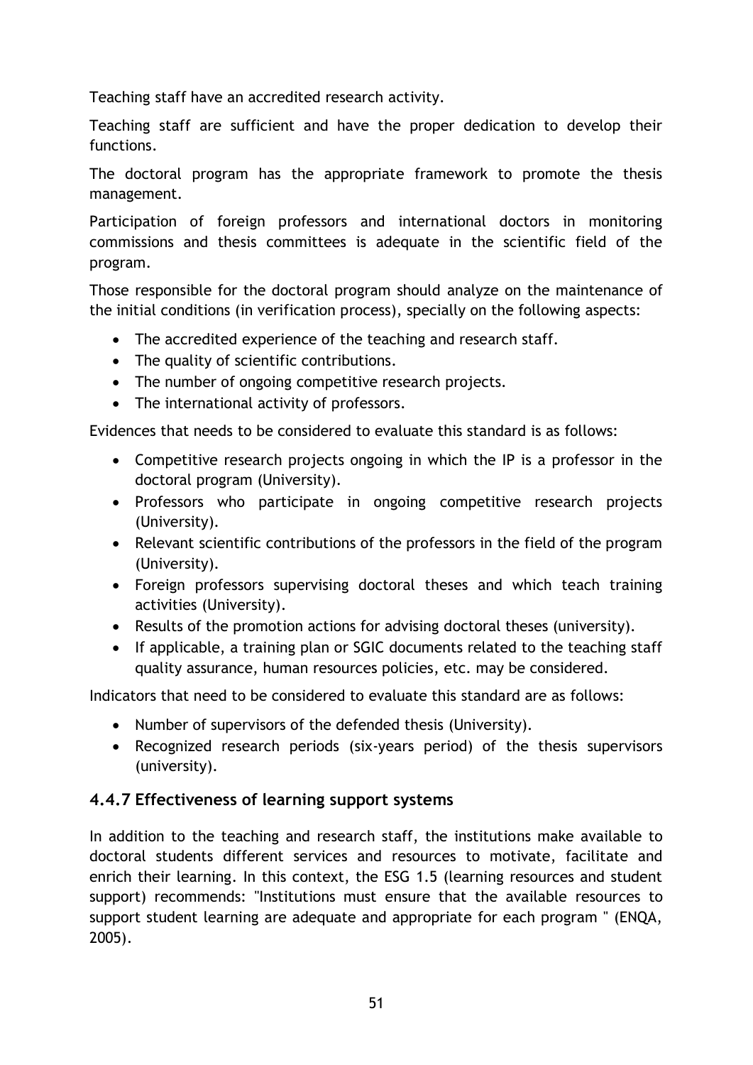Teaching staff have an accredited research activity.

Teaching staff are sufficient and have the proper dedication to develop their functions.

The doctoral program has the appropriate framework to promote the thesis management.

Participation of foreign professors and international doctors in monitoring commissions and thesis committees is adequate in the scientific field of the program.

Those responsible for the doctoral program should analyze on the maintenance of the initial conditions (in verification process), specially on the following aspects:

- The accredited experience of the teaching and research staff.
- The quality of scientific contributions.
- The number of ongoing competitive research projects.
- The international activity of professors.

Evidences that needs to be considered to evaluate this standard is as follows:

- Competitive research projects ongoing in which the IP is a professor in the doctoral program (University).
- Professors who participate in ongoing competitive research projects (University).
- Relevant scientific contributions of the professors in the field of the program (University).
- Foreign professors supervising doctoral theses and which teach training activities (University).
- Results of the promotion actions for advising doctoral theses (university).
- If applicable, a training plan or SGIC documents related to the teaching staff quality assurance, human resources policies, etc. may be considered.

Indicators that need to be considered to evaluate this standard are as follows:

- Number of supervisors of the defended thesis (University).
- Recognized research periods (six-years period) of the thesis supervisors (university).

### 4.4.7 Effectiveness of learning support systems

In addition to the teaching and research staff, the institutions make available to doctoral students different services and resources to motivate, facilitate and enrich their learning. In this context, the ESG 1.5 (learning resources and student support) recommends: "Institutions must ensure that the available resources to support student learning are adequate and appropriate for each program " (ENQA, 2005).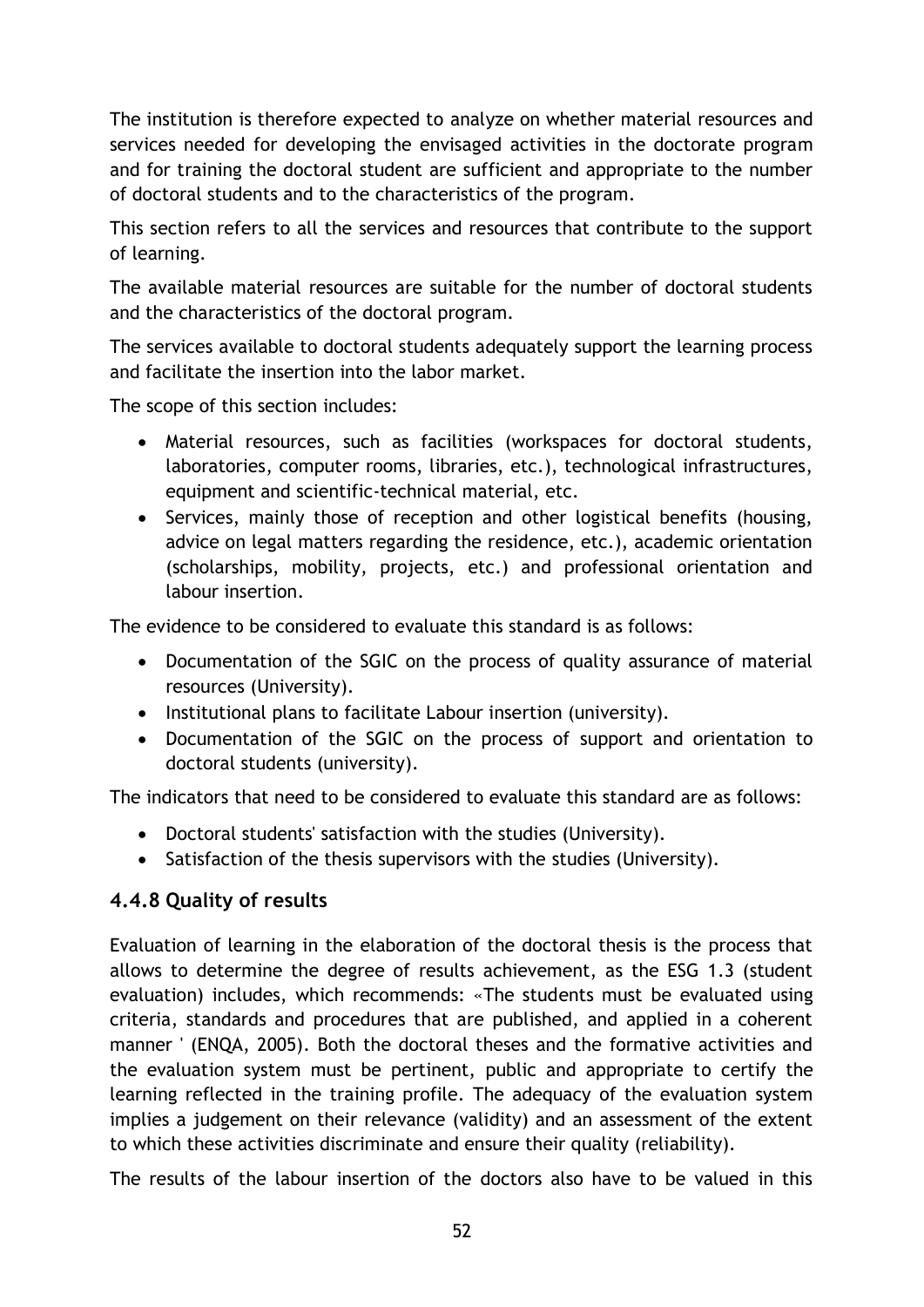The institution is therefore expected to analyze on whether material resources and services needed for developing the envisaged activities in the doctorate program and for training the doctoral student are sufficient and appropriate to the number of doctoral students and to the characteristics of the program.

This section refers to all the services and resources that contribute to the support of learning.

The available material resources are suitable for the number of doctoral students and the characteristics of the doctoral program.

The services available to doctoral students adequately support the learning process and facilitate the insertion into the labor market.

The scope of this section includes:

- Material resources, such as facilities (workspaces for doctoral students, laboratories, computer rooms, libraries, etc.), technological infrastructures, equipment and scientific-technical material, etc.
- Services, mainly those of reception and other logistical benefits (housing, advice on legal matters regarding the residence, etc.), academic orientation (scholarships, mobility, projects, etc.) and professional orientation and labour insertion.

The evidence to be considered to evaluate this standard is as follows:

- Documentation of the SGIC on the process of quality assurance of material resources (University).
- Institutional plans to facilitate Labour insertion (university).
- Documentation of the SGIC on the process of support and orientation to doctoral students (university).

The indicators that need to be considered to evaluate this standard are as follows:

- Doctoral students' satisfaction with the studies (University).
- Satisfaction of the thesis supervisors with the studies (University).

### 4.4.8 Quality of results

Evaluation of learning in the elaboration of the doctoral thesis is the process that allows to determine the degree of results achievement, as the ESG 1.3 (student evaluation) includes, which recommends: «The students must be evaluated using criteria, standards and procedures that are published, and applied in a coherent manner ' (ENQA, 2005). Both the doctoral theses and the formative activities and the evaluation system must be pertinent, public and appropriate to certify the learning reflected in the training profile. The adequacy of the evaluation system implies a judgement on their relevance (validity) and an assessment of the extent to which these activities discriminate and ensure their quality (reliability).

The results of the labour insertion of the doctors also have to be valued in this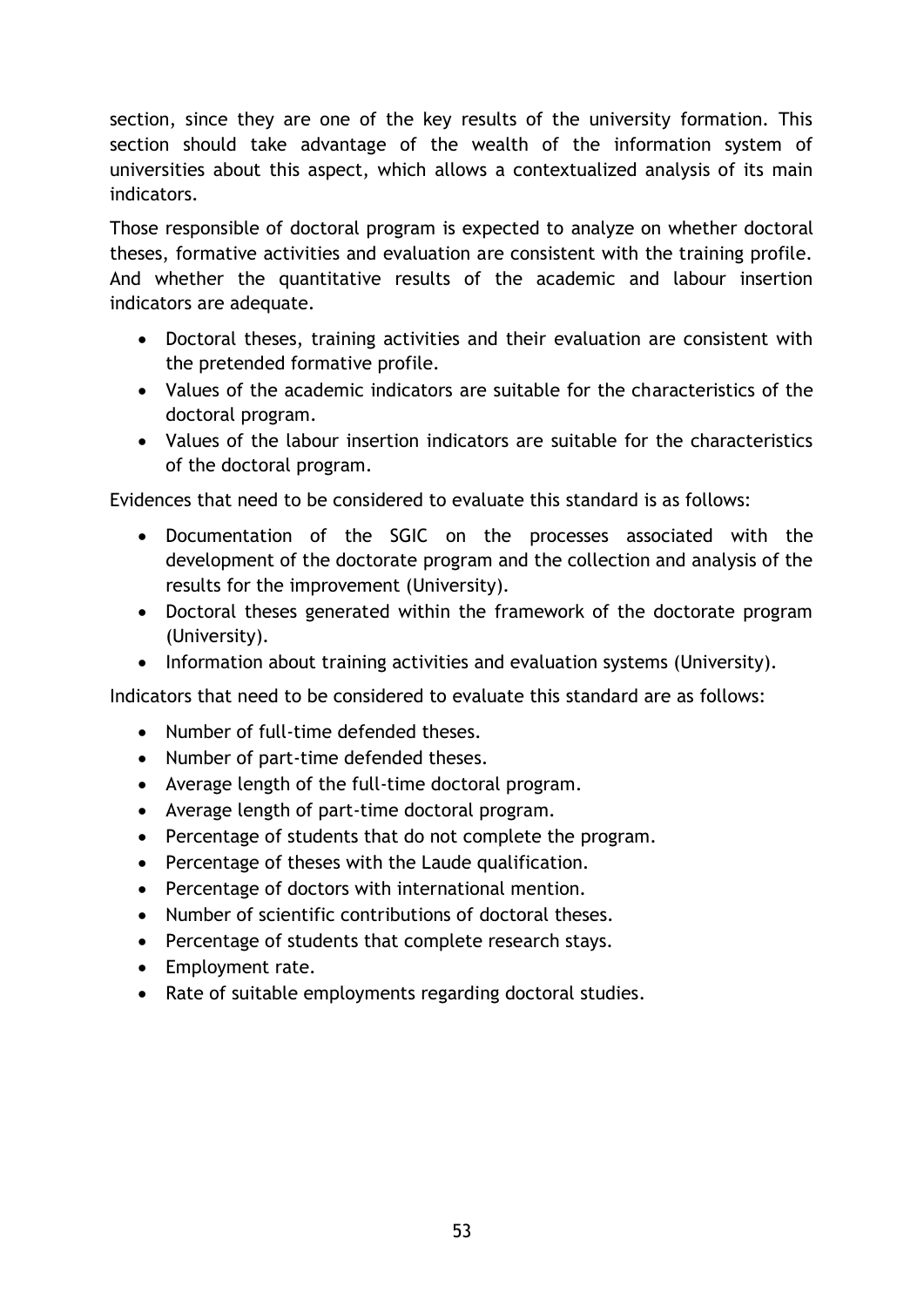section, since they are one of the key results of the university formation. This section should take advantage of the wealth of the information system of universities about this aspect, which allows a contextualized analysis of its main indicators.

Those responsible of doctoral program is expected to analyze on whether doctoral theses, formative activities and evaluation are consistent with the training profile. And whether the quantitative results of the academic and labour insertion indicators are adequate.

- Doctoral theses, training activities and their evaluation are consistent with the pretended formative profile.
- Values of the academic indicators are suitable for the characteristics of the doctoral program.
- Values of the labour insertion indicators are suitable for the characteristics of the doctoral program.

Evidences that need to be considered to evaluate this standard is as follows:

- Documentation of the SGIC on the processes associated with the development of the doctorate program and the collection and analysis of the results for the improvement (University).
- Doctoral theses generated within the framework of the doctorate program (University).
- Information about training activities and evaluation systems (University).

Indicators that need to be considered to evaluate this standard are as follows:

- Number of full-time defended theses.
- Number of part-time defended theses.
- Average length of the full-time doctoral program.
- Average length of part-time doctoral program.
- Percentage of students that do not complete the program.
- Percentage of theses with the Laude qualification.
- Percentage of doctors with international mention.
- Number of scientific contributions of doctoral theses.
- Percentage of students that complete research stays.
- Employment rate.
- Rate of suitable employments regarding doctoral studies.